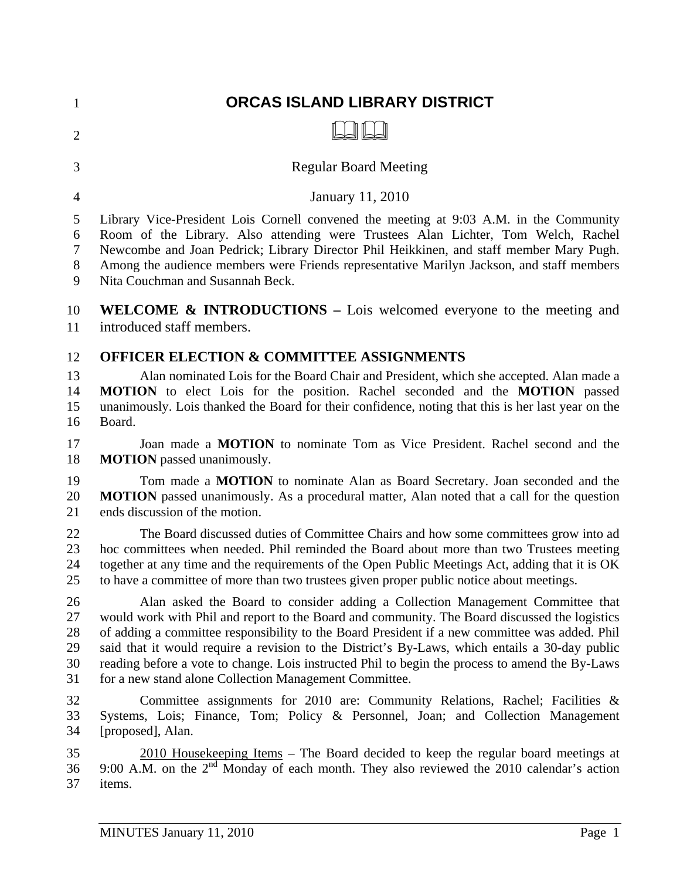# ORCAS ISLAND LIBRARY DISTRICT

Regular Board Meeting

January 11, 2010

Library Vice-President Lois Cornell convened the meeting at 9:03 A.M. in the Community Room of the Library. Also attending were Trustees Alan Lichter, Tom Welch, Rachel Newcombe and Joan Pedrick; Library Director Phil Heikkinen, and staff member Mary Pugh. Among the audience members were Friends representative Marilyn Jackson, and staff members Nita Couchman and Susannah Beck.

**WELCOME & INTRODUCTIONS –** Lois welcomed everyone to the meeting and introduced staff members.

## OFFICER ELECTION & COMMITTEE ASSIGNMENTS

Alan nominated Lois for the Board Chair and President, which she accepted. Alan made a **MOTION** to elect Lois for the position. Rachel seconded and the **MOTION** passed unanimously. Lois thanked the Board for their confidence, noting that this is her last year on the Board.

Joan made a **MOTION** to nominate Tom as Vice President. Rachel second and the **MOTION** passed unanimously.

Tom made a **MOTION** to nominate Alan as Board Secretary. Joan seconded and the **MOTION** passed unanimously. As a procedural matter, Alan noted that a call for the question ends discussion of the motion.

The Board discussed duties of Committee Chairs and how some committees grow into ad hoc committees when needed. Phil reminded the Board about more than two Trustees meeting together at any time and the requirements of the Open Public Meetings Act, adding that it is OK to have a committee of more than two trustees given proper public notice about meetings.

Alan asked the Board to consider adding a Collection Management Committee that would work with Phil and report to the Board and community. The Board discussed the logistics of adding a committee responsibility to the Board President if a new committee was added. Phil said that it would require a revision to the District's By-Laws, which entails a 30-day public reading before a vote to change. Lois instructed Phil to begin the process to amend the By-Laws for a new stand alone Collection Management Committee.

Committee assignments for 2010 are: Community Relations, Rachel; Facilities & Systems, Lois; Finance, Tom; Policy & Personnel, Joan; and Collection Management [proposed], Alan.

2010 Housekeeping Items – The Board decided to keep the regular board meetings at 9:00 A.M. on the 2nd Monday of each month. They also reviewed the 2010 calendar's action items.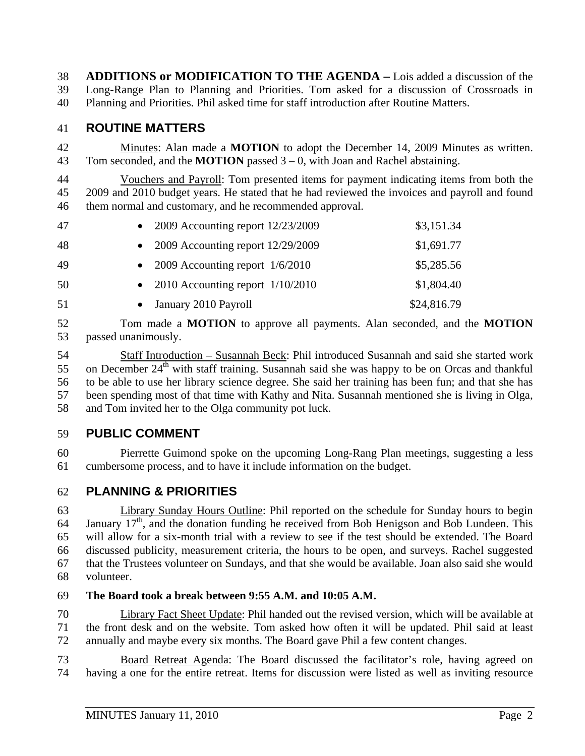**ADDITIONS or MODIFICATION TO THE AGENDA –** Lois added a discussion of the Long-Range Plan to Planning and Priorities. Tom asked for a discussion of Crossroads in Planning and Priorities. Phil asked time for staff introduction after Routine Matters.

## ROUTINE MATTERS

Minutes: Alan made a **MOTION** to adopt the December 14, 2009 Minutes as written. Tom seconded, and the **MOTION** passed 3 – 0, with Joan and Rachel abstaining.

Vouchers and Payroll: Tom presented items for payment indicating items from both the 2009 and 2010 budget years. He stated that he had reviewed the invoices and payroll and found them normal and customary, and he recommended approval.

- 2009 Accounting report 12/23/2009 — $3,151.34
- 2009 Accounting report 12/29/2009 — $1,691.77
- 2009 Accounting report 1/6/2010 — $5,285.56
- 2010 Accounting report 1/10/2010 — $1,804.40
- January 2010 Payroll — $24,816.79

Tom made a **MOTION** to approve all payments. Alan seconded, and the **MOTION** passed unanimously.

Staff Introduction – Susannah Beck: Phil introduced Susannah and said she started work on December 24th with staff training. Susannah said she was happy to be on Orcas and thankful to be able to use her library science degree. She said her training has been fun; and that she has been spending most of that time with Kathy and Nita. Susannah mentioned she is living in Olga, and Tom invited her to the Olga community pot luck.

## PUBLIC COMMENT

Pierrette Guimond spoke on the upcoming Long-Rang Plan meetings, suggesting a less cumbersome process, and to have it include information on the budget.

## PLANNING & PRIORITIES

Library Sunday Hours Outline: Phil reported on the schedule for Sunday hours to begin January 17th, and the donation funding he received from Bob Henigson and Bob Lundeen. This will allow for a six-month trial with a review to see if the test should be extended. The Board discussed publicity, measurement criteria, the hours to be open, and surveys. Rachel suggested that the Trustees volunteer on Sundays, and that she would be available. Joan also said she would volunteer.

**The Board took a break between 9:55 A.M. and 10:05 A.M.**

Library Fact Sheet Update: Phil handed out the revised version, which will be available at the front desk and on the website. Tom asked how often it will be updated. Phil said at least annually and maybe every six months. The Board gave Phil a few content changes.

Board Retreat Agenda: The Board discussed the facilitator's role, having agreed on having a one for the entire retreat. Items for discussion were listed as well as inviting resource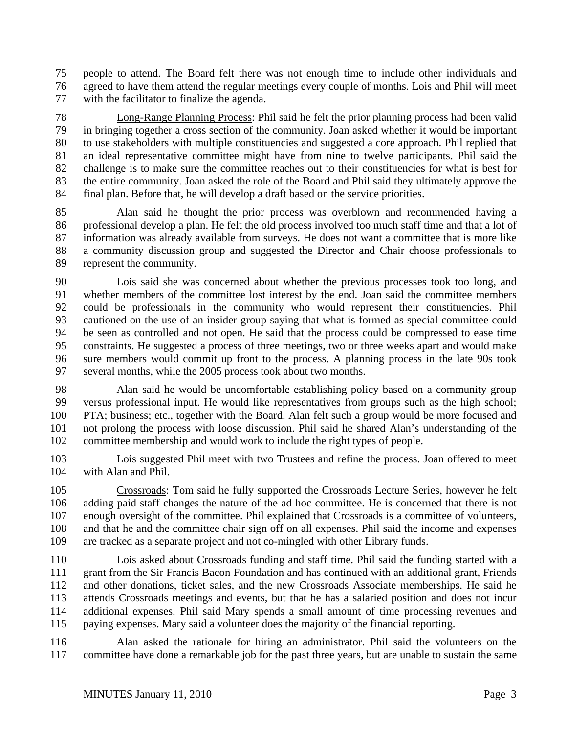people to attend. The Board felt there was not enough time to include other individuals and agreed to have them attend the regular meetings every couple of months. Lois and Phil will meet with the facilitator to finalize the agenda.

Long-Range Planning Process: Phil said he felt the prior planning process had been valid in bringing together a cross section of the community. Joan asked whether it would be important to use stakeholders with multiple constituencies and suggested a core approach. Phil replied that an ideal representative committee might have from nine to twelve participants. Phil said the challenge is to make sure the committee reaches out to their constituencies for what is best for the entire community. Joan asked the role of the Board and Phil said they ultimately approve the final plan. Before that, he will develop a draft based on the service priorities.

Alan said he thought the prior process was overblown and recommended having a professional develop a plan. He felt the old process involved too much staff time and that a lot of information was already available from surveys. He does not want a committee that is more like a community discussion group and suggested the Director and Chair choose professionals to represent the community.

Lois said she was concerned about whether the previous processes took too long, and whether members of the committee lost interest by the end. Joan said the committee members could be professionals in the community who would represent their constituencies. Phil cautioned on the use of an insider group saying that what is formed as special committee could be seen as controlled and not open. He said that the process could be compressed to ease time constraints. He suggested a process of three meetings, two or three weeks apart and would make sure members would commit up front to the process. A planning process in the late 90s took several months, while the 2005 process took about two months.

Alan said he would be uncomfortable establishing policy based on a community group versus professional input. He would like representatives from groups such as the high school; PTA; business; etc., together with the Board. Alan felt such a group would be more focused and not prolong the process with loose discussion. Phil said he shared Alan's understanding of the committee membership and would work to include the right types of people.

Lois suggested Phil meet with two Trustees and refine the process. Joan offered to meet with Alan and Phil.

Crossroads: Tom said he fully supported the Crossroads Lecture Series, however he felt adding paid staff changes the nature of the ad hoc committee. He is concerned that there is not enough oversight of the committee. Phil explained that Crossroads is a committee of volunteers, and that he and the committee chair sign off on all expenses. Phil said the income and expenses are tracked as a separate project and not co-mingled with other Library funds.

Lois asked about Crossroads funding and staff time. Phil said the funding started with a grant from the Sir Francis Bacon Foundation and has continued with an additional grant, Friends and other donations, ticket sales, and the new Crossroads Associate memberships. He said he attends Crossroads meetings and events, but that he has a salaried position and does not incur additional expenses. Phil said Mary spends a small amount of time processing revenues and paying expenses. Mary said a volunteer does the majority of the financial reporting.

Alan asked the rationale for hiring an administrator. Phil said the volunteers on the committee have done a remarkable job for the past three years, but are unable to sustain the same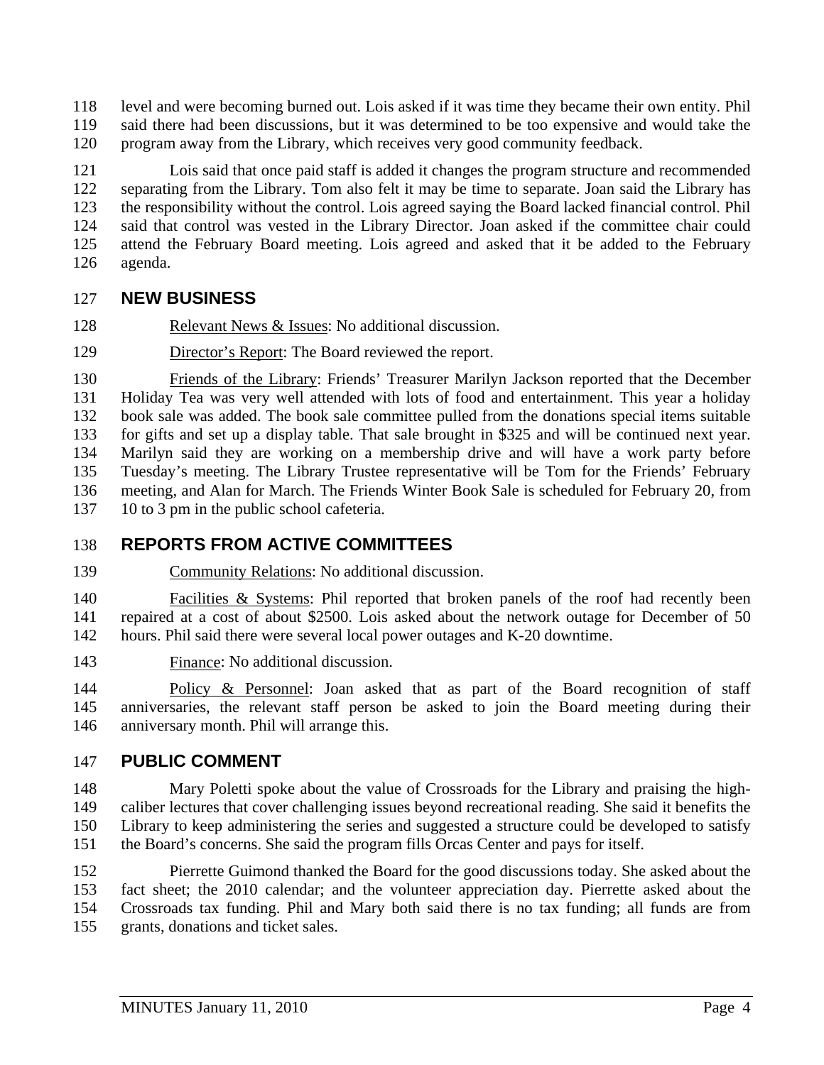level and were becoming burned out. Lois asked if it was time they became their own entity. Phil said there had been discussions, but it was determined to be too expensive and would take the program away from the Library, which receives very good community feedback.

Lois said that once paid staff is added it changes the program structure and recommended separating from the Library. Tom also felt it may be time to separate. Joan said the Library has the responsibility without the control. Lois agreed saying the Board lacked financial control. Phil said that control was vested in the Library Director. Joan asked if the committee chair could attend the February Board meeting. Lois agreed and asked that it be added to the February agenda.

## NEW BUSINESS

Relevant News & Issues: No additional discussion.

Director's Report: The Board reviewed the report.

Friends of the Library: Friends' Treasurer Marilyn Jackson reported that the December Holiday Tea was very well attended with lots of food and entertainment. This year a holiday book sale was added. The book sale committee pulled from the donations special items suitable for gifts and set up a display table. That sale brought in $325 and will be continued next year. Marilyn said they are working on a membership drive and will have a work party before Tuesday's meeting. The Library Trustee representative will be Tom for the Friends' February meeting, and Alan for March. The Friends Winter Book Sale is scheduled for February 20, from 10 to 3 pm in the public school cafeteria.

## REPORTS FROM ACTIVE COMMITTEES

Community Relations: No additional discussion.

Facilities & Systems: Phil reported that broken panels of the roof had recently been repaired at a cost of about $2500. Lois asked about the network outage for December of 50 hours. Phil said there were several local power outages and K-20 downtime.

Finance: No additional discussion.

Policy & Personnel: Joan asked that as part of the Board recognition of staff anniversaries, the relevant staff person be asked to join the Board meeting during their anniversary month. Phil will arrange this.

## PUBLIC COMMENT

Mary Poletti spoke about the value of Crossroads for the Library and praising the high-caliber lectures that cover challenging issues beyond recreational reading. She said it benefits the Library to keep administering the series and suggested a structure could be developed to satisfy the Board's concerns. She said the program fills Orcas Center and pays for itself.

Pierrette Guimond thanked the Board for the good discussions today. She asked about the fact sheet; the 2010 calendar; and the volunteer appreciation day. Pierrette asked about the Crossroads tax funding. Phil and Mary both said there is no tax funding; all funds are from grants, donations and ticket sales.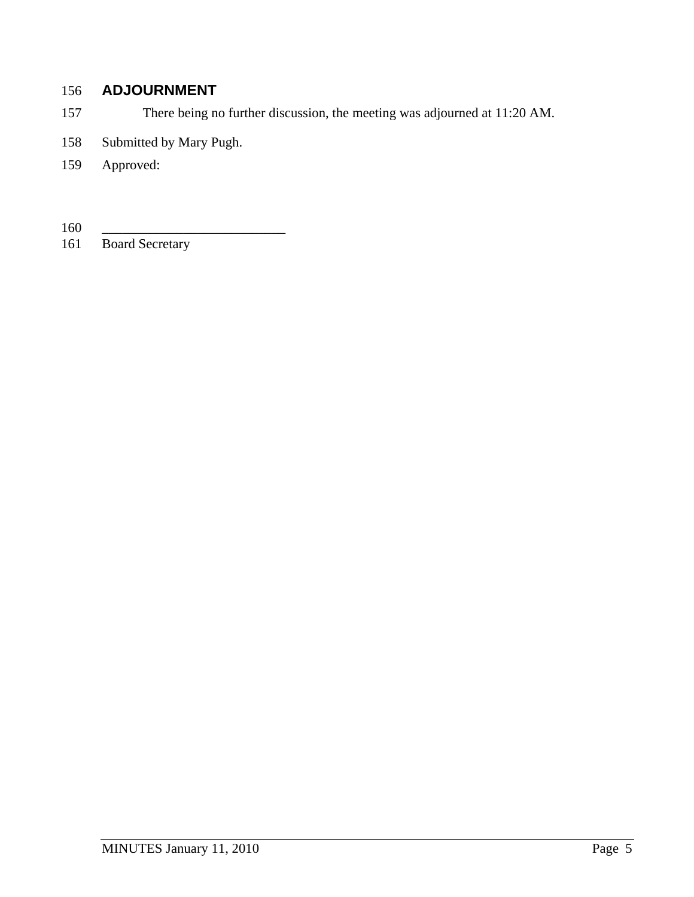## ADJOURNMENT

There being no further discussion, the meeting was adjourned at 11:20 AM.

Submitted by Mary Pugh.

Approved:

\_\_\_\_\_\_\_\_\_\_\_\_\_\_\_\_\_\_\_\_\_\_\_\_\_\_\_

Board Secretary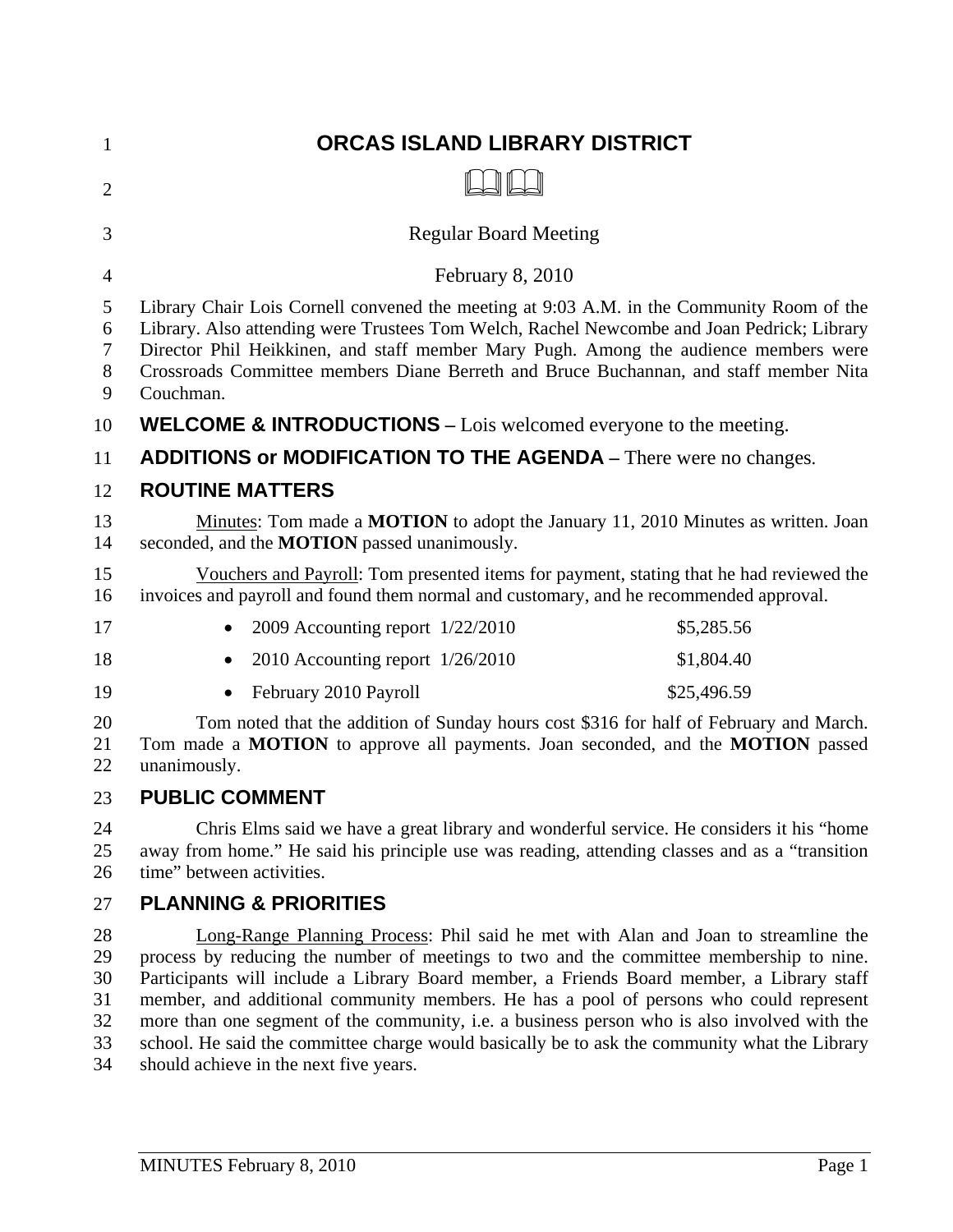# ORCAS ISLAND LIBRARY DISTRICT

Regular Board Meeting

February 8, 2010

Library Chair Lois Cornell convened the meeting at 9:03 A.M. in the Community Room of the Library. Also attending were Trustees Tom Welch, Rachel Newcombe and Joan Pedrick; Library Director Phil Heikkinen, and staff member Mary Pugh. Among the audience members were Crossroads Committee members Diane Berreth and Bruce Buchannan, and staff member Nita Couchman.

## WELCOME & INTRODUCTIONS – Lois welcomed everyone to the meeting.

## ADDITIONS or MODIFICATION TO THE AGENDA – There were no changes.

## ROUTINE MATTERS

Minutes: Tom made a **MOTION** to adopt the January 11, 2010 Minutes as written. Joan seconded, and the **MOTION** passed unanimously.

Vouchers and Payroll: Tom presented items for payment, stating that he had reviewed the invoices and payroll and found them normal and customary, and he recommended approval.

- 2009 Accounting report 1/22/2010 — $5,285.56
- 2010 Accounting report 1/26/2010 — $1,804.40
- February 2010 Payroll — $25,496.59

Tom noted that the addition of Sunday hours cost $316 for half of February and March. Tom made a **MOTION** to approve all payments. Joan seconded, and the **MOTION** passed unanimously.

## PUBLIC COMMENT

Chris Elms said we have a great library and wonderful service. He considers it his "home away from home." He said his principle use was reading, attending classes and as a "transition time" between activities.

## PLANNING & PRIORITIES

Long-Range Planning Process: Phil said he met with Alan and Joan to streamline the process by reducing the number of meetings to two and the committee membership to nine. Participants will include a Library Board member, a Friends Board member, a Library staff member, and additional community members. He has a pool of persons who could represent more than one segment of the community, i.e. a business person who is also involved with the school. He said the committee charge would basically be to ask the community what the Library should achieve in the next five years.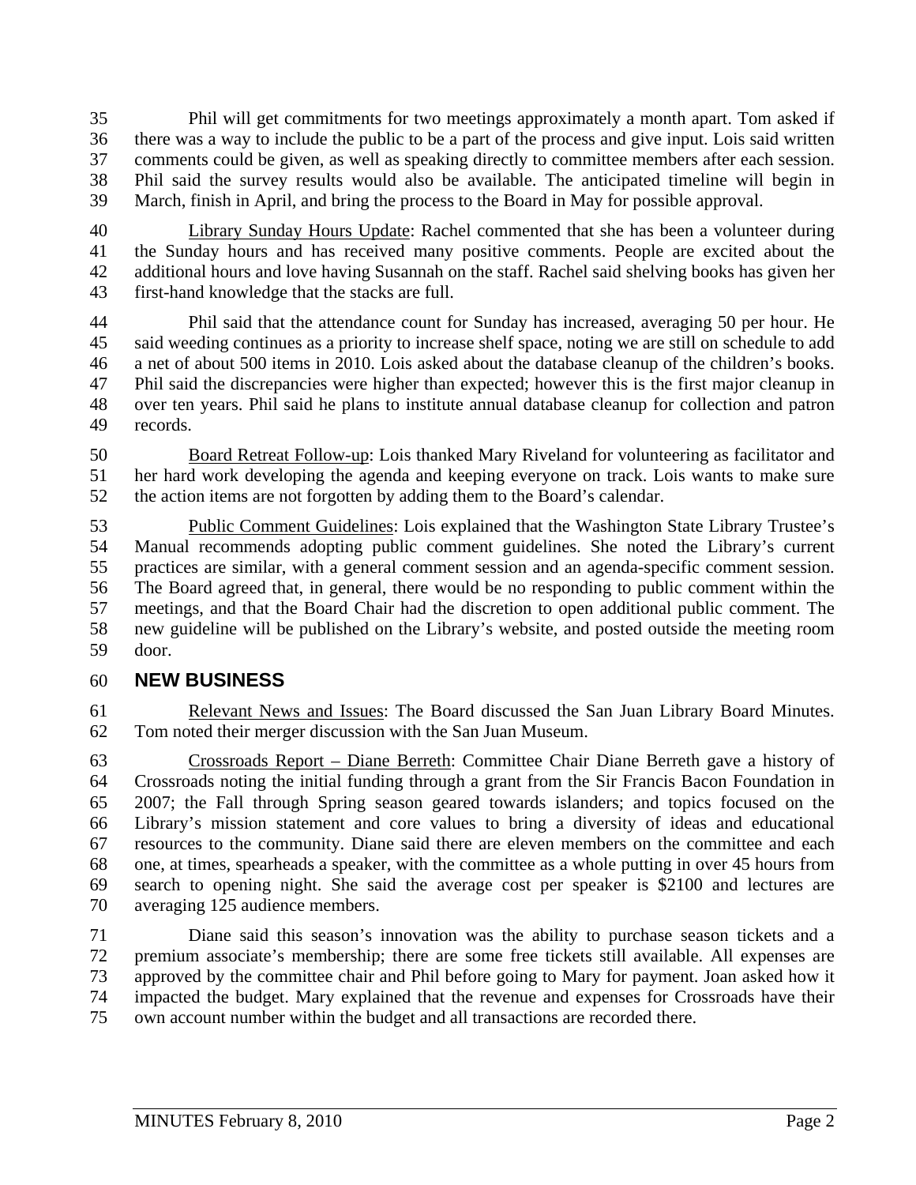Phil will get commitments for two meetings approximately a month apart. Tom asked if there was a way to include the public to be a part of the process and give input. Lois said written comments could be given, as well as speaking directly to committee members after each session. Phil said the survey results would also be available. The anticipated timeline will begin in March, finish in April, and bring the process to the Board in May for possible approval.

Library Sunday Hours Update: Rachel commented that she has been a volunteer during the Sunday hours and has received many positive comments. People are excited about the additional hours and love having Susannah on the staff. Rachel said shelving books has given her first-hand knowledge that the stacks are full.

Phil said that the attendance count for Sunday has increased, averaging 50 per hour. He said weeding continues as a priority to increase shelf space, noting we are still on schedule to add a net of about 500 items in 2010. Lois asked about the database cleanup of the children's books. Phil said the discrepancies were higher than expected; however this is the first major cleanup in over ten years. Phil said he plans to institute annual database cleanup for collection and patron records.

Board Retreat Follow-up: Lois thanked Mary Riveland for volunteering as facilitator and her hard work developing the agenda and keeping everyone on track. Lois wants to make sure the action items are not forgotten by adding them to the Board's calendar.

Public Comment Guidelines: Lois explained that the Washington State Library Trustee's Manual recommends adopting public comment guidelines. She noted the Library's current practices are similar, with a general comment session and an agenda-specific comment session. The Board agreed that, in general, there would be no responding to public comment within the meetings, and that the Board Chair had the discretion to open additional public comment. The new guideline will be published on the Library's website, and posted outside the meeting room door.

## NEW BUSINESS

Relevant News and Issues: The Board discussed the San Juan Library Board Minutes. Tom noted their merger discussion with the San Juan Museum.

Crossroads Report – Diane Berreth: Committee Chair Diane Berreth gave a history of Crossroads noting the initial funding through a grant from the Sir Francis Bacon Foundation in 2007; the Fall through Spring season geared towards islanders; and topics focused on the Library's mission statement and core values to bring a diversity of ideas and educational resources to the community. Diane said there are eleven members on the committee and each one, at times, spearheads a speaker, with the committee as a whole putting in over 45 hours from search to opening night. She said the average cost per speaker is $2100 and lectures are averaging 125 audience members.

Diane said this season's innovation was the ability to purchase season tickets and a premium associate's membership; there are some free tickets still available. All expenses are approved by the committee chair and Phil before going to Mary for payment. Joan asked how it impacted the budget. Mary explained that the revenue and expenses for Crossroads have their own account number within the budget and all transactions are recorded there.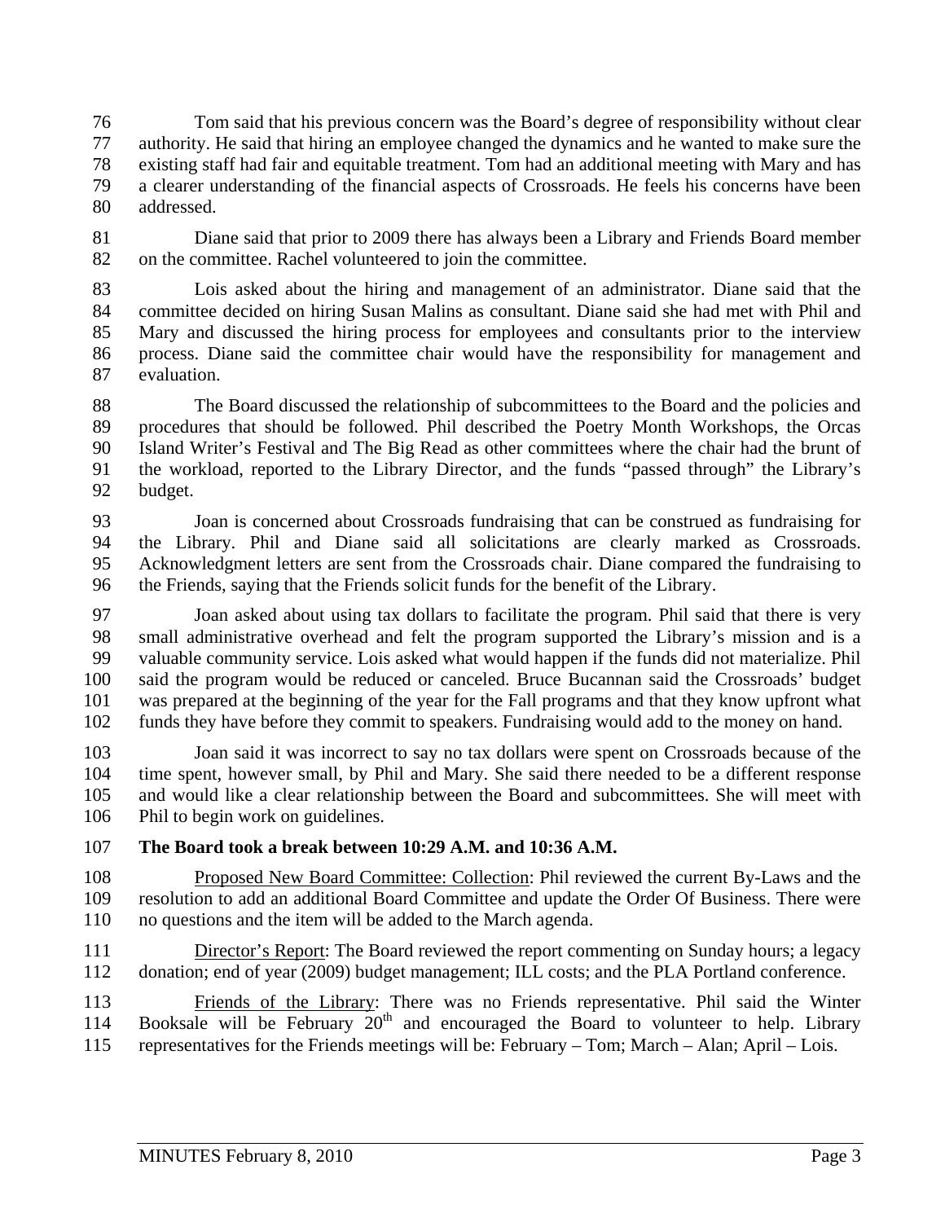Tom said that his previous concern was the Board's degree of responsibility without clear authority. He said that hiring an employee changed the dynamics and he wanted to make sure the existing staff had fair and equitable treatment. Tom had an additional meeting with Mary and has a clearer understanding of the financial aspects of Crossroads. He feels his concerns have been addressed.

Diane said that prior to 2009 there has always been a Library and Friends Board member on the committee. Rachel volunteered to join the committee.

Lois asked about the hiring and management of an administrator. Diane said that the committee decided on hiring Susan Malins as consultant. Diane said she had met with Phil and Mary and discussed the hiring process for employees and consultants prior to the interview process. Diane said the committee chair would have the responsibility for management and evaluation.

The Board discussed the relationship of subcommittees to the Board and the policies and procedures that should be followed. Phil described the Poetry Month Workshops, the Orcas Island Writer's Festival and The Big Read as other committees where the chair had the brunt of the workload, reported to the Library Director, and the funds "passed through" the Library's budget.

Joan is concerned about Crossroads fundraising that can be construed as fundraising for the Library. Phil and Diane said all solicitations are clearly marked as Crossroads. Acknowledgment letters are sent from the Crossroads chair. Diane compared the fundraising to the Friends, saying that the Friends solicit funds for the benefit of the Library.

Joan asked about using tax dollars to facilitate the program. Phil said that there is very small administrative overhead and felt the program supported the Library's mission and is a valuable community service. Lois asked what would happen if the funds did not materialize. Phil said the program would be reduced or canceled. Bruce Bucannan said the Crossroads' budget was prepared at the beginning of the year for the Fall programs and that they know upfront what funds they have before they commit to speakers. Fundraising would add to the money on hand.

Joan said it was incorrect to say no tax dollars were spent on Crossroads because of the time spent, however small, by Phil and Mary. She said there needed to be a different response and would like a clear relationship between the Board and subcommittees. She will meet with Phil to begin work on guidelines.

**The Board took a break between 10:29 A.M. and 10:36 A.M.**

Proposed New Board Committee: Collection: Phil reviewed the current By-Laws and the resolution to add an additional Board Committee and update the Order Of Business. There were no questions and the item will be added to the March agenda.

Director's Report: The Board reviewed the report commenting on Sunday hours; a legacy donation; end of year (2009) budget management; ILL costs; and the PLA Portland conference.

Friends of the Library: There was no Friends representative. Phil said the Winter Booksale will be February 20th and encouraged the Board to volunteer to help. Library representatives for the Friends meetings will be: February – Tom; March – Alan; April – Lois.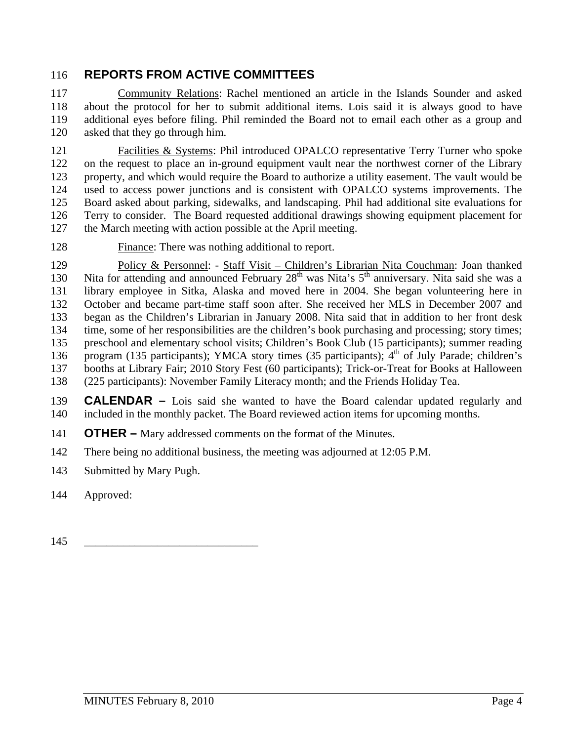## REPORTS FROM ACTIVE COMMITTEES

Community Relations: Rachel mentioned an article in the Islands Sounder and asked about the protocol for her to submit additional items. Lois said it is always good to have additional eyes before filing. Phil reminded the Board not to email each other as a group and asked that they go through him.

Facilities & Systems: Phil introduced OPALCO representative Terry Turner who spoke on the request to place an in-ground equipment vault near the northwest corner of the Library property, and which would require the Board to authorize a utility easement. The vault would be used to access power junctions and is consistent with OPALCO systems improvements. The Board asked about parking, sidewalks, and landscaping. Phil had additional site evaluations for Terry to consider. The Board requested additional drawings showing equipment placement for the March meeting with action possible at the April meeting.

Finance: There was nothing additional to report.

Policy & Personnel: - Staff Visit – Children's Librarian Nita Couchman: Joan thanked Nita for attending and announced February 28th was Nita's 5th anniversary. Nita said she was a library employee in Sitka, Alaska and moved here in 2004. She began volunteering here in October and became part-time staff soon after. She received her MLS in December 2007 and began as the Children's Librarian in January 2008. Nita said that in addition to her front desk time, some of her responsibilities are the children's book purchasing and processing; story times; preschool and elementary school visits; Children's Book Club (15 participants); summer reading program (135 participants); YMCA story times (35 participants); 4th of July Parade; children's booths at Library Fair; 2010 Story Fest (60 participants); Trick-or-Treat for Books at Halloween (225 participants): November Family Literacy month; and the Friends Holiday Tea.

**CALENDAR –** Lois said she wanted to have the Board calendar updated regularly and included in the monthly packet. The Board reviewed action items for upcoming months.

**OTHER –** Mary addressed comments on the format of the Minutes.

There being no additional business, the meeting was adjourned at 12:05 P.M.

Submitted by Mary Pugh.

Approved:

______________________________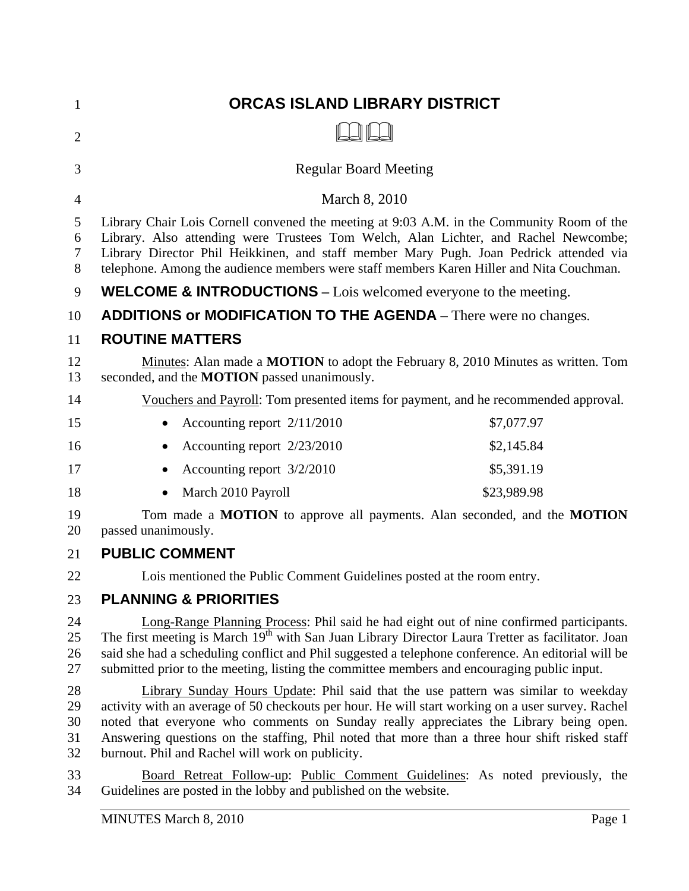# ORCAS ISLAND LIBRARY DISTRICT

Regular Board Meeting

March 8, 2010

Library Chair Lois Cornell convened the meeting at 9:03 A.M. in the Community Room of the Library. Also attending were Trustees Tom Welch, Alan Lichter, and Rachel Newcombe; Library Director Phil Heikkinen, and staff member Mary Pugh. Joan Pedrick attended via telephone. Among the audience members were staff members Karen Hiller and Nita Couchman.

**WELCOME & INTRODUCTIONS –** Lois welcomed everyone to the meeting.

**ADDITIONS or MODIFICATION TO THE AGENDA –** There were no changes.

## ROUTINE MATTERS

Minutes: Alan made a **MOTION** to adopt the February 8, 2010 Minutes as written. Tom seconded, and the **MOTION** passed unanimously.

Vouchers and Payroll: Tom presented items for payment, and he recommended approval.

- Accounting report 2/11/2010 — $7,077.97
- Accounting report 2/23/2010 — $2,145.84
- Accounting report 3/2/2010 — $5,391.19
- March 2010 Payroll — $23,989.98

Tom made a **MOTION** to approve all payments. Alan seconded, and the **MOTION** passed unanimously.

## PUBLIC COMMENT

Lois mentioned the Public Comment Guidelines posted at the room entry.

## PLANNING & PRIORITIES

Long-Range Planning Process: Phil said he had eight out of nine confirmed participants. The first meeting is March 19th with San Juan Library Director Laura Tretter as facilitator. Joan said she had a scheduling conflict and Phil suggested a telephone conference. An editorial will be submitted prior to the meeting, listing the committee members and encouraging public input.

Library Sunday Hours Update: Phil said that the use pattern was similar to weekday activity with an average of 50 checkouts per hour. He will start working on a user survey. Rachel noted that everyone who comments on Sunday really appreciates the Library being open. Answering questions on the staffing, Phil noted that more than a three hour shift risked staff burnout. Phil and Rachel will work on publicity.

Board Retreat Follow-up: Public Comment Guidelines: As noted previously, the Guidelines are posted in the lobby and published on the website.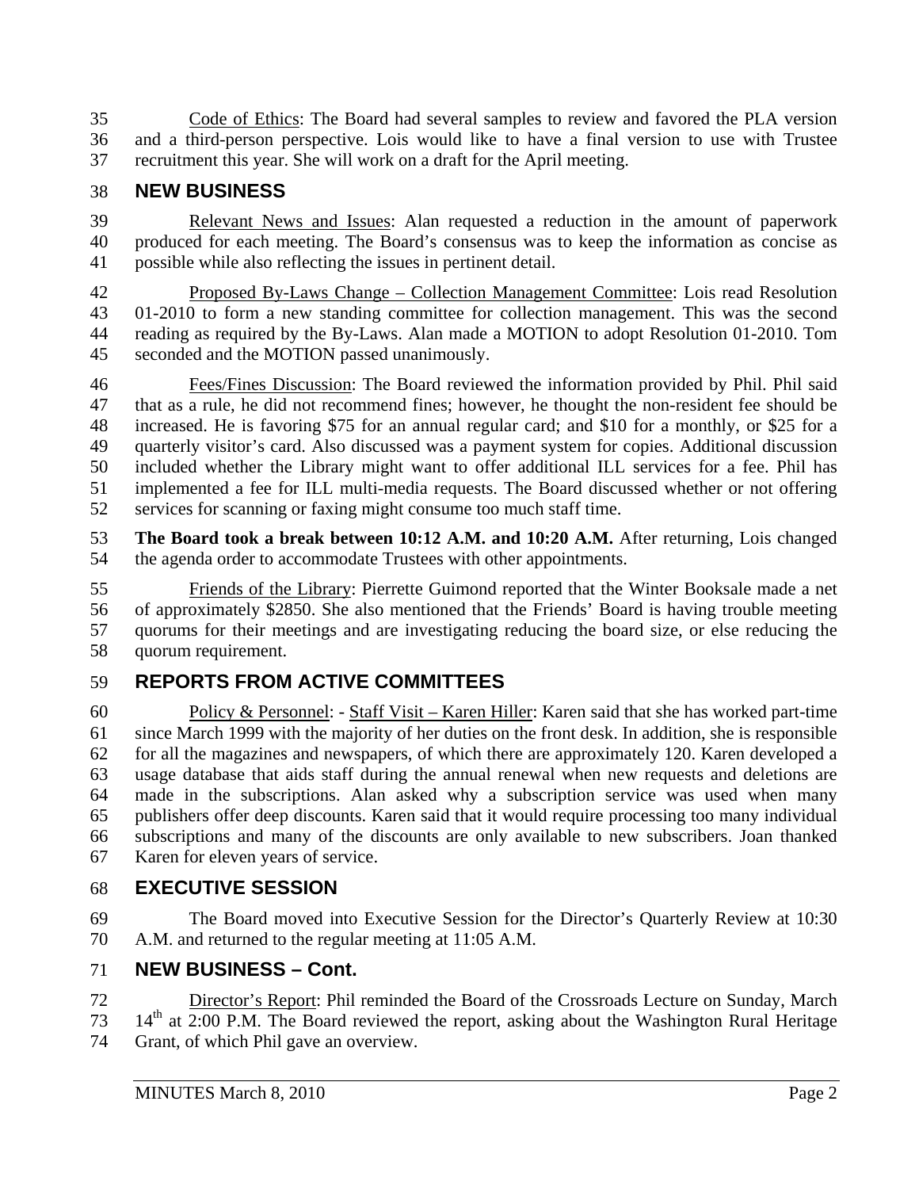Code of Ethics: The Board had several samples to review and favored the PLA version and a third-person perspective. Lois would like to have a final version to use with Trustee recruitment this year. She will work on a draft for the April meeting.

## NEW BUSINESS

Relevant News and Issues: Alan requested a reduction in the amount of paperwork produced for each meeting. The Board's consensus was to keep the information as concise as possible while also reflecting the issues in pertinent detail.

Proposed By-Laws Change – Collection Management Committee: Lois read Resolution 01-2010 to form a new standing committee for collection management. This was the second reading as required by the By-Laws. Alan made a MOTION to adopt Resolution 01-2010. Tom seconded and the MOTION passed unanimously.

Fees/Fines Discussion: The Board reviewed the information provided by Phil. Phil said that as a rule, he did not recommend fines; however, he thought the non-resident fee should be increased. He is favoring $75 for an annual regular card; and $10 for a monthly, or $25 for a quarterly visitor's card. Also discussed was a payment system for copies. Additional discussion included whether the Library might want to offer additional ILL services for a fee. Phil has implemented a fee for ILL multi-media requests. The Board discussed whether or not offering services for scanning or faxing might consume too much staff time.

**The Board took a break between 10:12 A.M. and 10:20 A.M.** After returning, Lois changed the agenda order to accommodate Trustees with other appointments.

Friends of the Library: Pierrette Guimond reported that the Winter Booksale made a net of approximately $2850. She also mentioned that the Friends' Board is having trouble meeting quorums for their meetings and are investigating reducing the board size, or else reducing the quorum requirement.

## REPORTS FROM ACTIVE COMMITTEES

Policy & Personnel: - Staff Visit – Karen Hiller: Karen said that she has worked part-time since March 1999 with the majority of her duties on the front desk. In addition, she is responsible for all the magazines and newspapers, of which there are approximately 120. Karen developed a usage database that aids staff during the annual renewal when new requests and deletions are made in the subscriptions. Alan asked why a subscription service was used when many publishers offer deep discounts. Karen said that it would require processing too many individual subscriptions and many of the discounts are only available to new subscribers. Joan thanked Karen for eleven years of service.

## EXECUTIVE SESSION

The Board moved into Executive Session for the Director's Quarterly Review at 10:30 A.M. and returned to the regular meeting at 11:05 A.M.

## NEW BUSINESS – Cont.

Director's Report: Phil reminded the Board of the Crossroads Lecture on Sunday, March 14th at 2:00 P.M. The Board reviewed the report, asking about the Washington Rural Heritage Grant, of which Phil gave an overview.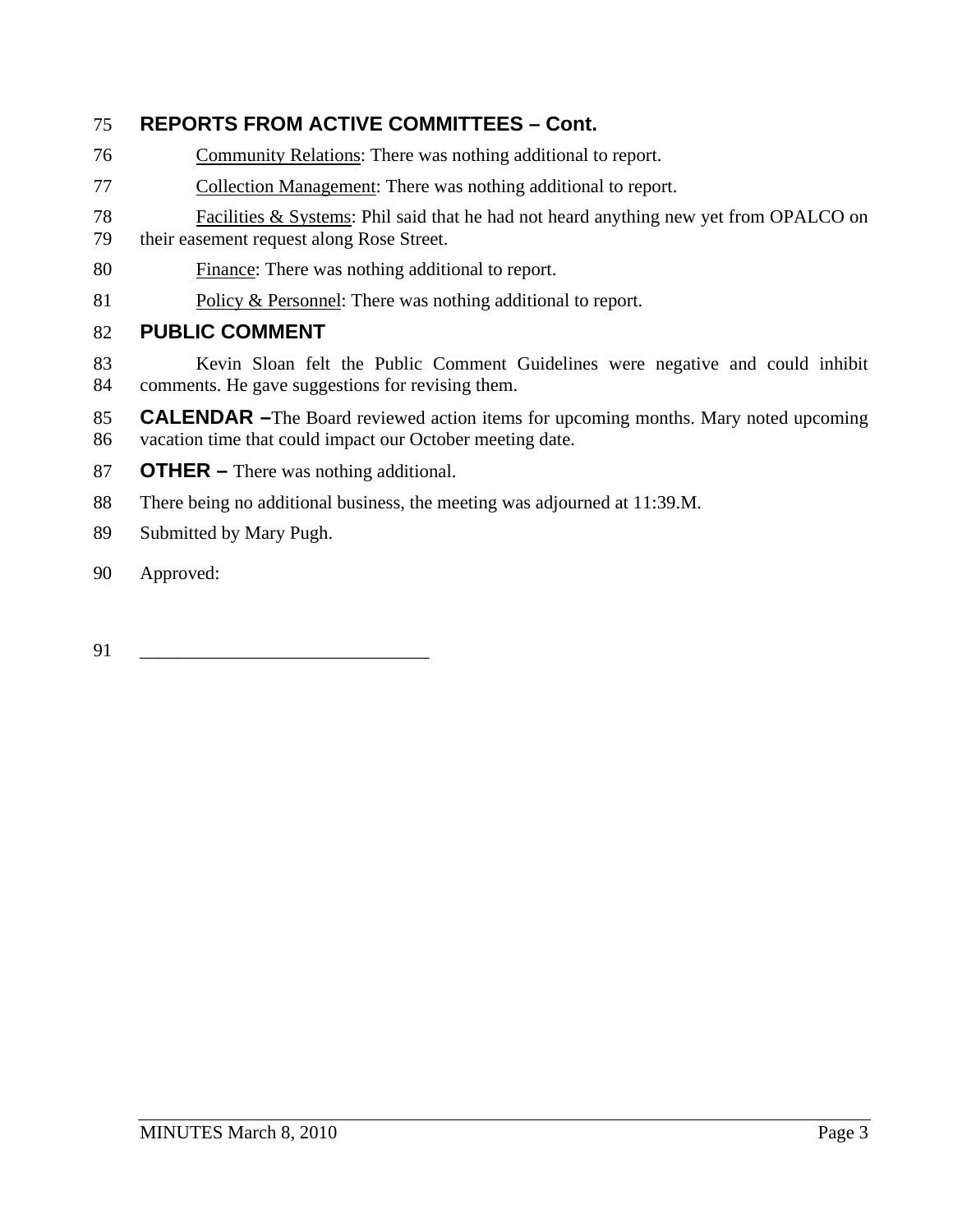## REPORTS FROM ACTIVE COMMITTEES – Cont.

Community Relations: There was nothing additional to report.

Collection Management: There was nothing additional to report.

Facilities & Systems: Phil said that he had not heard anything new yet from OPALCO on their easement request along Rose Street.

Finance: There was nothing additional to report.

Policy & Personnel: There was nothing additional to report.

## PUBLIC COMMENT

Kevin Sloan felt the Public Comment Guidelines were negative and could inhibit comments. He gave suggestions for revising them.

**CALENDAR –** The Board reviewed action items for upcoming months. Mary noted upcoming vacation time that could impact our October meeting date.

**OTHER –** There was nothing additional.

There being no additional business, the meeting was adjourned at 11:39.M.

Submitted by Mary Pugh.

Approved:

______________________________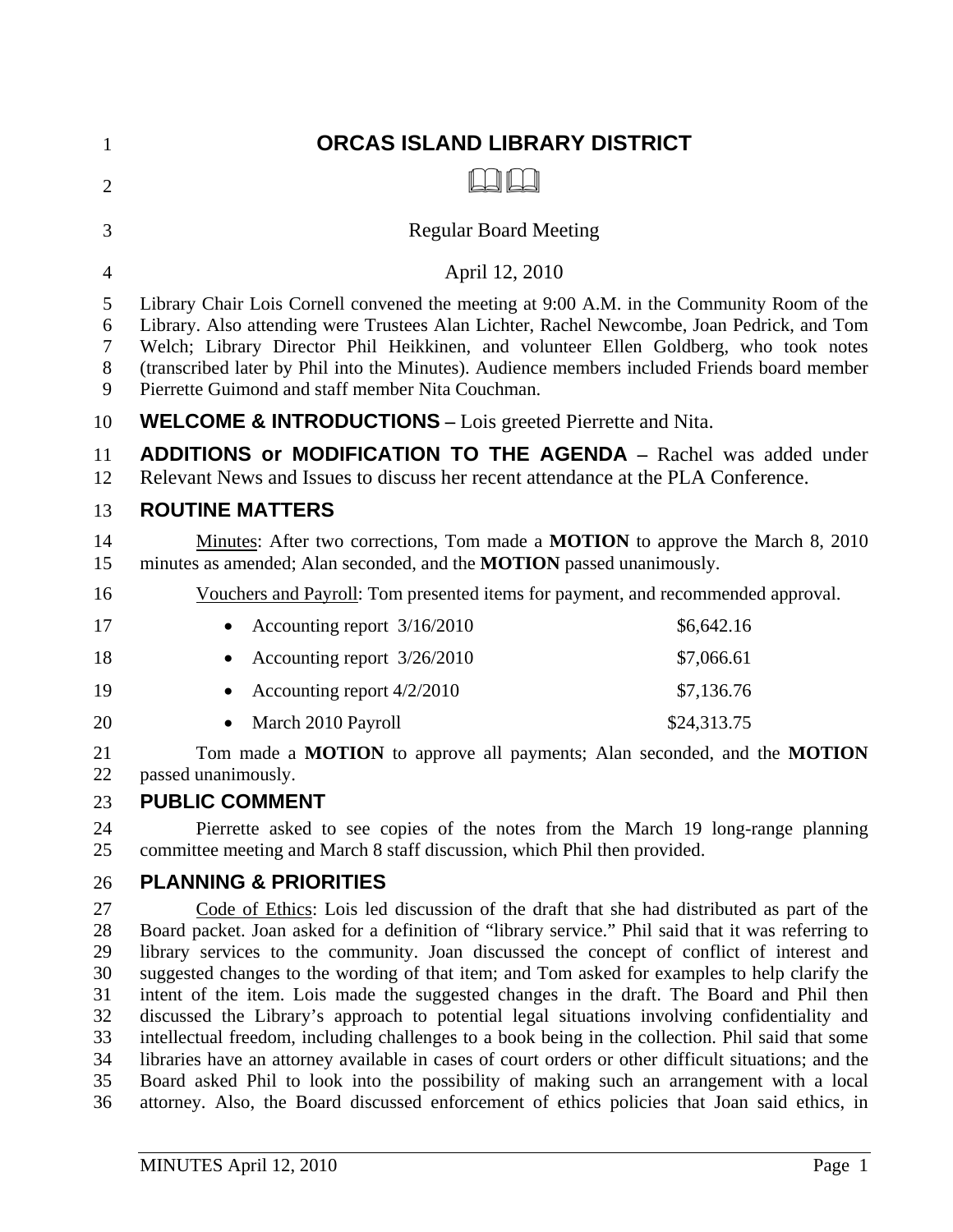# ORCAS ISLAND LIBRARY DISTRICT

Regular Board Meeting

April 12, 2010

Library Chair Lois Cornell convened the meeting at 9:00 A.M. in the Community Room of the Library. Also attending were Trustees Alan Lichter, Rachel Newcombe, Joan Pedrick, and Tom Welch; Library Director Phil Heikkinen, and volunteer Ellen Goldberg, who took notes (transcribed later by Phil into the Minutes). Audience members included Friends board member Pierrette Guimond and staff member Nita Couchman.

**WELCOME & INTRODUCTIONS –** Lois greeted Pierrette and Nita.

**ADDITIONS or MODIFICATION TO THE AGENDA –** Rachel was added under Relevant News and Issues to discuss her recent attendance at the PLA Conference.

## ROUTINE MATTERS

Minutes: After two corrections, Tom made a **MOTION** to approve the March 8, 2010 minutes as amended; Alan seconded, and the **MOTION** passed unanimously.

Vouchers and Payroll: Tom presented items for payment, and recommended approval.

- Accounting report 3/16/2010 — $6,642.16
- Accounting report 3/26/2010 — $7,066.61
- Accounting report 4/2/2010 — $7,136.76
- March 2010 Payroll — $24,313.75

Tom made a **MOTION** to approve all payments; Alan seconded, and the **MOTION** passed unanimously.

## PUBLIC COMMENT

Pierrette asked to see copies of the notes from the March 19 long-range planning committee meeting and March 8 staff discussion, which Phil then provided.

## PLANNING & PRIORITIES

Code of Ethics: Lois led discussion of the draft that she had distributed as part of the Board packet. Joan asked for a definition of "library service." Phil said that it was referring to library services to the community. Joan discussed the concept of conflict of interest and suggested changes to the wording of that item; and Tom asked for examples to help clarify the intent of the item. Lois made the suggested changes in the draft. The Board and Phil then discussed the Library's approach to potential legal situations involving confidentiality and intellectual freedom, including challenges to a book being in the collection. Phil said that some libraries have an attorney available in cases of court orders or other difficult situations; and the Board asked Phil to look into the possibility of making such an arrangement with a local attorney. Also, the Board discussed enforcement of ethics policies that Joan said ethics, in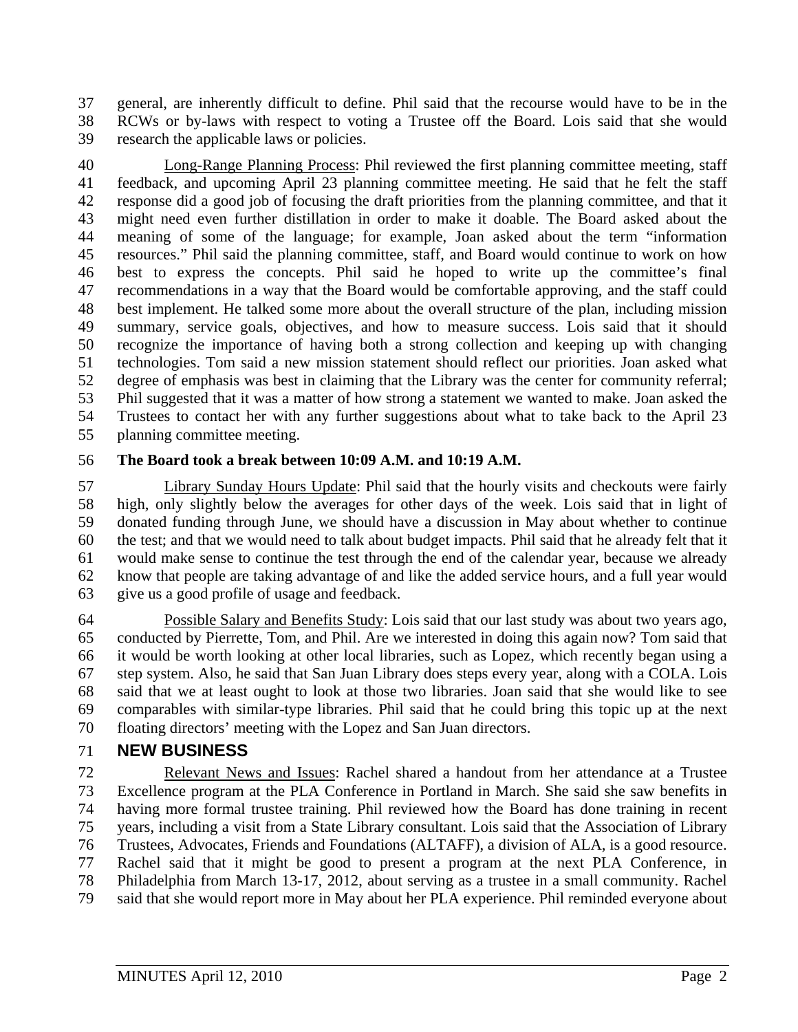general, are inherently difficult to define. Phil said that the recourse would have to be in the RCWs or by-laws with respect to voting a Trustee off the Board. Lois said that she would research the applicable laws or policies.

Long-Range Planning Process: Phil reviewed the first planning committee meeting, staff feedback, and upcoming April 23 planning committee meeting. He said that he felt the staff response did a good job of focusing the draft priorities from the planning committee, and that it might need even further distillation in order to make it doable. The Board asked about the meaning of some of the language; for example, Joan asked about the term "information resources." Phil said the planning committee, staff, and Board would continue to work on how best to express the concepts. Phil said he hoped to write up the committee's final recommendations in a way that the Board would be comfortable approving, and the staff could best implement. He talked some more about the overall structure of the plan, including mission summary, service goals, objectives, and how to measure success. Lois said that it should recognize the importance of having both a strong collection and keeping up with changing technologies. Tom said a new mission statement should reflect our priorities. Joan asked what degree of emphasis was best in claiming that the Library was the center for community referral; Phil suggested that it was a matter of how strong a statement we wanted to make. Joan asked the Trustees to contact her with any further suggestions about what to take back to the April 23 planning committee meeting.

**The Board took a break between 10:09 A.M. and 10:19 A.M.**

Library Sunday Hours Update: Phil said that the hourly visits and checkouts were fairly high, only slightly below the averages for other days of the week. Lois said that in light of donated funding through June, we should have a discussion in May about whether to continue the test; and that we would need to talk about budget impacts. Phil said that he already felt that it would make sense to continue the test through the end of the calendar year, because we already know that people are taking advantage of and like the added service hours, and a full year would give us a good profile of usage and feedback.

Possible Salary and Benefits Study: Lois said that our last study was about two years ago, conducted by Pierrette, Tom, and Phil. Are we interested in doing this again now? Tom said that it would be worth looking at other local libraries, such as Lopez, which recently began using a step system. Also, he said that San Juan Library does steps every year, along with a COLA. Lois said that we at least ought to look at those two libraries. Joan said that she would like to see comparables with similar-type libraries. Phil said that he could bring this topic up at the next floating directors' meeting with the Lopez and San Juan directors.

## NEW BUSINESS

Relevant News and Issues: Rachel shared a handout from her attendance at a Trustee Excellence program at the PLA Conference in Portland in March. She said she saw benefits in having more formal trustee training. Phil reviewed how the Board has done training in recent years, including a visit from a State Library consultant. Lois said that the Association of Library Trustees, Advocates, Friends and Foundations (ALTAFF), a division of ALA, is a good resource. Rachel said that it might be good to present a program at the next PLA Conference, in Philadelphia from March 13-17, 2012, about serving as a trustee in a small community. Rachel said that she would report more in May about her PLA experience. Phil reminded everyone about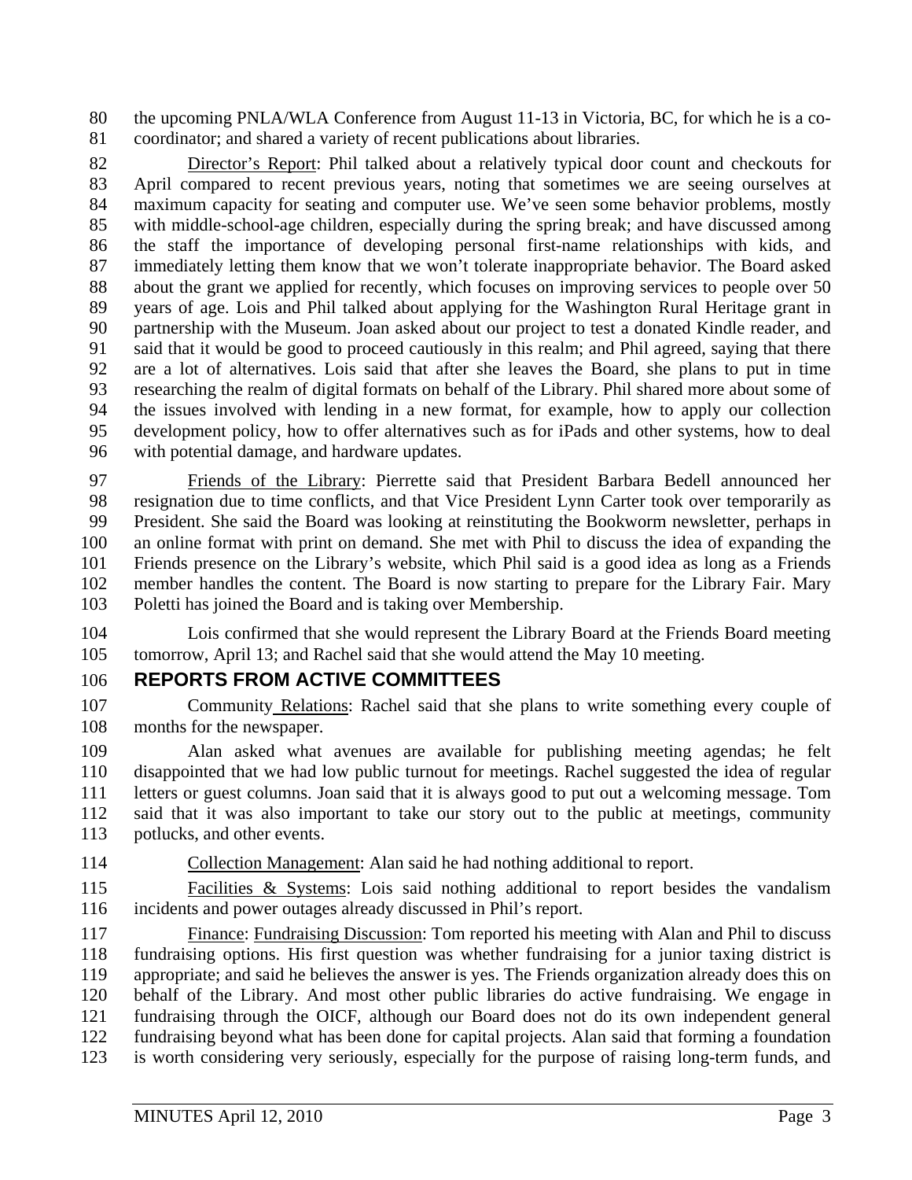the upcoming PNLA/WLA Conference from August 11-13 in Victoria, BC, for which he is a co-coordinator; and shared a variety of recent publications about libraries.

Director's Report: Phil talked about a relatively typical door count and checkouts for April compared to recent previous years, noting that sometimes we are seeing ourselves at maximum capacity for seating and computer use. We've seen some behavior problems, mostly with middle-school-age children, especially during the spring break; and have discussed among the staff the importance of developing personal first-name relationships with kids, and immediately letting them know that we won't tolerate inappropriate behavior. The Board asked about the grant we applied for recently, which focuses on improving services to people over 50 years of age. Lois and Phil talked about applying for the Washington Rural Heritage grant in partnership with the Museum. Joan asked about our project to test a donated Kindle reader, and said that it would be good to proceed cautiously in this realm; and Phil agreed, saying that there are a lot of alternatives. Lois said that after she leaves the Board, she plans to put in time researching the realm of digital formats on behalf of the Library. Phil shared more about some of the issues involved with lending in a new format, for example, how to apply our collection development policy, how to offer alternatives such as for iPads and other systems, how to deal with potential damage, and hardware updates.

Friends of the Library: Pierrette said that President Barbara Bedell announced her resignation due to time conflicts, and that Vice President Lynn Carter took over temporarily as President. She said the Board was looking at reinstituting the Bookworm newsletter, perhaps in an online format with print on demand. She met with Phil to discuss the idea of expanding the Friends presence on the Library's website, which Phil said is a good idea as long as a Friends member handles the content. The Board is now starting to prepare for the Library Fair. Mary Poletti has joined the Board and is taking over Membership.

Lois confirmed that she would represent the Library Board at the Friends Board meeting tomorrow, April 13; and Rachel said that she would attend the May 10 meeting.

## REPORTS FROM ACTIVE COMMITTEES

Community Relations: Rachel said that she plans to write something every couple of months for the newspaper.

Alan asked what avenues are available for publishing meeting agendas; he felt disappointed that we had low public turnout for meetings. Rachel suggested the idea of regular letters or guest columns. Joan said that it is always good to put out a welcoming message. Tom said that it was also important to take our story out to the public at meetings, community potlucks, and other events.

Collection Management: Alan said he had nothing additional to report.

Facilities & Systems: Lois said nothing additional to report besides the vandalism incidents and power outages already discussed in Phil's report.

Finance: Fundraising Discussion: Tom reported his meeting with Alan and Phil to discuss fundraising options. His first question was whether fundraising for a junior taxing district is appropriate; and said he believes the answer is yes. The Friends organization already does this on behalf of the Library. And most other public libraries do active fundraising. We engage in fundraising through the OICF, although our Board does not do its own independent general fundraising beyond what has been done for capital projects. Alan said that forming a foundation is worth considering very seriously, especially for the purpose of raising long-term funds, and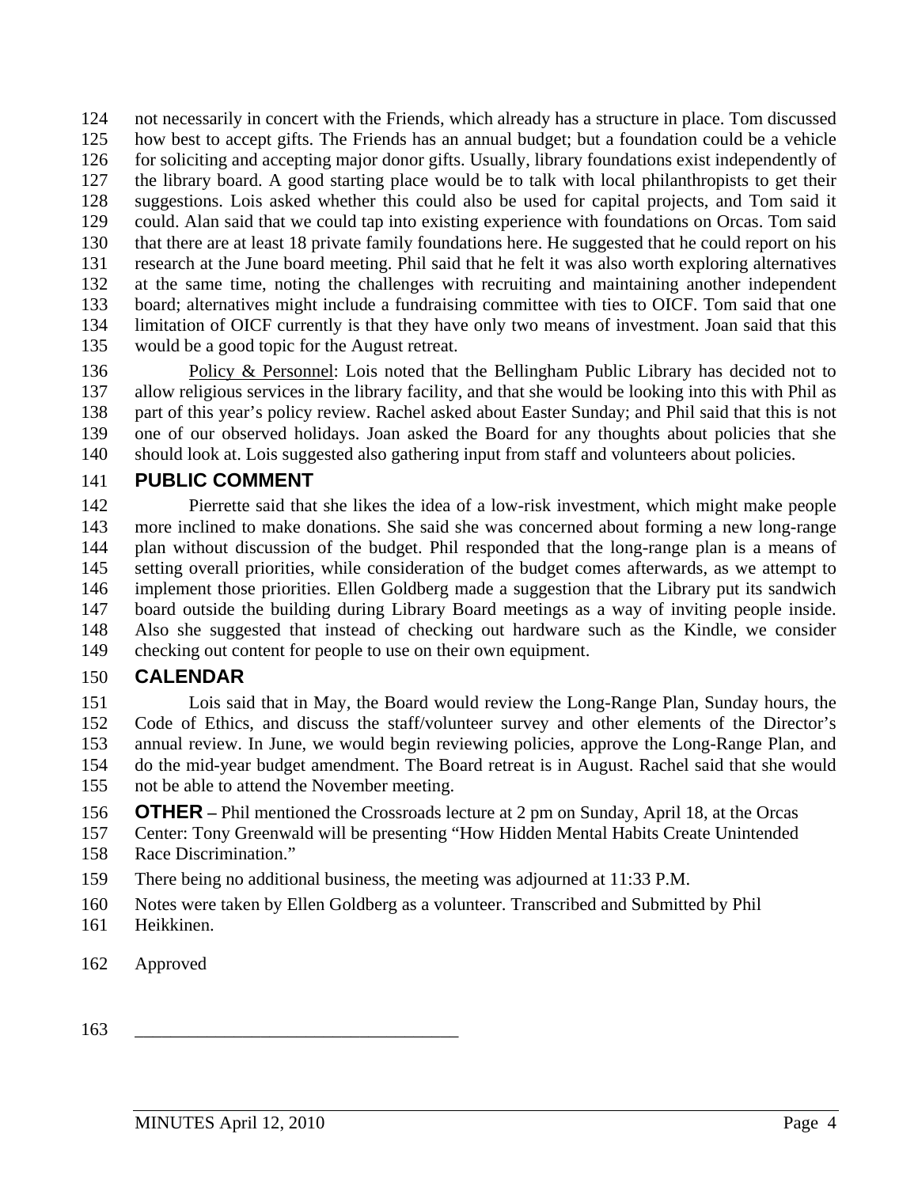not necessarily in concert with the Friends, which already has a structure in place. Tom discussed how best to accept gifts. The Friends has an annual budget; but a foundation could be a vehicle for soliciting and accepting major donor gifts. Usually, library foundations exist independently of the library board. A good starting place would be to talk with local philanthropists to get their suggestions. Lois asked whether this could also be used for capital projects, and Tom said it could. Alan said that we could tap into existing experience with foundations on Orcas. Tom said that there are at least 18 private family foundations here. He suggested that he could report on his research at the June board meeting. Phil said that he felt it was also worth exploring alternatives at the same time, noting the challenges with recruiting and maintaining another independent board; alternatives might include a fundraising committee with ties to OICF. Tom said that one limitation of OICF currently is that they have only two means of investment. Joan said that this would be a good topic for the August retreat.

Policy & Personnel: Lois noted that the Bellingham Public Library has decided not to allow religious services in the library facility, and that she would be looking into this with Phil as part of this year's policy review. Rachel asked about Easter Sunday; and Phil said that this is not one of our observed holidays. Joan asked the Board for any thoughts about policies that she should look at. Lois suggested also gathering input from staff and volunteers about policies.

## PUBLIC COMMENT

Pierrette said that she likes the idea of a low-risk investment, which might make people more inclined to make donations. She said she was concerned about forming a new long-range plan without discussion of the budget. Phil responded that the long-range plan is a means of setting overall priorities, while consideration of the budget comes afterwards, as we attempt to implement those priorities. Ellen Goldberg made a suggestion that the Library put its sandwich board outside the building during Library Board meetings as a way of inviting people inside. Also she suggested that instead of checking out hardware such as the Kindle, we consider checking out content for people to use on their own equipment.

## CALENDAR

Lois said that in May, the Board would review the Long-Range Plan, Sunday hours, the Code of Ethics, and discuss the staff/volunteer survey and other elements of the Director's annual review. In June, we would begin reviewing policies, approve the Long-Range Plan, and do the mid-year budget amendment. The Board retreat is in August. Rachel said that she would not be able to attend the November meeting.

**OTHER** – Phil mentioned the Crossroads lecture at 2 pm on Sunday, April 18, at the Orcas Center: Tony Greenwald will be presenting "How Hidden Mental Habits Create Unintended Race Discrimination."

There being no additional business, the meeting was adjourned at 11:33 P.M.

Notes were taken by Ellen Goldberg as a volunteer. Transcribed and Submitted by Phil Heikkinen.

Approved

___________________________________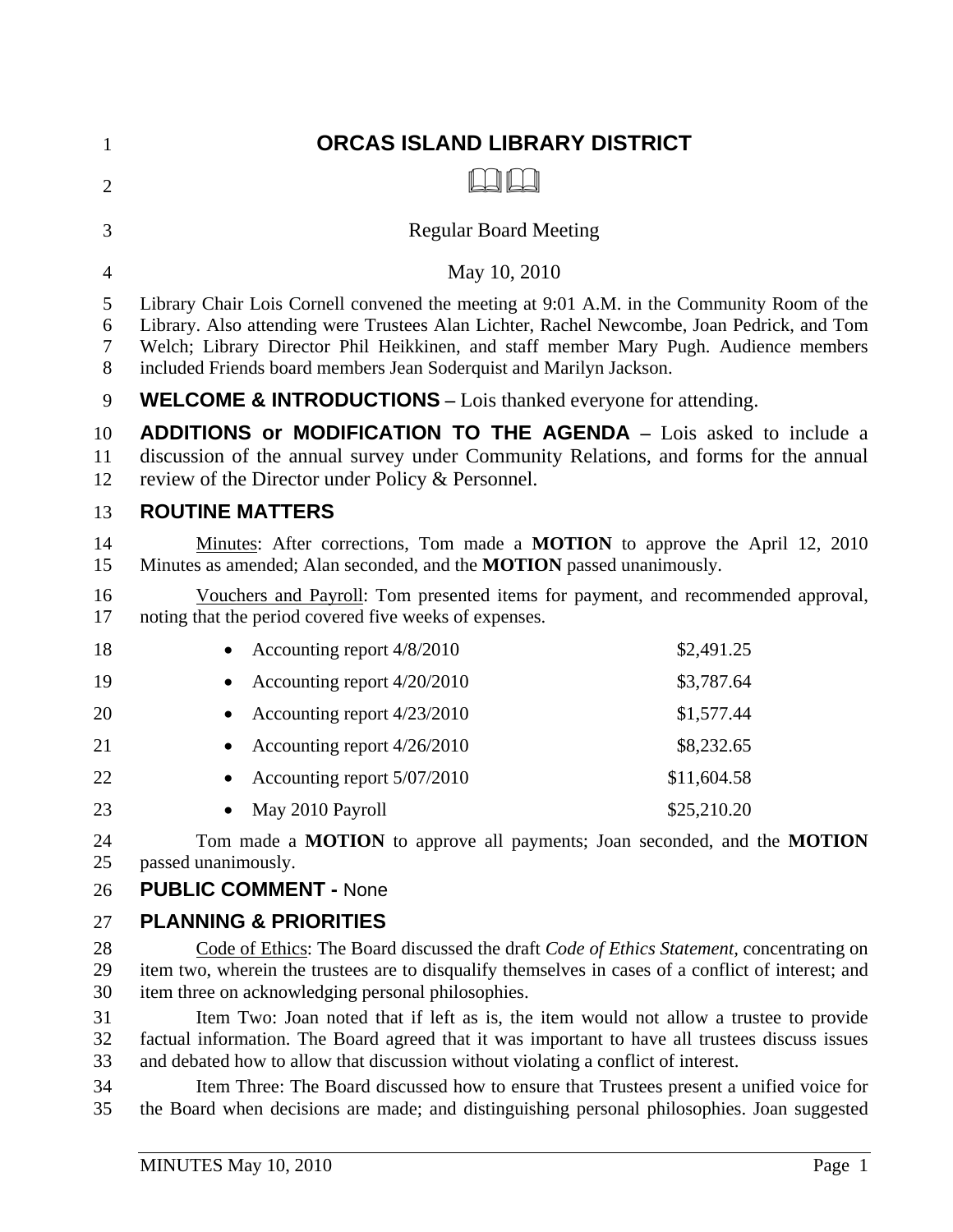# ORCAS ISLAND LIBRARY DISTRICT

Regular Board Meeting

May 10, 2010

Library Chair Lois Cornell convened the meeting at 9:01 A.M. in the Community Room of the Library. Also attending were Trustees Alan Lichter, Rachel Newcombe, Joan Pedrick, and Tom Welch; Library Director Phil Heikkinen, and staff member Mary Pugh. Audience members included Friends board members Jean Soderquist and Marilyn Jackson.

**WELCOME & INTRODUCTIONS –** Lois thanked everyone for attending.

**ADDITIONS or MODIFICATION TO THE AGENDA –** Lois asked to include a discussion of the annual survey under Community Relations, and forms for the annual review of the Director under Policy & Personnel.

## ROUTINE MATTERS

Minutes: After corrections, Tom made a **MOTION** to approve the April 12, 2010 Minutes as amended; Alan seconded, and the **MOTION** passed unanimously.

Vouchers and Payroll: Tom presented items for payment, and recommended approval, noting that the period covered five weeks of expenses.

- Accounting report 4/8/2010 — $2,491.25
- Accounting report 4/20/2010 — $3,787.64
- Accounting report 4/23/2010 — $1,577.44
- Accounting report 4/26/2010 — $8,232.65
- Accounting report 5/07/2010 — $11,604.58
- May 2010 Payroll — $25,210.20

Tom made a **MOTION** to approve all payments; Joan seconded, and the **MOTION** passed unanimously.

## PUBLIC COMMENT - None

## PLANNING & PRIORITIES

Code of Ethics: The Board discussed the draft *Code of Ethics Statement,* concentrating on item two, wherein the trustees are to disqualify themselves in cases of a conflict of interest; and item three on acknowledging personal philosophies.

Item Two: Joan noted that if left as is, the item would not allow a trustee to provide factual information. The Board agreed that it was important to have all trustees discuss issues and debated how to allow that discussion without violating a conflict of interest.

Item Three: The Board discussed how to ensure that Trustees present a unified voice for the Board when decisions are made; and distinguishing personal philosophies. Joan suggested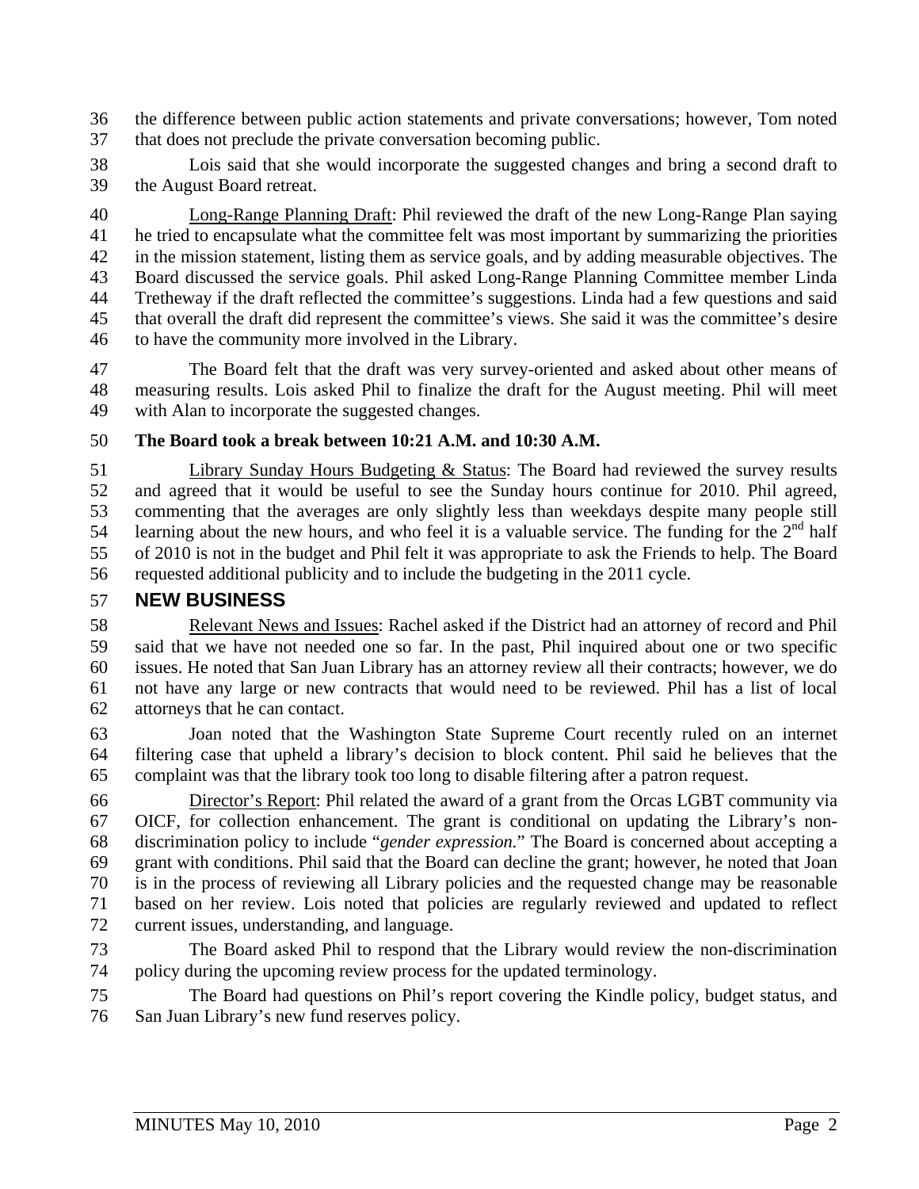the difference between public action statements and private conversations; however, Tom noted that does not preclude the private conversation becoming public.

Lois said that she would incorporate the suggested changes and bring a second draft to the August Board retreat.

Long-Range Planning Draft: Phil reviewed the draft of the new Long-Range Plan saying he tried to encapsulate what the committee felt was most important by summarizing the priorities in the mission statement, listing them as service goals, and by adding measurable objectives. The Board discussed the service goals. Phil asked Long-Range Planning Committee member Linda Tretheway if the draft reflected the committee's suggestions. Linda had a few questions and said that overall the draft did represent the committee's views. She said it was the committee's desire to have the community more involved in the Library.

The Board felt that the draft was very survey-oriented and asked about other means of measuring results. Lois asked Phil to finalize the draft for the August meeting. Phil will meet with Alan to incorporate the suggested changes.

**The Board took a break between 10:21 A.M. and 10:30 A.M.**

Library Sunday Hours Budgeting & Status: The Board had reviewed the survey results and agreed that it would be useful to see the Sunday hours continue for 2010. Phil agreed, commenting that the averages are only slightly less than weekdays despite many people still learning about the new hours, and who feel it is a valuable service. The funding for the 2nd half of 2010 is not in the budget and Phil felt it was appropriate to ask the Friends to help. The Board requested additional publicity and to include the budgeting in the 2011 cycle.

## NEW BUSINESS

Relevant News and Issues: Rachel asked if the District had an attorney of record and Phil said that we have not needed one so far. In the past, Phil inquired about one or two specific issues. He noted that San Juan Library has an attorney review all their contracts; however, we do not have any large or new contracts that would need to be reviewed. Phil has a list of local attorneys that he can contact.

Joan noted that the Washington State Supreme Court recently ruled on an internet filtering case that upheld a library's decision to block content. Phil said he believes that the complaint was that the library took too long to disable filtering after a patron request.

Director's Report: Phil related the award of a grant from the Orcas LGBT community via OICF, for collection enhancement. The grant is conditional on updating the Library's non-discrimination policy to include "*gender expression.*" The Board is concerned about accepting a grant with conditions. Phil said that the Board can decline the grant; however, he noted that Joan is in the process of reviewing all Library policies and the requested change may be reasonable based on her review. Lois noted that policies are regularly reviewed and updated to reflect current issues, understanding, and language.

The Board asked Phil to respond that the Library would review the non-discrimination policy during the upcoming review process for the updated terminology.

The Board had questions on Phil's report covering the Kindle policy, budget status, and San Juan Library's new fund reserves policy.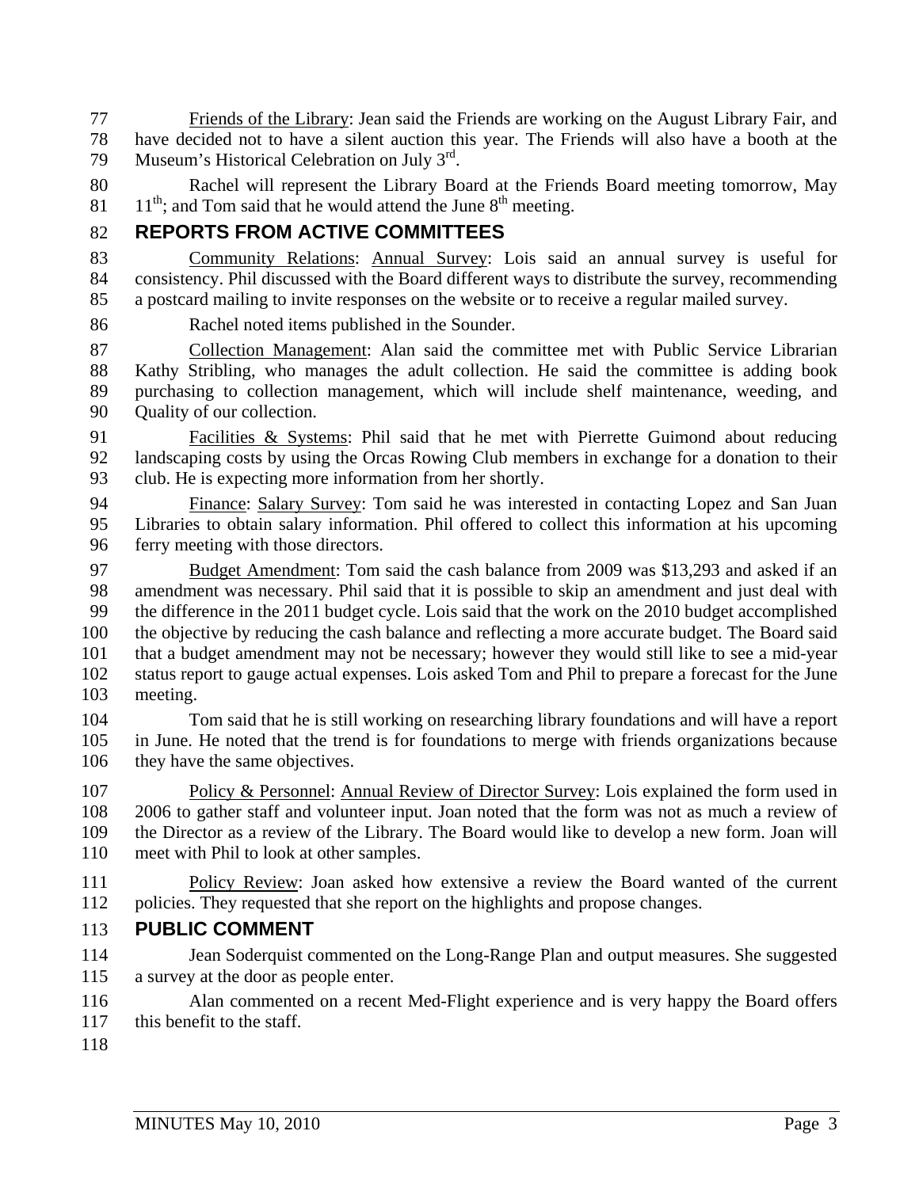Friends of the Library: Jean said the Friends are working on the August Library Fair, and have decided not to have a silent auction this year. The Friends will also have a booth at the Museum's Historical Celebration on July 3rd.

Rachel will represent the Library Board at the Friends Board meeting tomorrow, May 11th; and Tom said that he would attend the June 8th meeting.

## REPORTS FROM ACTIVE COMMITTEES

Community Relations: Annual Survey: Lois said an annual survey is useful for consistency. Phil discussed with the Board different ways to distribute the survey, recommending a postcard mailing to invite responses on the website or to receive a regular mailed survey.

Rachel noted items published in the Sounder.

Collection Management: Alan said the committee met with Public Service Librarian Kathy Stribling, who manages the adult collection. He said the committee is adding book purchasing to collection management, which will include shelf maintenance, weeding, and Quality of our collection.

Facilities & Systems: Phil said that he met with Pierrette Guimond about reducing landscaping costs by using the Orcas Rowing Club members in exchange for a donation to their club. He is expecting more information from her shortly.

Finance: Salary Survey: Tom said he was interested in contacting Lopez and San Juan Libraries to obtain salary information. Phil offered to collect this information at his upcoming ferry meeting with those directors.

Budget Amendment: Tom said the cash balance from 2009 was $13,293 and asked if an amendment was necessary. Phil said that it is possible to skip an amendment and just deal with the difference in the 2011 budget cycle. Lois said that the work on the 2010 budget accomplished the objective by reducing the cash balance and reflecting a more accurate budget. The Board said that a budget amendment may not be necessary; however they would still like to see a mid-year status report to gauge actual expenses. Lois asked Tom and Phil to prepare a forecast for the June meeting.

Tom said that he is still working on researching library foundations and will have a report in June. He noted that the trend is for foundations to merge with friends organizations because they have the same objectives.

Policy & Personnel: Annual Review of Director Survey: Lois explained the form used in 2006 to gather staff and volunteer input. Joan noted that the form was not as much a review of the Director as a review of the Library. The Board would like to develop a new form. Joan will meet with Phil to look at other samples.

Policy Review: Joan asked how extensive a review the Board wanted of the current policies. They requested that she report on the highlights and propose changes.

## PUBLIC COMMENT

Jean Soderquist commented on the Long-Range Plan and output measures. She suggested a survey at the door as people enter.

Alan commented on a recent Med-Flight experience and is very happy the Board offers this benefit to the staff.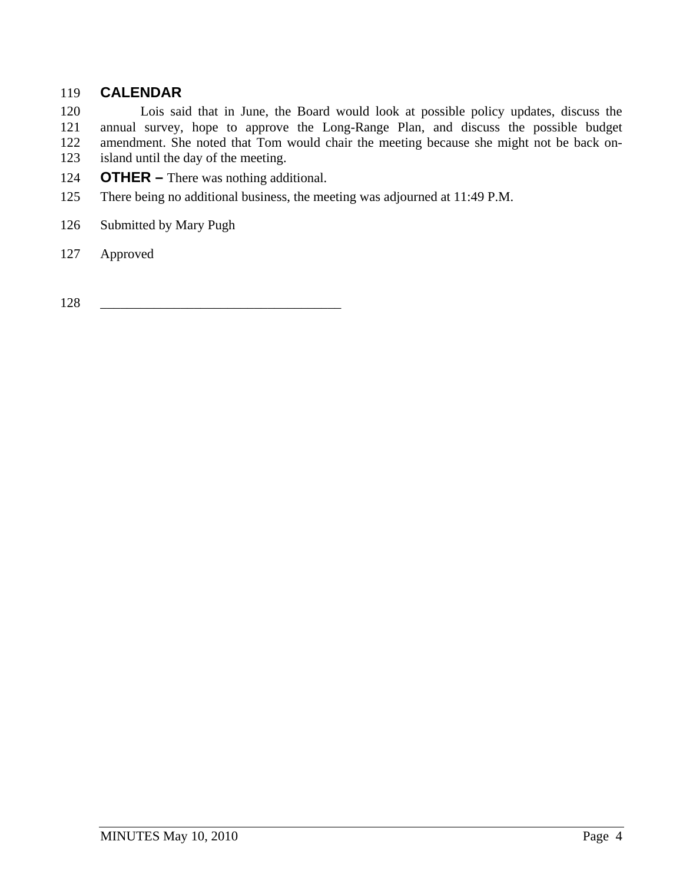## CALENDAR

Lois said that in June, the Board would look at possible policy updates, discuss the annual survey, hope to approve the Long-Range Plan, and discuss the possible budget amendment. She noted that Tom would chair the meeting because she might not be back on-island until the day of the meeting.

**OTHER –** There was nothing additional.

There being no additional business, the meeting was adjourned at 11:49 P.M.

Submitted by Mary Pugh

Approved

\_\_\_\_\_\_\_\_\_\_\_\_\_\_\_\_\_\_\_\_\_\_\_\_\_\_\_\_\_\_\_\_\_\_\_\_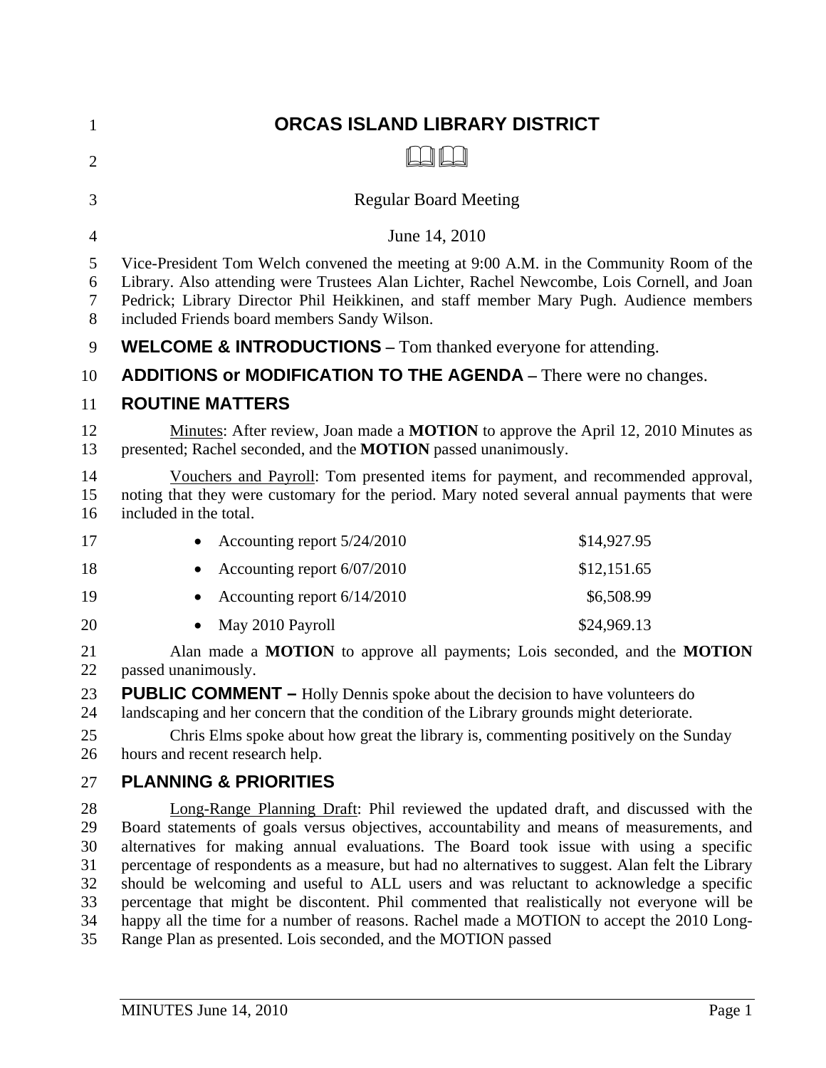# ORCAS ISLAND LIBRARY DISTRICT

Regular Board Meeting

June 14, 2010

Vice-President Tom Welch convened the meeting at 9:00 A.M. in the Community Room of the Library. Also attending were Trustees Alan Lichter, Rachel Newcombe, Lois Cornell, and Joan Pedrick; Library Director Phil Heikkinen, and staff member Mary Pugh. Audience members included Friends board members Sandy Wilson.

**WELCOME & INTRODUCTIONS –** Tom thanked everyone for attending.

**ADDITIONS or MODIFICATION TO THE AGENDA –** There were no changes.

## ROUTINE MATTERS

Minutes: After review, Joan made a **MOTION** to approve the April 12, 2010 Minutes as presented; Rachel seconded, and the **MOTION** passed unanimously.

Vouchers and Payroll: Tom presented items for payment, and recommended approval, noting that they were customary for the period. Mary noted several annual payments that were included in the total.

| | |
|---|---|
| • Accounting report 5/24/2010 | $14,927.95 |
| • Accounting report 6/07/2010 | $12,151.65 |
| • Accounting report 6/14/2010 | $6,508.99 |
| • May 2010 Payroll | $24,969.13 |

Alan made a **MOTION** to approve all payments; Lois seconded, and the **MOTION** passed unanimously.

**PUBLIC COMMENT –** Holly Dennis spoke about the decision to have volunteers do landscaping and her concern that the condition of the Library grounds might deteriorate.

Chris Elms spoke about how great the library is, commenting positively on the Sunday hours and recent research help.

## PLANNING & PRIORITIES

Long-Range Planning Draft: Phil reviewed the updated draft, and discussed with the Board statements of goals versus objectives, accountability and means of measurements, and alternatives for making annual evaluations. The Board took issue with using a specific percentage of respondents as a measure, but had no alternatives to suggest. Alan felt the Library should be welcoming and useful to ALL users and was reluctant to acknowledge a specific percentage that might be discontent. Phil commented that realistically not everyone will be happy all the time for a number of reasons. Rachel made a MOTION to accept the 2010 Long-Range Plan as presented. Lois seconded, and the MOTION passed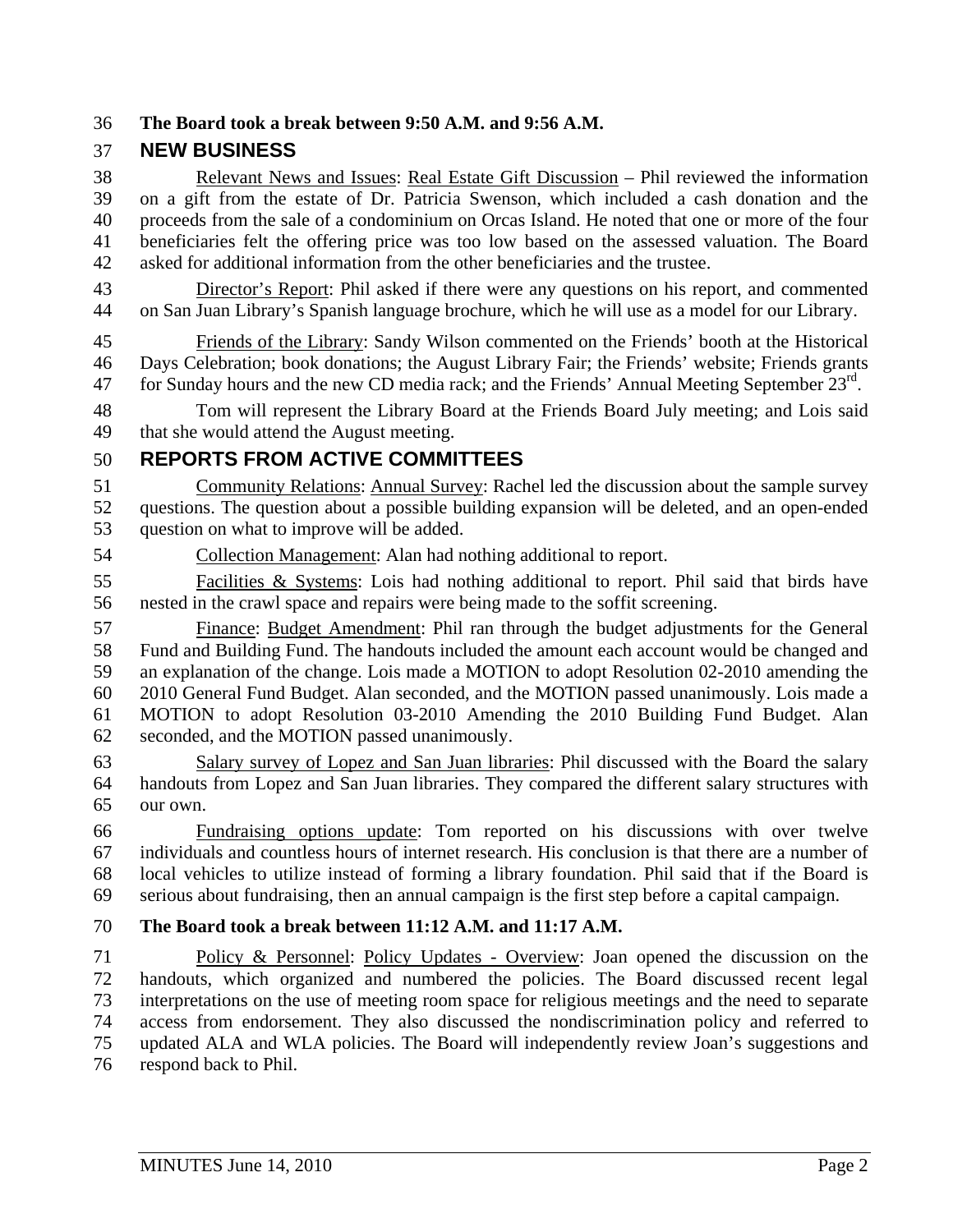**The Board took a break between 9:50 A.M. and 9:56 A.M.**

## NEW BUSINESS

Relevant News and Issues: Real Estate Gift Discussion – Phil reviewed the information on a gift from the estate of Dr. Patricia Swenson, which included a cash donation and the proceeds from the sale of a condominium on Orcas Island. He noted that one or more of the four beneficiaries felt the offering price was too low based on the assessed valuation. The Board asked for additional information from the other beneficiaries and the trustee.

Director's Report: Phil asked if there were any questions on his report, and commented on San Juan Library's Spanish language brochure, which he will use as a model for our Library.

Friends of the Library: Sandy Wilson commented on the Friends' booth at the Historical Days Celebration; book donations; the August Library Fair; the Friends' website; Friends grants for Sunday hours and the new CD media rack; and the Friends' Annual Meeting September 23rd.

Tom will represent the Library Board at the Friends Board July meeting; and Lois said that she would attend the August meeting.

## REPORTS FROM ACTIVE COMMITTEES

Community Relations: Annual Survey: Rachel led the discussion about the sample survey questions. The question about a possible building expansion will be deleted, and an open-ended question on what to improve will be added.

Collection Management: Alan had nothing additional to report.

Facilities & Systems: Lois had nothing additional to report. Phil said that birds have nested in the crawl space and repairs were being made to the soffit screening.

Finance: Budget Amendment: Phil ran through the budget adjustments for the General Fund and Building Fund. The handouts included the amount each account would be changed and an explanation of the change. Lois made a MOTION to adopt Resolution 02-2010 amending the 2010 General Fund Budget. Alan seconded, and the MOTION passed unanimously. Lois made a MOTION to adopt Resolution 03-2010 Amending the 2010 Building Fund Budget. Alan seconded, and the MOTION passed unanimously.

Salary survey of Lopez and San Juan libraries: Phil discussed with the Board the salary handouts from Lopez and San Juan libraries. They compared the different salary structures with our own.

Fundraising options update: Tom reported on his discussions with over twelve individuals and countless hours of internet research. His conclusion is that there are a number of local vehicles to utilize instead of forming a library foundation. Phil said that if the Board is serious about fundraising, then an annual campaign is the first step before a capital campaign.

**The Board took a break between 11:12 A.M. and 11:17 A.M.**

Policy & Personnel: Policy Updates - Overview: Joan opened the discussion on the handouts, which organized and numbered the policies. The Board discussed recent legal interpretations on the use of meeting room space for religious meetings and the need to separate access from endorsement. They also discussed the nondiscrimination policy and referred to updated ALA and WLA policies. The Board will independently review Joan's suggestions and respond back to Phil.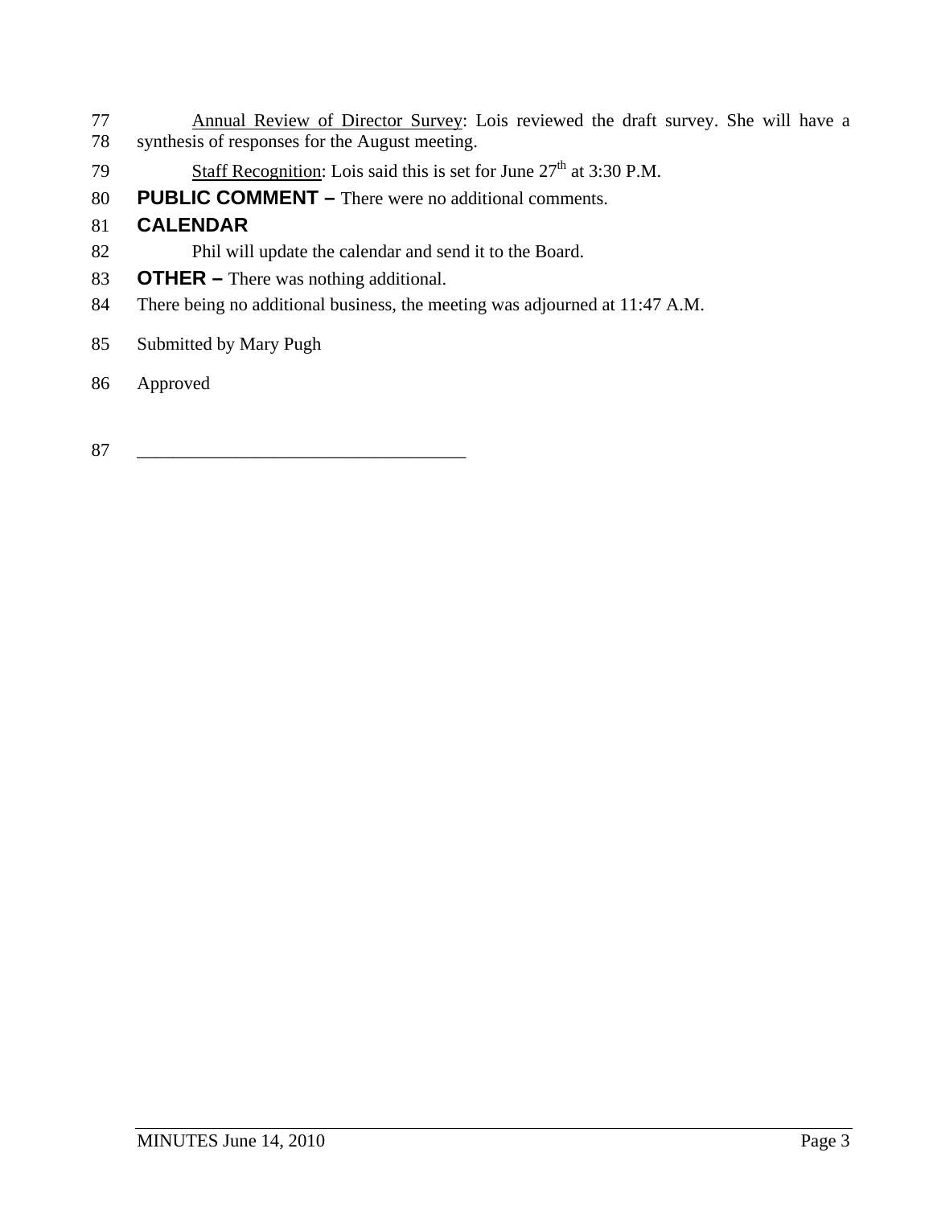Annual Review of Director Survey: Lois reviewed the draft survey. She will have a synthesis of responses for the August meeting.

Staff Recognition: Lois said this is set for June 27th at 3:30 P.M.

**PUBLIC COMMENT –** There were no additional comments.

## CALENDAR

Phil will update the calendar and send it to the Board.

**OTHER –** There was nothing additional.

There being no additional business, the meeting was adjourned at 11:47 A.M.

Submitted by Mary Pugh

Approved

___________________________________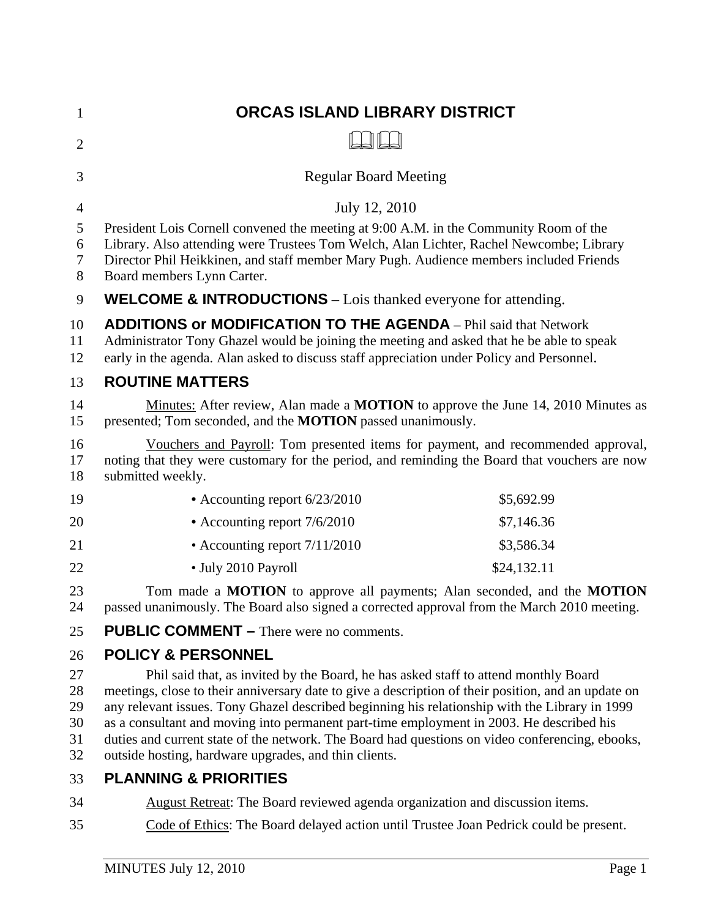# ORCAS ISLAND LIBRARY DISTRICT

📖📖

Regular Board Meeting

July 12, 2010

President Lois Cornell convened the meeting at 9:00 A.M. in the Community Room of the Library. Also attending were Trustees Tom Welch, Alan Lichter, Rachel Newcombe; Library Director Phil Heikkinen, and staff member Mary Pugh. Audience members included Friends Board members Lynn Carter.

**WELCOME & INTRODUCTIONS –** Lois thanked everyone for attending.

**ADDITIONS or MODIFICATION TO THE AGENDA** – Phil said that Network Administrator Tony Ghazel would be joining the meeting and asked that he be able to speak early in the agenda. Alan asked to discuss staff appreciation under Policy and Personnel.

## ROUTINE MATTERS

Minutes: After review, Alan made a **MOTION** to approve the June 14, 2010 Minutes as presented; Tom seconded, and the **MOTION** passed unanimously.

Vouchers and Payroll: Tom presented items for payment, and recommended approval, noting that they were customary for the period, and reminding the Board that vouchers are now submitted weekly.

| | |
|---|---|
| • Accounting report 6/23/2010 | $5,692.99 |
| • Accounting report 7/6/2010 | $7,146.36 |
| • Accounting report 7/11/2010 | $3,586.34 |
| • July 2010 Payroll | $24,132.11 |

Tom made a **MOTION** to approve all payments; Alan seconded, and the **MOTION** passed unanimously. The Board also signed a corrected approval from the March 2010 meeting.

**PUBLIC COMMENT –** There were no comments.

## POLICY & PERSONNEL

Phil said that, as invited by the Board, he has asked staff to attend monthly Board meetings, close to their anniversary date to give a description of their position, and an update on any relevant issues. Tony Ghazel described beginning his relationship with the Library in 1999 as a consultant and moving into permanent part-time employment in 2003. He described his duties and current state of the network. The Board had questions on video conferencing, ebooks, outside hosting, hardware upgrades, and thin clients.

## PLANNING & PRIORITIES

August Retreat: The Board reviewed agenda organization and discussion items.

Code of Ethics: The Board delayed action until Trustee Joan Pedrick could be present.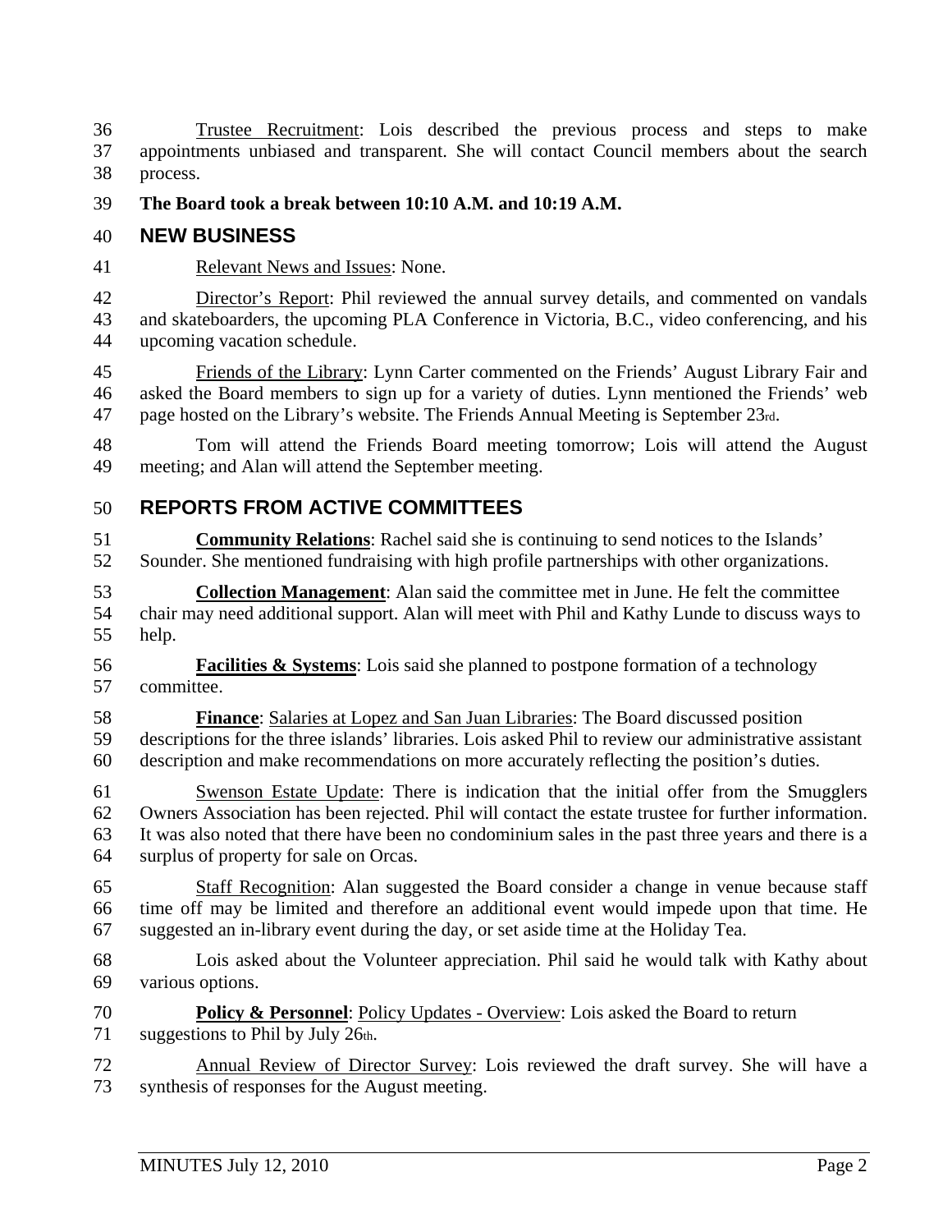Trustee Recruitment: Lois described the previous process and steps to make appointments unbiased and transparent. She will contact Council members about the search process.

**The Board took a break between 10:10 A.M. and 10:19 A.M.**

## NEW BUSINESS

Relevant News and Issues: None.

Director's Report: Phil reviewed the annual survey details, and commented on vandals and skateboarders, the upcoming PLA Conference in Victoria, B.C., video conferencing, and his upcoming vacation schedule.

Friends of the Library: Lynn Carter commented on the Friends' August Library Fair and asked the Board members to sign up for a variety of duties. Lynn mentioned the Friends' web page hosted on the Library's website. The Friends Annual Meeting is September 23rd.

Tom will attend the Friends Board meeting tomorrow; Lois will attend the August meeting; and Alan will attend the September meeting.

## REPORTS FROM ACTIVE COMMITTEES

**Community Relations**: Rachel said she is continuing to send notices to the Islands' Sounder. She mentioned fundraising with high profile partnerships with other organizations.

**Collection Management**: Alan said the committee met in June. He felt the committee chair may need additional support. Alan will meet with Phil and Kathy Lunde to discuss ways to help.

**Facilities & Systems**: Lois said she planned to postpone formation of a technology committee.

**Finance**: Salaries at Lopez and San Juan Libraries: The Board discussed position descriptions for the three islands' libraries. Lois asked Phil to review our administrative assistant description and make recommendations on more accurately reflecting the position's duties.

Swenson Estate Update: There is indication that the initial offer from the Smugglers Owners Association has been rejected. Phil will contact the estate trustee for further information. It was also noted that there have been no condominium sales in the past three years and there is a surplus of property for sale on Orcas.

Staff Recognition: Alan suggested the Board consider a change in venue because staff time off may be limited and therefore an additional event would impede upon that time. He suggested an in-library event during the day, or set aside time at the Holiday Tea.

Lois asked about the Volunteer appreciation. Phil said he would talk with Kathy about various options.

**Policy & Personnel**: Policy Updates - Overview: Lois asked the Board to return suggestions to Phil by July 26th.

Annual Review of Director Survey: Lois reviewed the draft survey. She will have a synthesis of responses for the August meeting.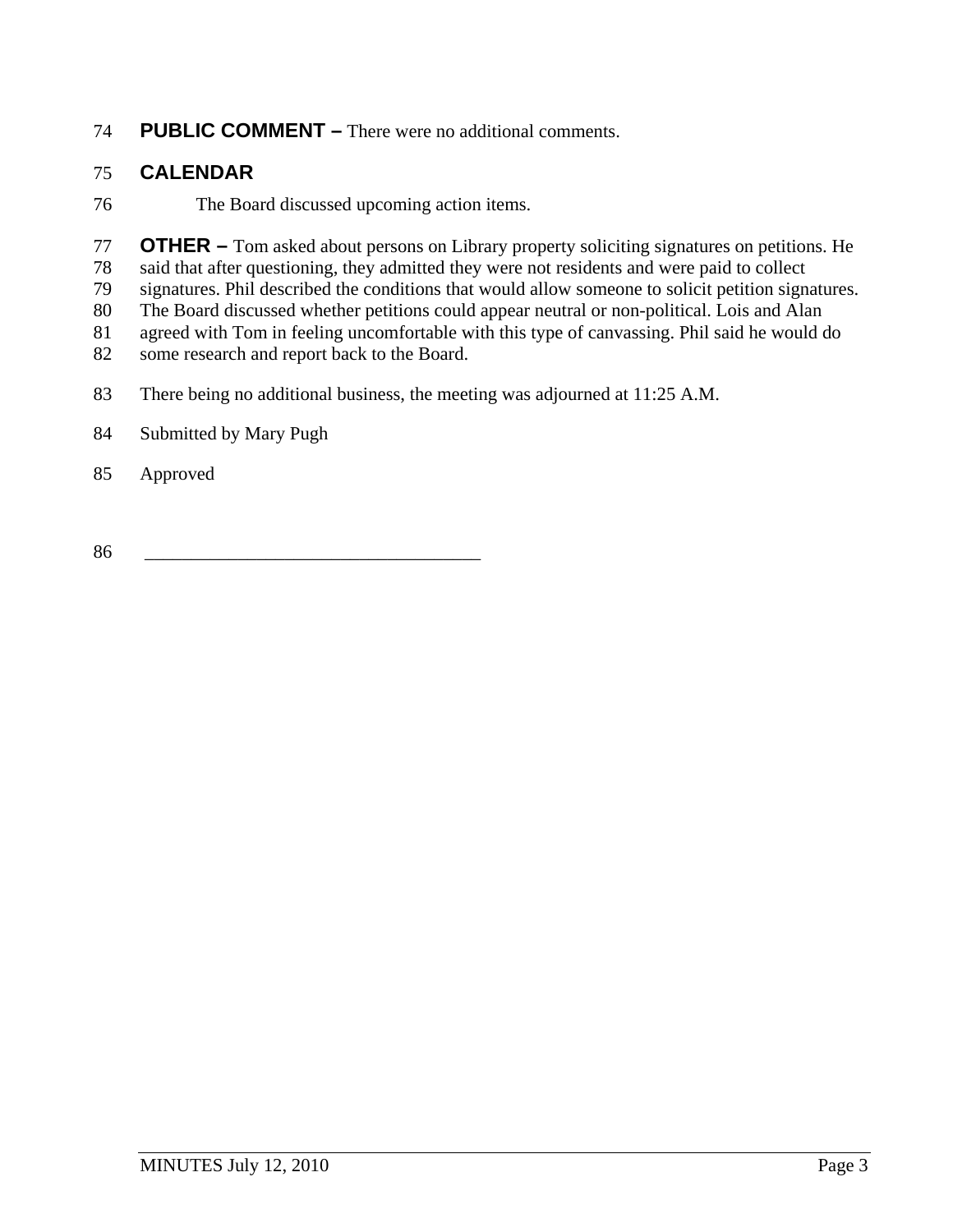**PUBLIC COMMENT –** There were no additional comments.

## CALENDAR

The Board discussed upcoming action items.

**OTHER –** Tom asked about persons on Library property soliciting signatures on petitions. He said that after questioning, they admitted they were not residents and were paid to collect signatures. Phil described the conditions that would allow someone to solicit petition signatures. The Board discussed whether petitions could appear neutral or non-political. Lois and Alan agreed with Tom in feeling uncomfortable with this type of canvassing. Phil said he would do some research and report back to the Board.

There being no additional business, the meeting was adjourned at 11:25 A.M.

Submitted by Mary Pugh

Approved

\_\_\_\_\_\_\_\_\_\_\_\_\_\_\_\_\_\_\_\_\_\_\_\_\_\_\_\_\_\_\_\_\_\_\_\_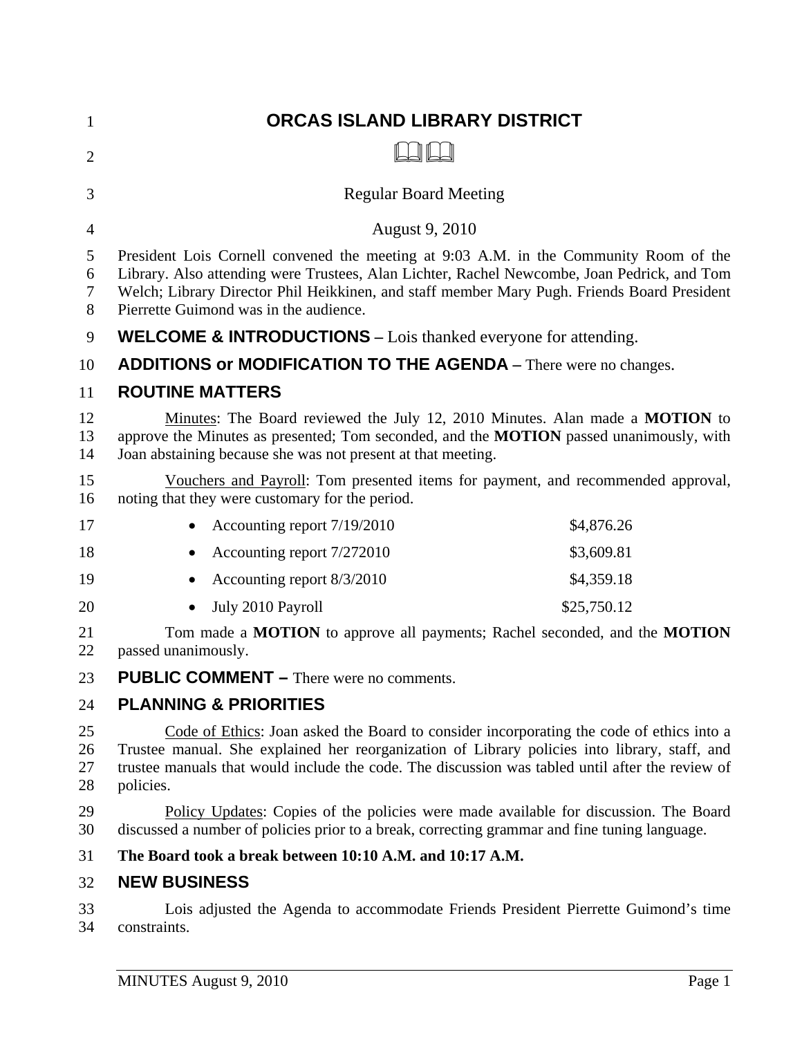# ORCAS ISLAND LIBRARY DISTRICT

Regular Board Meeting

August 9, 2010

President Lois Cornell convened the meeting at 9:03 A.M. in the Community Room of the Library. Also attending were Trustees, Alan Lichter, Rachel Newcombe, Joan Pedrick, and Tom Welch; Library Director Phil Heikkinen, and staff member Mary Pugh. Friends Board President Pierrette Guimond was in the audience.

## WELCOME & INTRODUCTIONS – Lois thanked everyone for attending.

## ADDITIONS or MODIFICATION TO THE AGENDA – There were no changes.

## ROUTINE MATTERS

Minutes: The Board reviewed the July 12, 2010 Minutes. Alan made a **MOTION** to approve the Minutes as presented; Tom seconded, and the **MOTION** passed unanimously, with Joan abstaining because she was not present at that meeting.

Vouchers and Payroll: Tom presented items for payment, and recommended approval, noting that they were customary for the period.

- Accounting report 7/19/2010 $4,876.26
- Accounting report 7/272010 $3,609.81
- Accounting report 8/3/2010 $4,359.18
- July 2010 Payroll $25,750.12

Tom made a **MOTION** to approve all payments; Rachel seconded, and the **MOTION** passed unanimously.

## PUBLIC COMMENT – There were no comments.

## PLANNING & PRIORITIES

Code of Ethics: Joan asked the Board to consider incorporating the code of ethics into a Trustee manual. She explained her reorganization of Library policies into library, staff, and trustee manuals that would include the code. The discussion was tabled until after the review of policies.

Policy Updates: Copies of the policies were made available for discussion. The Board discussed a number of policies prior to a break, correcting grammar and fine tuning language.

**The Board took a break between 10:10 A.M. and 10:17 A.M.**

## NEW BUSINESS

Lois adjusted the Agenda to accommodate Friends President Pierrette Guimond's time constraints.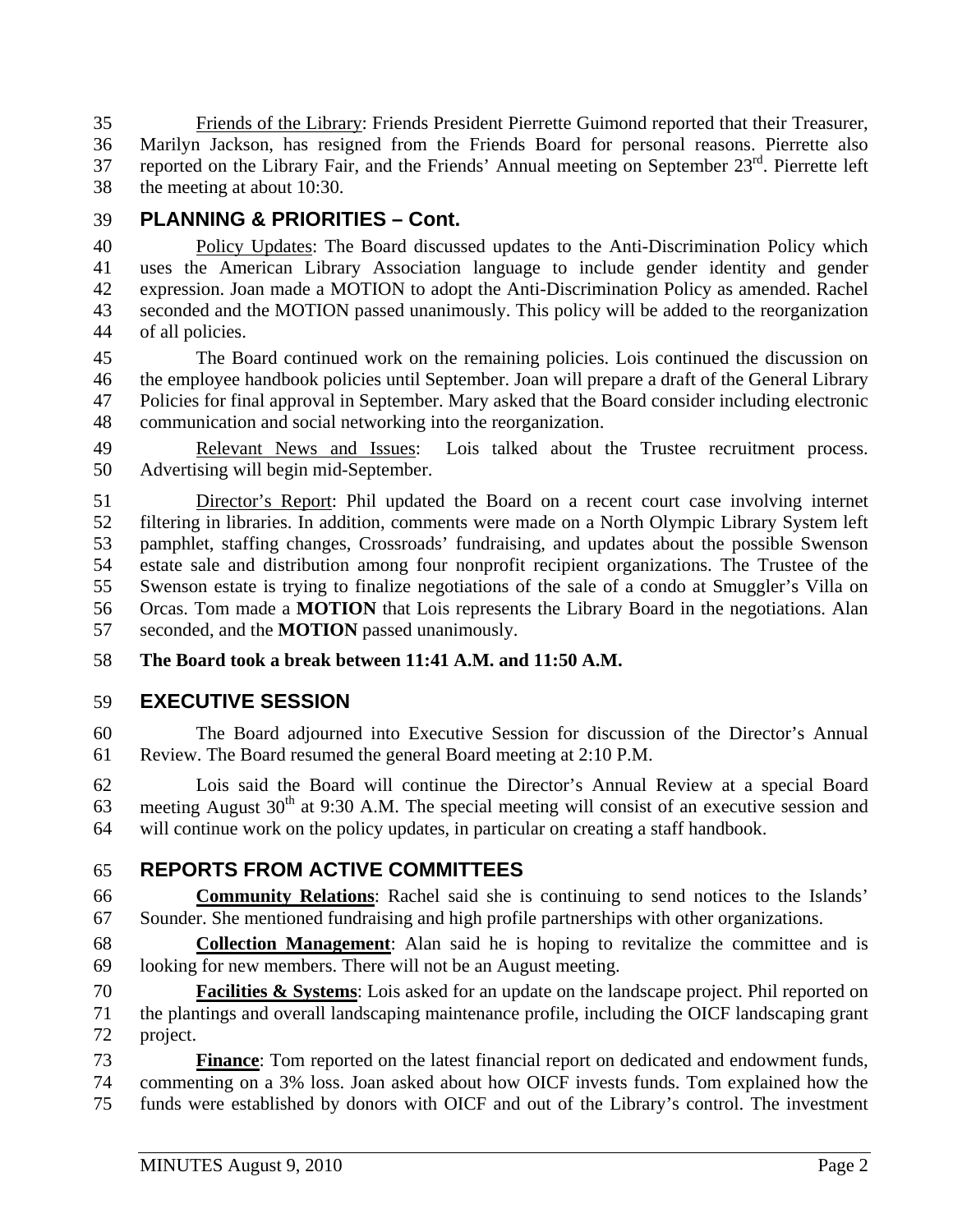Friends of the Library: Friends President Pierrette Guimond reported that their Treasurer, Marilyn Jackson, has resigned from the Friends Board for personal reasons. Pierrette also reported on the Library Fair, and the Friends' Annual meeting on September 23rd. Pierrette left the meeting at about 10:30.

## PLANNING & PRIORITIES – Cont.

Policy Updates: The Board discussed updates to the Anti-Discrimination Policy which uses the American Library Association language to include gender identity and gender expression. Joan made a MOTION to adopt the Anti-Discrimination Policy as amended. Rachel seconded and the MOTION passed unanimously. This policy will be added to the reorganization of all policies.

The Board continued work on the remaining policies. Lois continued the discussion on the employee handbook policies until September. Joan will prepare a draft of the General Library Policies for final approval in September. Mary asked that the Board consider including electronic communication and social networking into the reorganization.

Relevant News and Issues: Lois talked about the Trustee recruitment process. Advertising will begin mid-September.

Director's Report: Phil updated the Board on a recent court case involving internet filtering in libraries. In addition, comments were made on a North Olympic Library System left pamphlet, staffing changes, Crossroads' fundraising, and updates about the possible Swenson estate sale and distribution among four nonprofit recipient organizations. The Trustee of the Swenson estate is trying to finalize negotiations of the sale of a condo at Smuggler's Villa on Orcas. Tom made a **MOTION** that Lois represents the Library Board in the negotiations. Alan seconded, and the **MOTION** passed unanimously.

**The Board took a break between 11:41 A.M. and 11:50 A.M.**

## EXECUTIVE SESSION

The Board adjourned into Executive Session for discussion of the Director's Annual Review. The Board resumed the general Board meeting at 2:10 P.M.

Lois said the Board will continue the Director's Annual Review at a special Board meeting August 30th at 9:30 A.M. The special meeting will consist of an executive session and will continue work on the policy updates, in particular on creating a staff handbook.

## REPORTS FROM ACTIVE COMMITTEES

**Community Relations**: Rachel said she is continuing to send notices to the Islands' Sounder. She mentioned fundraising and high profile partnerships with other organizations.

**Collection Management**: Alan said he is hoping to revitalize the committee and is looking for new members. There will not be an August meeting.

**Facilities & Systems**: Lois asked for an update on the landscape project. Phil reported on the plantings and overall landscaping maintenance profile, including the OICF landscaping grant project.

**Finance**: Tom reported on the latest financial report on dedicated and endowment funds, commenting on a 3% loss. Joan asked about how OICF invests funds. Tom explained how the funds were established by donors with OICF and out of the Library's control. The investment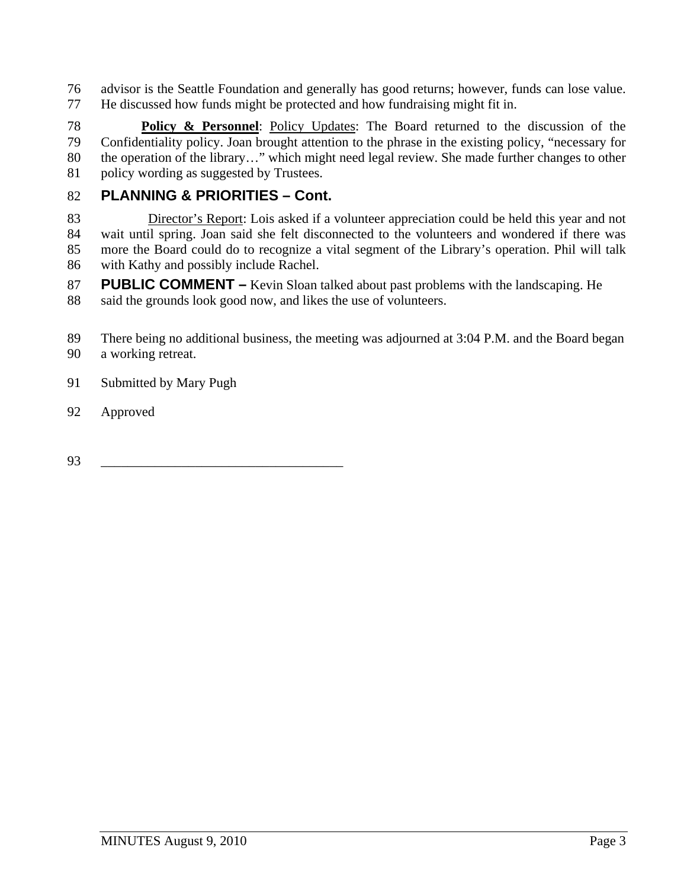advisor is the Seattle Foundation and generally has good returns; however, funds can lose value. He discussed how funds might be protected and how fundraising might fit in.

**Policy & Personnel**: Policy Updates: The Board returned to the discussion of the Confidentiality policy. Joan brought attention to the phrase in the existing policy, "necessary for the operation of the library…" which might need legal review. She made further changes to other policy wording as suggested by Trustees.

## PLANNING & PRIORITIES – Cont.

Director's Report: Lois asked if a volunteer appreciation could be held this year and not wait until spring. Joan said she felt disconnected to the volunteers and wondered if there was more the Board could do to recognize a vital segment of the Library's operation. Phil will talk with Kathy and possibly include Rachel.

**PUBLIC COMMENT –** Kevin Sloan talked about past problems with the landscaping. He said the grounds look good now, and likes the use of volunteers.

There being no additional business, the meeting was adjourned at 3:04 P.M. and the Board began a working retreat.

Submitted by Mary Pugh

Approved

___________________________________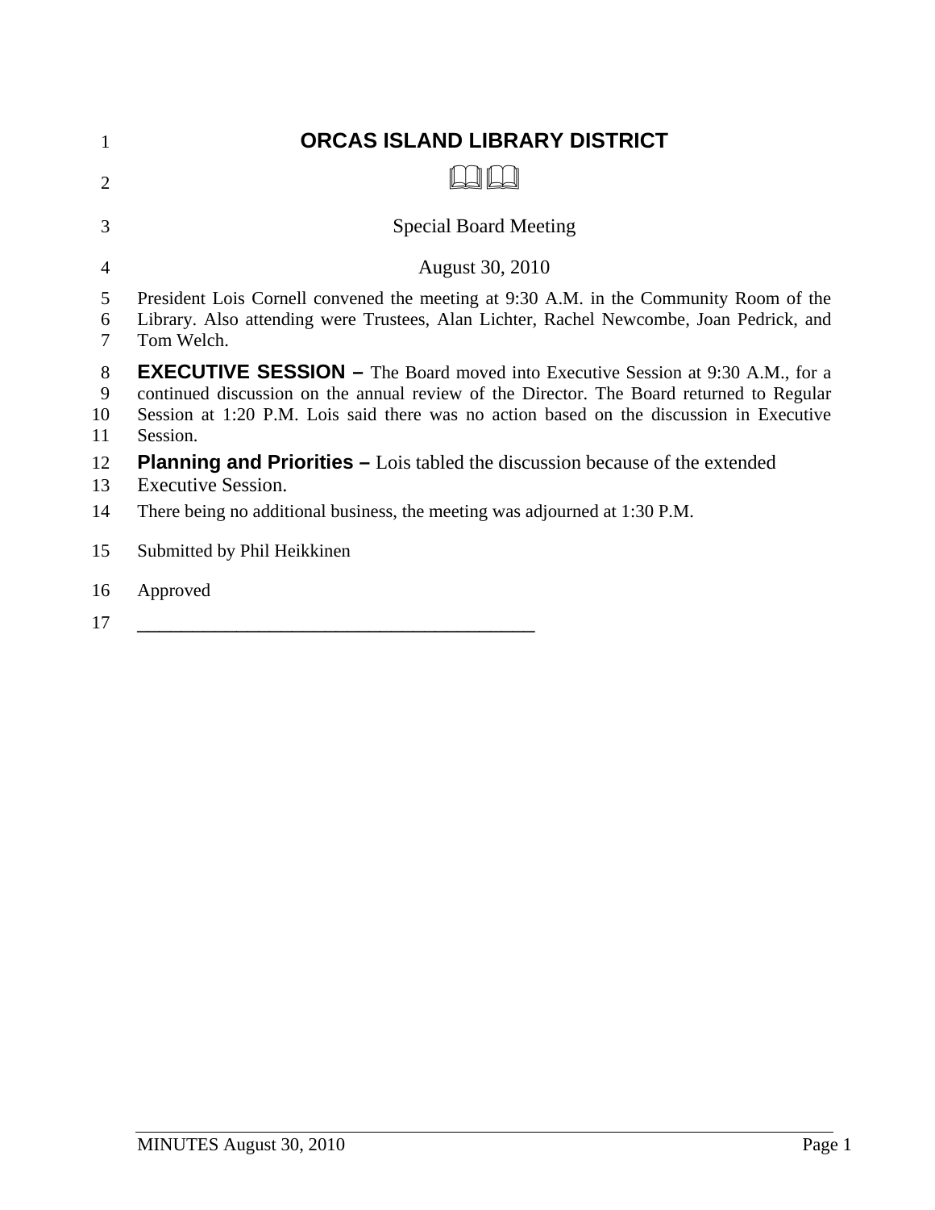# ORCAS ISLAND LIBRARY DISTRICT

Special Board Meeting

August 30, 2010

President Lois Cornell convened the meeting at 9:30 A.M. in the Community Room of the Library. Also attending were Trustees, Alan Lichter, Rachel Newcombe, Joan Pedrick, and Tom Welch.

**EXECUTIVE SESSION –** The Board moved into Executive Session at 9:30 A.M., for a continued discussion on the annual review of the Director. The Board returned to Regular Session at 1:20 P.M. Lois said there was no action based on the discussion in Executive Session.

**Planning and Priorities –** Lois tabled the discussion because of the extended Executive Session.

There being no additional business, the meeting was adjourned at 1:30 P.M.

Submitted by Phil Heikkinen

Approved

\_\_\_\_\_\_\_\_\_\_\_\_\_\_\_\_\_\_\_\_\_\_\_\_\_\_\_\_\_\_\_\_\_\_\_\_\_\_\_\_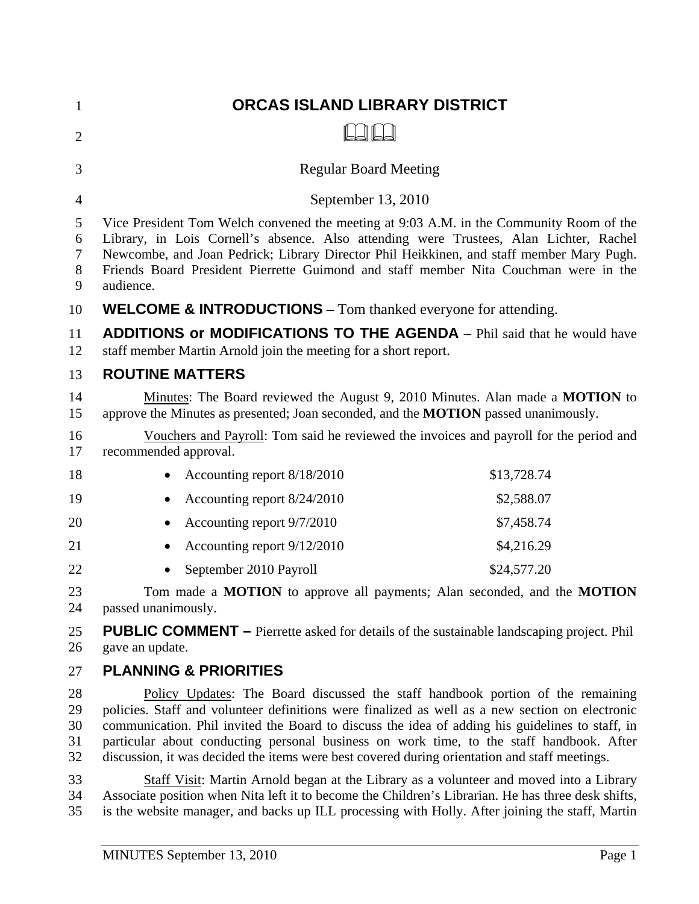# ORCAS ISLAND LIBRARY DISTRICT

Regular Board Meeting

September 13, 2010

Vice President Tom Welch convened the meeting at 9:03 A.M. in the Community Room of the Library, in Lois Cornell's absence. Also attending were Trustees, Alan Lichter, Rachel Newcombe, and Joan Pedrick; Library Director Phil Heikkinen, and staff member Mary Pugh. Friends Board President Pierrette Guimond and staff member Nita Couchman were in the audience.

**WELCOME & INTRODUCTIONS –** Tom thanked everyone for attending.

**ADDITIONS or MODIFICATIONS TO THE AGENDA –** Phil said that he would have staff member Martin Arnold join the meeting for a short report.

## ROUTINE MATTERS

Minutes: The Board reviewed the August 9, 2010 Minutes. Alan made a **MOTION** to approve the Minutes as presented; Joan seconded, and the **MOTION** passed unanimously.

Vouchers and Payroll: Tom said he reviewed the invoices and payroll for the period and recommended approval.

- Accounting report 8/18/2010 — $13,728.74
- Accounting report 8/24/2010 — $2,588.07
- Accounting report 9/7/2010 — $7,458.74
- Accounting report 9/12/2010 — $4,216.29
- September 2010 Payroll — $24,577.20

Tom made a **MOTION** to approve all payments; Alan seconded, and the **MOTION** passed unanimously.

**PUBLIC COMMENT –** Pierrette asked for details of the sustainable landscaping project. Phil gave an update.

## PLANNING & PRIORITIES

Policy Updates: The Board discussed the staff handbook portion of the remaining policies. Staff and volunteer definitions were finalized as well as a new section on electronic communication. Phil invited the Board to discuss the idea of adding his guidelines to staff, in particular about conducting personal business on work time, to the staff handbook. After discussion, it was decided the items were best covered during orientation and staff meetings.

Staff Visit: Martin Arnold began at the Library as a volunteer and moved into a Library Associate position when Nita left it to become the Children's Librarian. He has three desk shifts, is the website manager, and backs up ILL processing with Holly. After joining the staff, Martin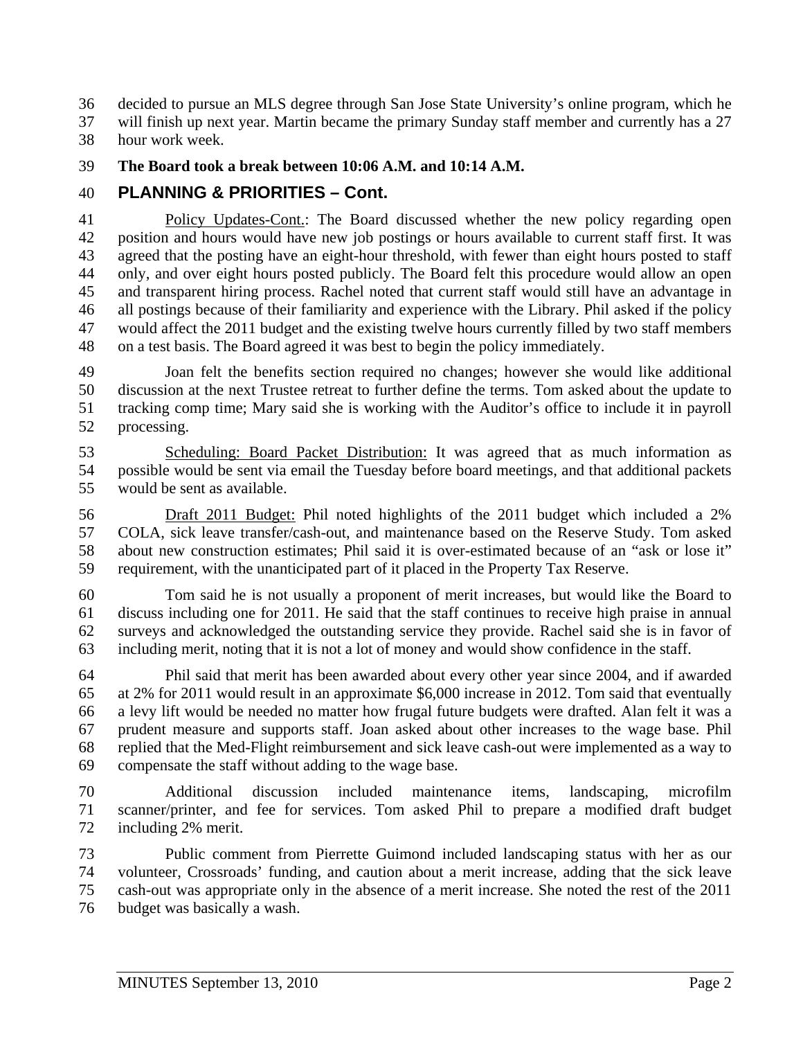decided to pursue an MLS degree through San Jose State University's online program, which he will finish up next year. Martin became the primary Sunday staff member and currently has a 27 hour work week.

**The Board took a break between 10:06 A.M. and 10:14 A.M.**

## PLANNING & PRIORITIES – Cont.

Policy Updates-Cont.: The Board discussed whether the new policy regarding open position and hours would have new job postings or hours available to current staff first. It was agreed that the posting have an eight-hour threshold, with fewer than eight hours posted to staff only, and over eight hours posted publicly. The Board felt this procedure would allow an open and transparent hiring process. Rachel noted that current staff would still have an advantage in all postings because of their familiarity and experience with the Library. Phil asked if the policy would affect the 2011 budget and the existing twelve hours currently filled by two staff members on a test basis. The Board agreed it was best to begin the policy immediately.

Joan felt the benefits section required no changes; however she would like additional discussion at the next Trustee retreat to further define the terms. Tom asked about the update to tracking comp time; Mary said she is working with the Auditor's office to include it in payroll processing.

Scheduling: Board Packet Distribution: It was agreed that as much information as possible would be sent via email the Tuesday before board meetings, and that additional packets would be sent as available.

Draft 2011 Budget: Phil noted highlights of the 2011 budget which included a 2% COLA, sick leave transfer/cash-out, and maintenance based on the Reserve Study. Tom asked about new construction estimates; Phil said it is over-estimated because of an "ask or lose it" requirement, with the unanticipated part of it placed in the Property Tax Reserve.

Tom said he is not usually a proponent of merit increases, but would like the Board to discuss including one for 2011. He said that the staff continues to receive high praise in annual surveys and acknowledged the outstanding service they provide. Rachel said she is in favor of including merit, noting that it is not a lot of money and would show confidence in the staff.

Phil said that merit has been awarded about every other year since 2004, and if awarded at 2% for 2011 would result in an approximate $6,000 increase in 2012. Tom said that eventually a levy lift would be needed no matter how frugal future budgets were drafted. Alan felt it was a prudent measure and supports staff. Joan asked about other increases to the wage base. Phil replied that the Med-Flight reimbursement and sick leave cash-out were implemented as a way to compensate the staff without adding to the wage base.

Additional discussion included maintenance items, landscaping, microfilm scanner/printer, and fee for services. Tom asked Phil to prepare a modified draft budget including 2% merit.

Public comment from Pierrette Guimond included landscaping status with her as our volunteer, Crossroads' funding, and caution about a merit increase, adding that the sick leave cash-out was appropriate only in the absence of a merit increase. She noted the rest of the 2011 budget was basically a wash.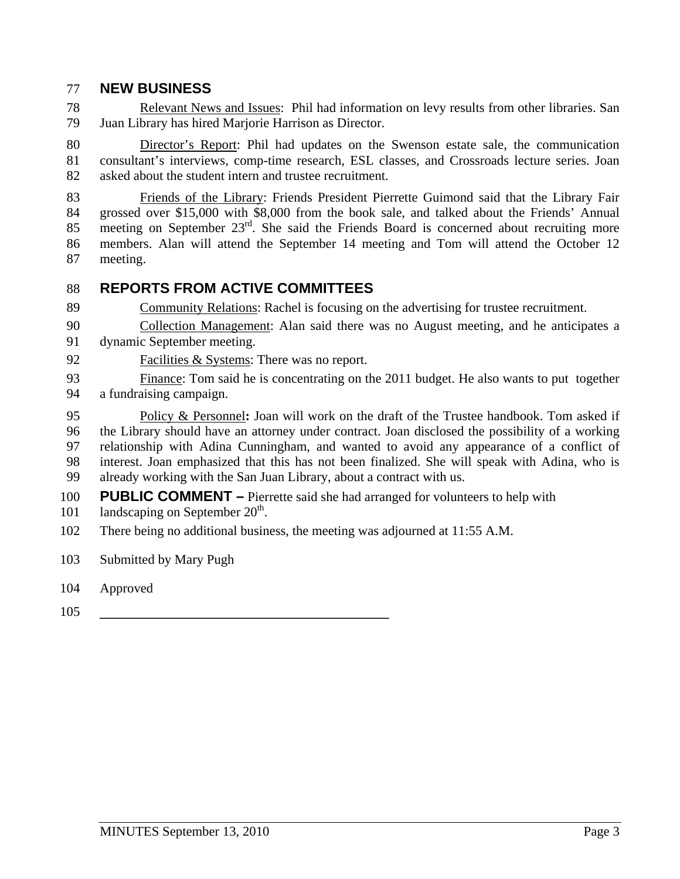## NEW BUSINESS

Relevant News and Issues: Phil had information on levy results from other libraries. San Juan Library has hired Marjorie Harrison as Director.

Director's Report: Phil had updates on the Swenson estate sale, the communication consultant's interviews, comp-time research, ESL classes, and Crossroads lecture series. Joan asked about the student intern and trustee recruitment.

Friends of the Library: Friends President Pierrette Guimond said that the Library Fair grossed over $15,000 with $8,000 from the book sale, and talked about the Friends' Annual meeting on September 23rd. She said the Friends Board is concerned about recruiting more members. Alan will attend the September 14 meeting and Tom will attend the October 12 meeting.

## REPORTS FROM ACTIVE COMMITTEES

Community Relations: Rachel is focusing on the advertising for trustee recruitment.

Collection Management: Alan said there was no August meeting, and he anticipates a dynamic September meeting.

Facilities & Systems: There was no report.

Finance: Tom said he is concentrating on the 2011 budget. He also wants to put together a fundraising campaign.

Policy & Personnel**:** Joan will work on the draft of the Trustee handbook. Tom asked if the Library should have an attorney under contract. Joan disclosed the possibility of a working relationship with Adina Cunningham, and wanted to avoid any appearance of a conflict of interest. Joan emphasized that this has not been finalized. She will speak with Adina, who is already working with the San Juan Library, about a contract with us.

**PUBLIC COMMENT –** Pierrette said she had arranged for volunteers to help with landscaping on September 20th.

There being no additional business, the meeting was adjourned at 11:55 A.M.

Submitted by Mary Pugh

Approved

\_\_\_\_\_\_\_\_\_\_\_\_\_\_\_\_\_\_\_\_\_\_\_\_\_\_\_\_\_\_\_\_\_\_\_\_\_\_\_\_\_\_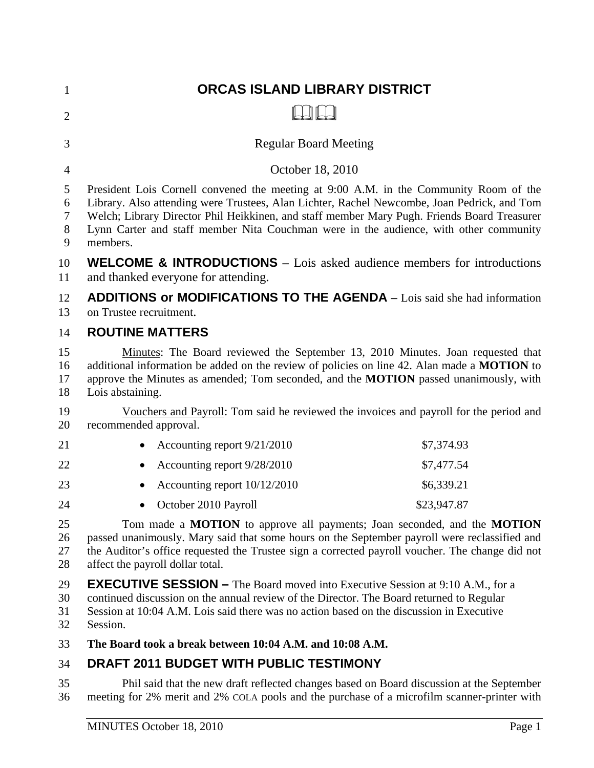# ORCAS ISLAND LIBRARY DISTRICT

Regular Board Meeting

October 18, 2010

President Lois Cornell convened the meeting at 9:00 A.M. in the Community Room of the Library. Also attending were Trustees, Alan Lichter, Rachel Newcombe, Joan Pedrick, and Tom Welch; Library Director Phil Heikkinen, and staff member Mary Pugh. Friends Board Treasurer Lynn Carter and staff member Nita Couchman were in the audience, with other community members.

**WELCOME & INTRODUCTIONS –** Lois asked audience members for introductions and thanked everyone for attending.

**ADDITIONS or MODIFICATIONS TO THE AGENDA –** Lois said she had information on Trustee recruitment.

## ROUTINE MATTERS

Minutes: The Board reviewed the September 13, 2010 Minutes. Joan requested that additional information be added on the review of policies on line 42. Alan made a **MOTION** to approve the Minutes as amended; Tom seconded, and the **MOTION** passed unanimously, with Lois abstaining.

Vouchers and Payroll: Tom said he reviewed the invoices and payroll for the period and recommended approval.

| | |
|---|---|
| • Accounting report 9/21/2010 | $7,374.93 |
| • Accounting report 9/28/2010 | $7,477.54 |
| • Accounting report 10/12/2010 | $6,339.21 |
| • October 2010 Payroll | $23,947.87 |

Tom made a **MOTION** to approve all payments; Joan seconded, and the **MOTION** passed unanimously. Mary said that some hours on the September payroll were reclassified and the Auditor's office requested the Trustee sign a corrected payroll voucher. The change did not affect the payroll dollar total.

**EXECUTIVE SESSION –** The Board moved into Executive Session at 9:10 A.M., for a continued discussion on the annual review of the Director. The Board returned to Regular Session at 10:04 A.M. Lois said there was no action based on the discussion in Executive Session.

**The Board took a break between 10:04 A.M. and 10:08 A.M.**

## DRAFT 2011 BUDGET WITH PUBLIC TESTIMONY

Phil said that the new draft reflected changes based on Board discussion at the September meeting for 2% merit and 2% COLA pools and the purchase of a microfilm scanner-printer with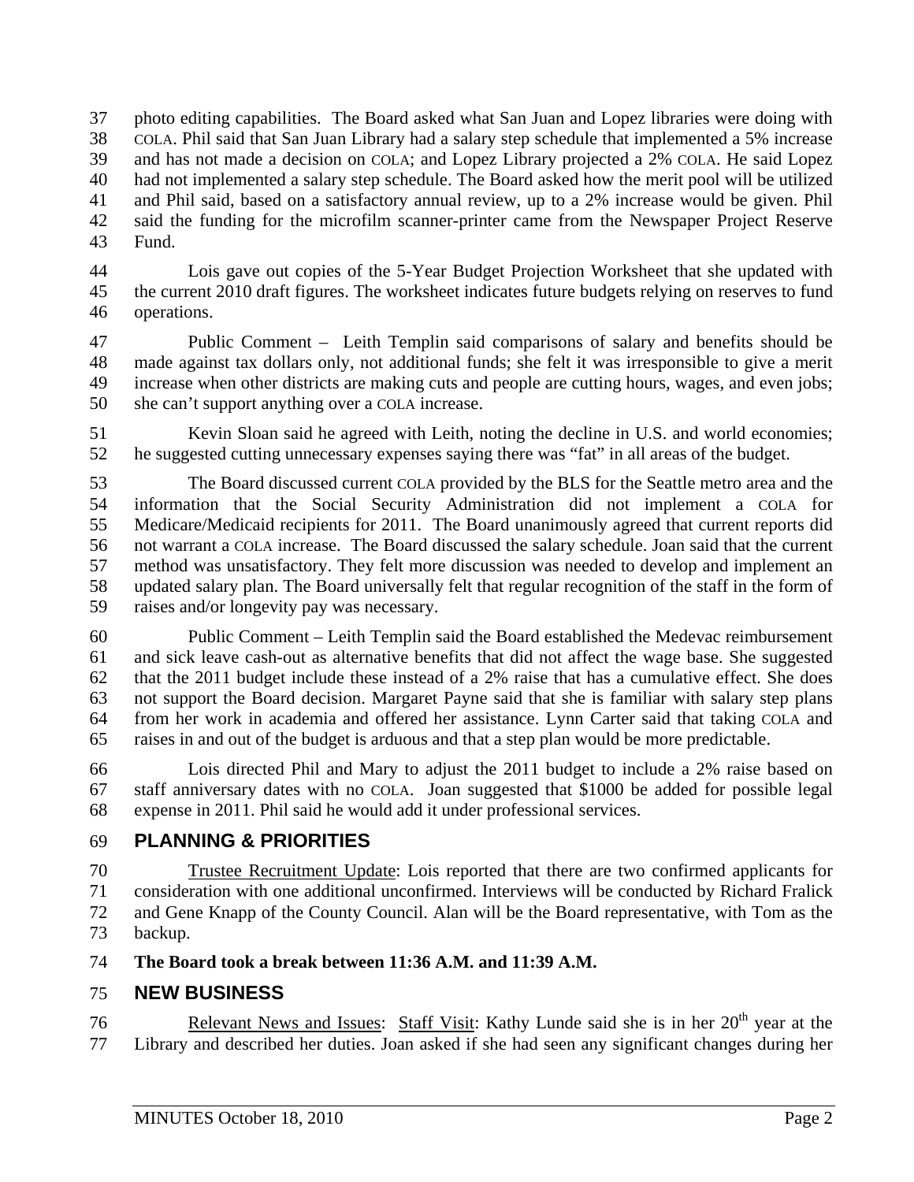photo editing capabilities. The Board asked what San Juan and Lopez libraries were doing with COLA. Phil said that San Juan Library had a salary step schedule that implemented a 5% increase and has not made a decision on COLA; and Lopez Library projected a 2% COLA. He said Lopez had not implemented a salary step schedule. The Board asked how the merit pool will be utilized and Phil said, based on a satisfactory annual review, up to a 2% increase would be given. Phil said the funding for the microfilm scanner-printer came from the Newspaper Project Reserve Fund.

Lois gave out copies of the 5-Year Budget Projection Worksheet that she updated with the current 2010 draft figures. The worksheet indicates future budgets relying on reserves to fund operations.

Public Comment – Leith Templin said comparisons of salary and benefits should be made against tax dollars only, not additional funds; she felt it was irresponsible to give a merit increase when other districts are making cuts and people are cutting hours, wages, and even jobs; she can't support anything over a COLA increase.

Kevin Sloan said he agreed with Leith, noting the decline in U.S. and world economies; he suggested cutting unnecessary expenses saying there was "fat" in all areas of the budget.

The Board discussed current COLA provided by the BLS for the Seattle metro area and the information that the Social Security Administration did not implement a COLA for Medicare/Medicaid recipients for 2011. The Board unanimously agreed that current reports did not warrant a COLA increase. The Board discussed the salary schedule. Joan said that the current method was unsatisfactory. They felt more discussion was needed to develop and implement an updated salary plan. The Board universally felt that regular recognition of the staff in the form of raises and/or longevity pay was necessary.

Public Comment – Leith Templin said the Board established the Medevac reimbursement and sick leave cash-out as alternative benefits that did not affect the wage base. She suggested that the 2011 budget include these instead of a 2% raise that has a cumulative effect. She does not support the Board decision. Margaret Payne said that she is familiar with salary step plans from her work in academia and offered her assistance. Lynn Carter said that taking COLA and raises in and out of the budget is arduous and that a step plan would be more predictable.

Lois directed Phil and Mary to adjust the 2011 budget to include a 2% raise based on staff anniversary dates with no COLA. Joan suggested that $1000 be added for possible legal expense in 2011. Phil said he would add it under professional services.

## PLANNING & PRIORITIES

Trustee Recruitment Update: Lois reported that there are two confirmed applicants for consideration with one additional unconfirmed. Interviews will be conducted by Richard Fralick and Gene Knapp of the County Council. Alan will be the Board representative, with Tom as the backup.

**The Board took a break between 11:36 A.M. and 11:39 A.M.**

## NEW BUSINESS

Relevant News and Issues: Staff Visit: Kathy Lunde said she is in her 20th year at the Library and described her duties. Joan asked if she had seen any significant changes during her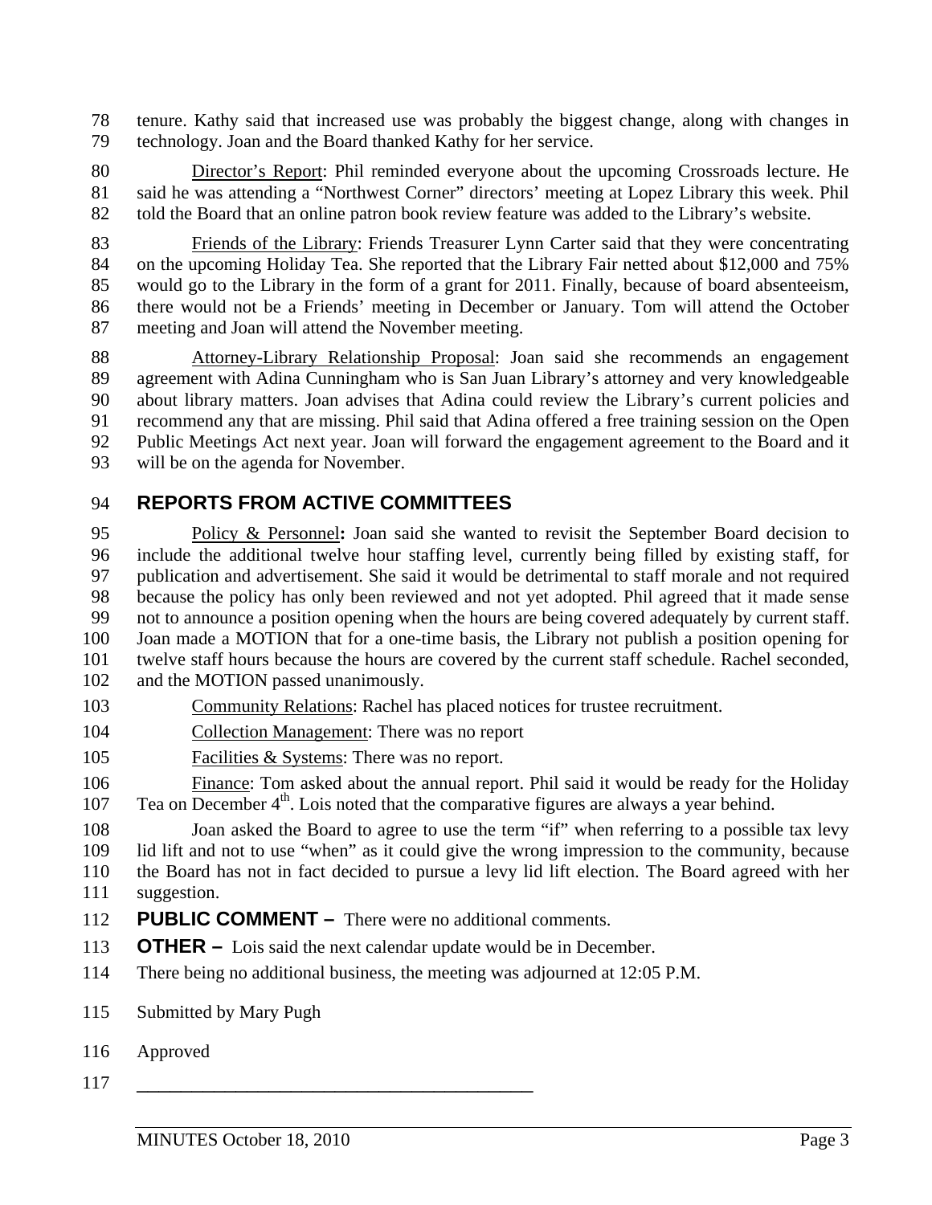tenure. Kathy said that increased use was probably the biggest change, along with changes in technology. Joan and the Board thanked Kathy for her service.

Director's Report: Phil reminded everyone about the upcoming Crossroads lecture. He said he was attending a "Northwest Corner" directors' meeting at Lopez Library this week. Phil told the Board that an online patron book review feature was added to the Library's website.

Friends of the Library: Friends Treasurer Lynn Carter said that they were concentrating on the upcoming Holiday Tea. She reported that the Library Fair netted about $12,000 and 75% would go to the Library in the form of a grant for 2011. Finally, because of board absenteeism, there would not be a Friends' meeting in December or January. Tom will attend the October meeting and Joan will attend the November meeting.

Attorney-Library Relationship Proposal: Joan said she recommends an engagement agreement with Adina Cunningham who is San Juan Library's attorney and very knowledgeable about library matters. Joan advises that Adina could review the Library's current policies and recommend any that are missing. Phil said that Adina offered a free training session on the Open Public Meetings Act next year. Joan will forward the engagement agreement to the Board and it will be on the agenda for November.

## REPORTS FROM ACTIVE COMMITTEES

Policy & Personnel**:** Joan said she wanted to revisit the September Board decision to include the additional twelve hour staffing level, currently being filled by existing staff, for publication and advertisement. She said it would be detrimental to staff morale and not required because the policy has only been reviewed and not yet adopted. Phil agreed that it made sense not to announce a position opening when the hours are being covered adequately by current staff. Joan made a MOTION that for a one-time basis, the Library not publish a position opening for twelve staff hours because the hours are covered by the current staff schedule. Rachel seconded, and the MOTION passed unanimously.

Community Relations: Rachel has placed notices for trustee recruitment.

Collection Management: There was no report

Facilities & Systems: There was no report.

Finance: Tom asked about the annual report. Phil said it would be ready for the Holiday Tea on December 4th. Lois noted that the comparative figures are always a year behind.

Joan asked the Board to agree to use the term "if" when referring to a possible tax levy lid lift and not to use "when" as it could give the wrong impression to the community, because the Board has not in fact decided to pursue a levy lid lift election. The Board agreed with her suggestion.

**PUBLIC COMMENT –** There were no additional comments.

**OTHER –** Lois said the next calendar update would be in December.

There being no additional business, the meeting was adjourned at 12:05 P.M.

Submitted by Mary Pugh

Approved

\_\_\_\_\_\_\_\_\_\_\_\_\_\_\_\_\_\_\_\_\_\_\_\_\_\_\_\_\_\_\_\_\_\_\_\_\_\_\_\_\_\_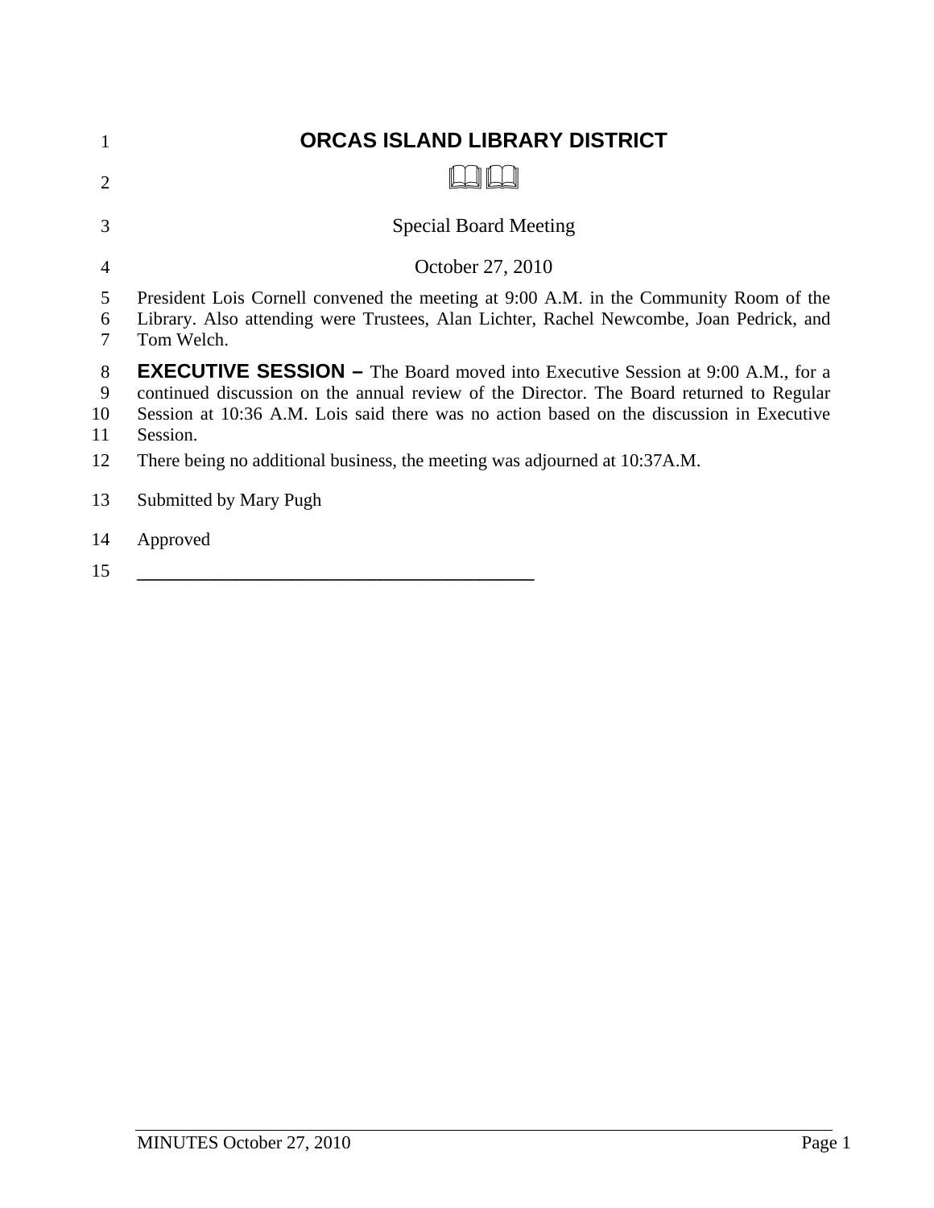# ORCAS ISLAND LIBRARY DISTRICT

Special Board Meeting

October 27, 2010

President Lois Cornell convened the meeting at 9:00 A.M. in the Community Room of the Library. Also attending were Trustees, Alan Lichter, Rachel Newcombe, Joan Pedrick, and Tom Welch.

**EXECUTIVE SESSION –** The Board moved into Executive Session at 9:00 A.M., for a continued discussion on the annual review of the Director. The Board returned to Regular Session at 10:36 A.M. Lois said there was no action based on the discussion in Executive Session.

There being no additional business, the meeting was adjourned at 10:37A.M.

Submitted by Mary Pugh

Approved

\_\_\_\_\_\_\_\_\_\_\_\_\_\_\_\_\_\_\_\_\_\_\_\_\_\_\_\_\_\_\_\_\_\_\_\_\_\_\_\_\_\_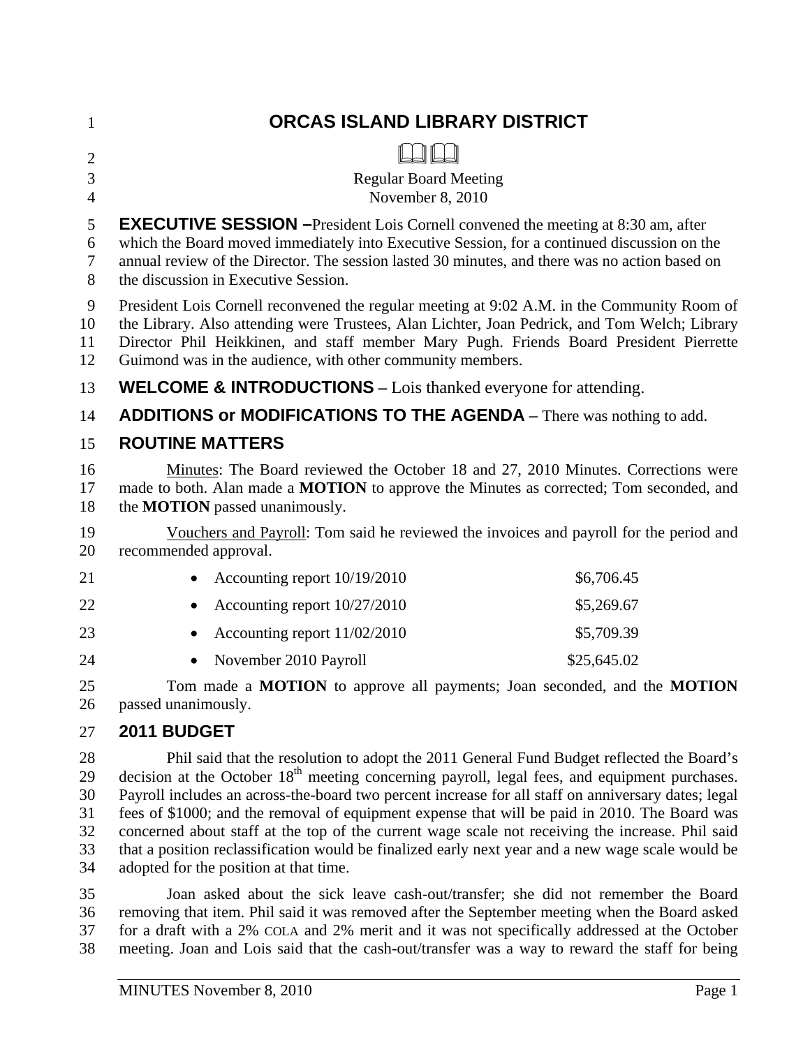# ORCAS ISLAND LIBRARY DISTRICT

Regular Board Meeting
November 8, 2010

**EXECUTIVE SESSION –** President Lois Cornell convened the meeting at 8:30 am, after which the Board moved immediately into Executive Session, for a continued discussion on the annual review of the Director. The session lasted 30 minutes, and there was no action based on the discussion in Executive Session.

President Lois Cornell reconvened the regular meeting at 9:02 A.M. in the Community Room of the Library. Also attending were Trustees, Alan Lichter, Joan Pedrick, and Tom Welch; Library Director Phil Heikkinen, and staff member Mary Pugh. Friends Board President Pierrette Guimond was in the audience, with other community members.

**WELCOME & INTRODUCTIONS –** Lois thanked everyone for attending.

**ADDITIONS or MODIFICATIONS TO THE AGENDA –** There was nothing to add.

## ROUTINE MATTERS

Minutes: The Board reviewed the October 18 and 27, 2010 Minutes. Corrections were made to both. Alan made a **MOTION** to approve the Minutes as corrected; Tom seconded, and the **MOTION** passed unanimously.

Vouchers and Payroll: Tom said he reviewed the invoices and payroll for the period and recommended approval.

- Accounting report 10/19/2010 — $6,706.45
- Accounting report 10/27/2010 — $5,269.67
- Accounting report 11/02/2010 — $5,709.39
- November 2010 Payroll — $25,645.02

Tom made a **MOTION** to approve all payments; Joan seconded, and the **MOTION** passed unanimously.

## 2011 BUDGET

Phil said that the resolution to adopt the 2011 General Fund Budget reflected the Board's decision at the October 18th meeting concerning payroll, legal fees, and equipment purchases. Payroll includes an across-the-board two percent increase for all staff on anniversary dates; legal fees of $1000; and the removal of equipment expense that will be paid in 2010. The Board was concerned about staff at the top of the current wage scale not receiving the increase. Phil said that a position reclassification would be finalized early next year and a new wage scale would be adopted for the position at that time.

Joan asked about the sick leave cash-out/transfer; she did not remember the Board removing that item. Phil said it was removed after the September meeting when the Board asked for a draft with a 2% COLA and 2% merit and it was not specifically addressed at the October meeting. Joan and Lois said that the cash-out/transfer was a way to reward the staff for being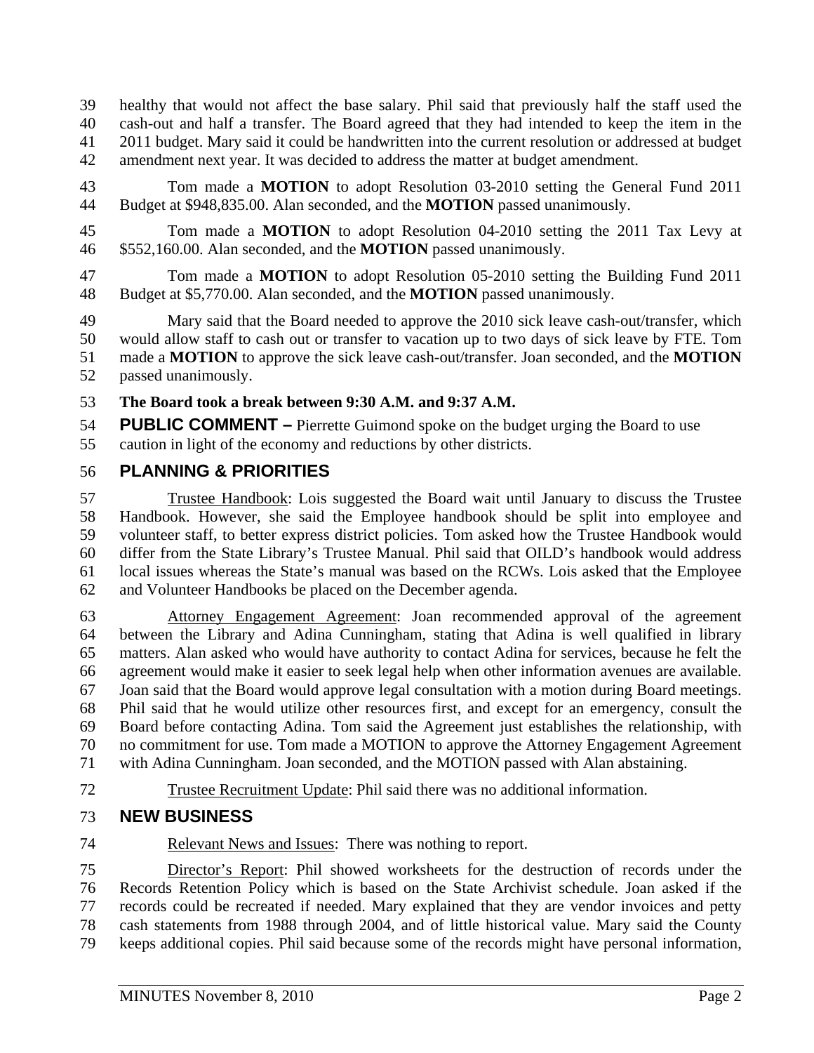healthy that would not affect the base salary. Phil said that previously half the staff used the cash-out and half a transfer. The Board agreed that they had intended to keep the item in the 2011 budget. Mary said it could be handwritten into the current resolution or addressed at budget amendment next year. It was decided to address the matter at budget amendment.

Tom made a **MOTION** to adopt Resolution 03-2010 setting the General Fund 2011 Budget at $948,835.00. Alan seconded, and the **MOTION** passed unanimously.

Tom made a **MOTION** to adopt Resolution 04-2010 setting the 2011 Tax Levy at $552,160.00. Alan seconded, and the **MOTION** passed unanimously.

Tom made a **MOTION** to adopt Resolution 05-2010 setting the Building Fund 2011 Budget at $5,770.00. Alan seconded, and the **MOTION** passed unanimously.

Mary said that the Board needed to approve the 2010 sick leave cash-out/transfer, which would allow staff to cash out or transfer to vacation up to two days of sick leave by FTE. Tom made a **MOTION** to approve the sick leave cash-out/transfer. Joan seconded, and the **MOTION** passed unanimously.

**The Board took a break between 9:30 A.M. and 9:37 A.M.**

**PUBLIC COMMENT –** Pierrette Guimond spoke on the budget urging the Board to use caution in light of the economy and reductions by other districts.

## PLANNING & PRIORITIES

Trustee Handbook: Lois suggested the Board wait until January to discuss the Trustee Handbook. However, she said the Employee handbook should be split into employee and volunteer staff, to better express district policies. Tom asked how the Trustee Handbook would differ from the State Library's Trustee Manual. Phil said that OILD's handbook would address local issues whereas the State's manual was based on the RCWs. Lois asked that the Employee and Volunteer Handbooks be placed on the December agenda.

Attorney Engagement Agreement: Joan recommended approval of the agreement between the Library and Adina Cunningham, stating that Adina is well qualified in library matters. Alan asked who would have authority to contact Adina for services, because he felt the agreement would make it easier to seek legal help when other information avenues are available. Joan said that the Board would approve legal consultation with a motion during Board meetings. Phil said that he would utilize other resources first, and except for an emergency, consult the Board before contacting Adina. Tom said the Agreement just establishes the relationship, with no commitment for use. Tom made a MOTION to approve the Attorney Engagement Agreement with Adina Cunningham. Joan seconded, and the MOTION passed with Alan abstaining.

Trustee Recruitment Update: Phil said there was no additional information.

## NEW BUSINESS

Relevant News and Issues: There was nothing to report.

Director's Report: Phil showed worksheets for the destruction of records under the Records Retention Policy which is based on the State Archivist schedule. Joan asked if the records could be recreated if needed. Mary explained that they are vendor invoices and petty cash statements from 1988 through 2004, and of little historical value. Mary said the County keeps additional copies. Phil said because some of the records might have personal information,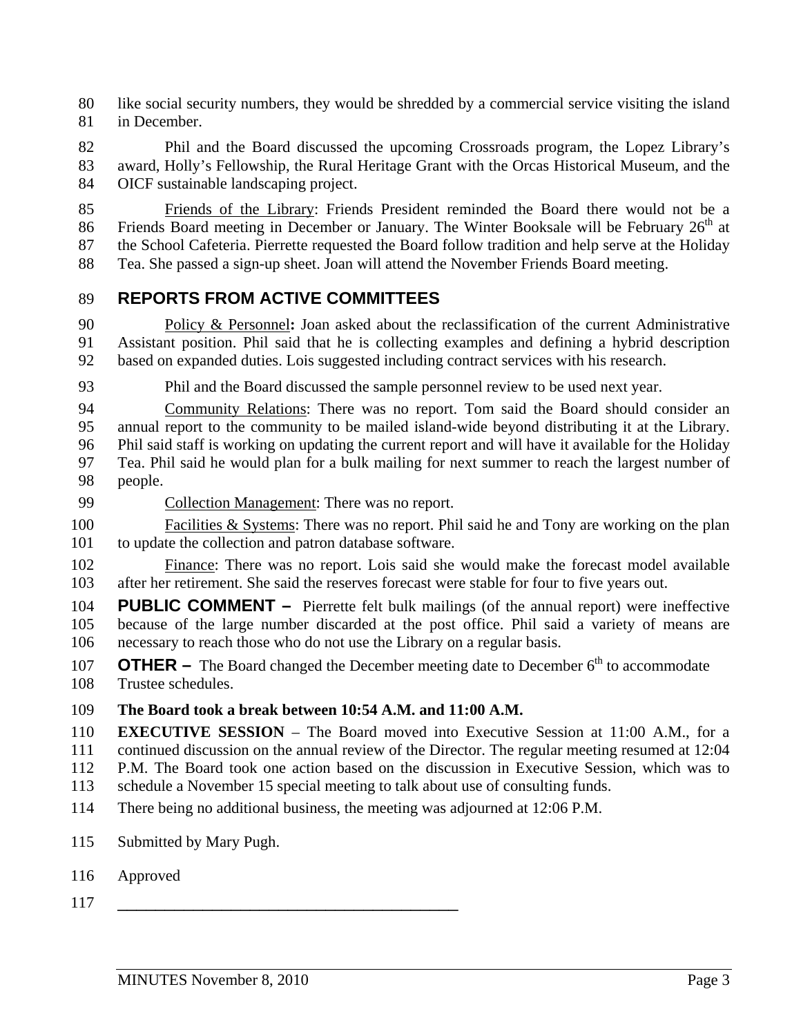like social security numbers, they would be shredded by a commercial service visiting the island in December.

Phil and the Board discussed the upcoming Crossroads program, the Lopez Library's award, Holly's Fellowship, the Rural Heritage Grant with the Orcas Historical Museum, and the OICF sustainable landscaping project.

Friends of the Library: Friends President reminded the Board there would not be a Friends Board meeting in December or January. The Winter Booksale will be February 26th at the School Cafeteria. Pierrette requested the Board follow tradition and help serve at the Holiday Tea. She passed a sign-up sheet. Joan will attend the November Friends Board meeting.

## REPORTS FROM ACTIVE COMMITTEES

Policy & Personnel**:** Joan asked about the reclassification of the current Administrative Assistant position. Phil said that he is collecting examples and defining a hybrid description based on expanded duties. Lois suggested including contract services with his research.

Phil and the Board discussed the sample personnel review to be used next year.

Community Relations: There was no report. Tom said the Board should consider an annual report to the community to be mailed island-wide beyond distributing it at the Library. Phil said staff is working on updating the current report and will have it available for the Holiday Tea. Phil said he would plan for a bulk mailing for next summer to reach the largest number of people.

Collection Management: There was no report.

Facilities & Systems: There was no report. Phil said he and Tony are working on the plan to update the collection and patron database software.

Finance: There was no report. Lois said she would make the forecast model available after her retirement. She said the reserves forecast were stable for four to five years out.

**PUBLIC COMMENT –** Pierrette felt bulk mailings (of the annual report) were ineffective because of the large number discarded at the post office. Phil said a variety of means are necessary to reach those who do not use the Library on a regular basis.

**OTHER –** The Board changed the December meeting date to December 6th to accommodate Trustee schedules.

**The Board took a break between 10:54 A.M. and 11:00 A.M.**

**EXECUTIVE SESSION** – The Board moved into Executive Session at 11:00 A.M., for a continued discussion on the annual review of the Director. The regular meeting resumed at 12:04 P.M. The Board took one action based on the discussion in Executive Session, which was to schedule a November 15 special meeting to talk about use of consulting funds.

There being no additional business, the meeting was adjourned at 12:06 P.M.

Submitted by Mary Pugh.

Approved

\_\_\_\_\_\_\_\_\_\_\_\_\_\_\_\_\_\_\_\_\_\_\_\_\_\_\_\_\_\_\_\_\_\_\_\_\_\_\_\_\_\_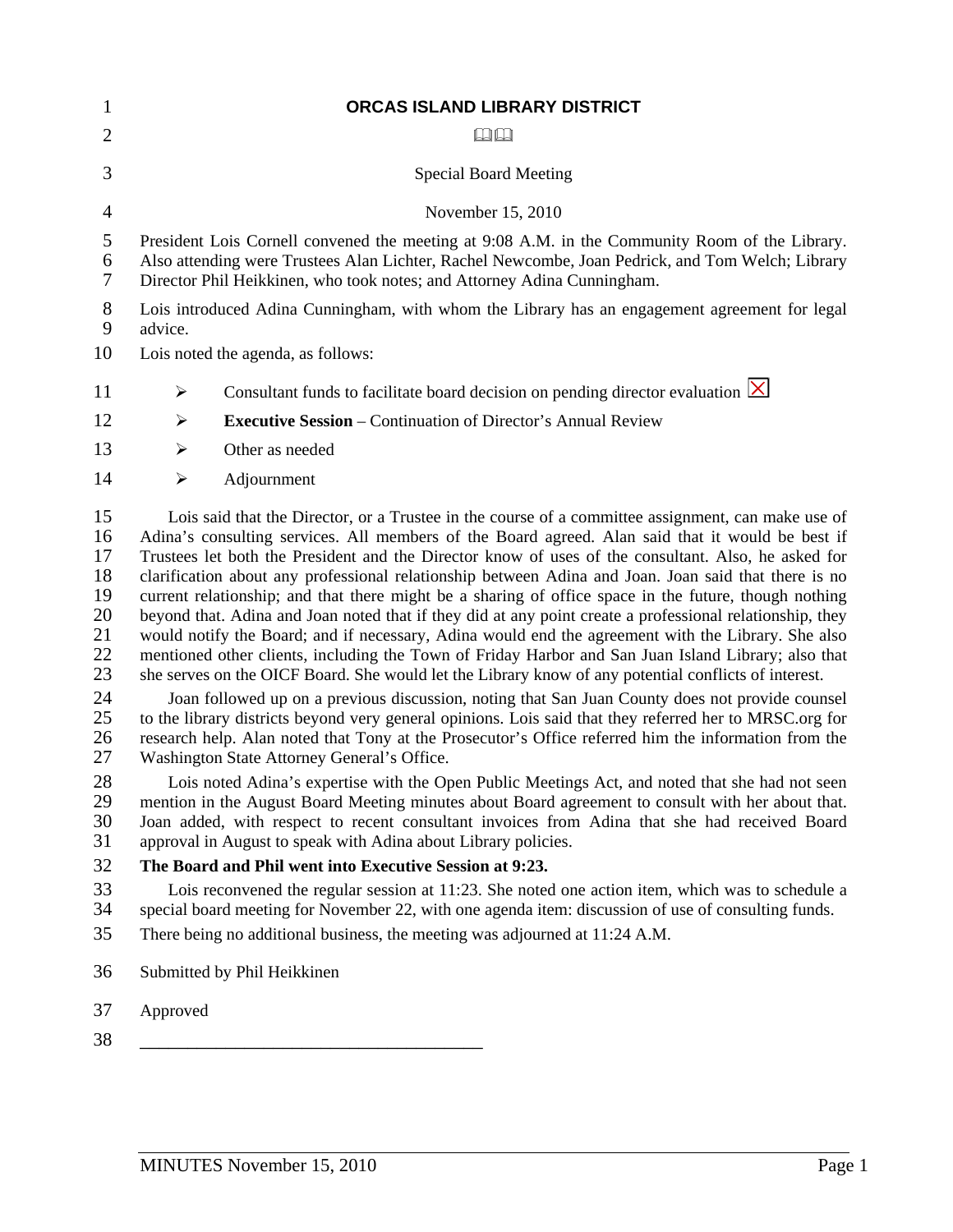# ORCAS ISLAND LIBRARY DISTRICT

Special Board Meeting

November 15, 2010

President Lois Cornell convened the meeting at 9:08 A.M. in the Community Room of the Library. Also attending were Trustees Alan Lichter, Rachel Newcombe, Joan Pedrick, and Tom Welch; Library Director Phil Heikkinen, who took notes; and Attorney Adina Cunningham.

Lois introduced Adina Cunningham, with whom the Library has an engagement agreement for legal advice.

Lois noted the agenda, as follows:

- Consultant funds to facilitate board decision on pending director evaluation ☒
- **Executive Session** – Continuation of Director's Annual Review
- Other as needed
- Adjournment

Lois said that the Director, or a Trustee in the course of a committee assignment, can make use of Adina's consulting services. All members of the Board agreed. Alan said that it would be best if Trustees let both the President and the Director know of uses of the consultant. Also, he asked for clarification about any professional relationship between Adina and Joan. Joan said that there is no current relationship; and that there might be a sharing of office space in the future, though nothing beyond that. Adina and Joan noted that if they did at any point create a professional relationship, they would notify the Board; and if necessary, Adina would end the agreement with the Library. She also mentioned other clients, including the Town of Friday Harbor and San Juan Island Library; also that she serves on the OICF Board. She would let the Library know of any potential conflicts of interest.

Joan followed up on a previous discussion, noting that San Juan County does not provide counsel to the library districts beyond very general opinions. Lois said that they referred her to MRSC.org for research help. Alan noted that Tony at the Prosecutor's Office referred him the information from the Washington State Attorney General's Office.

Lois noted Adina's expertise with the Open Public Meetings Act, and noted that she had not seen mention in the August Board Meeting minutes about Board agreement to consult with her about that. Joan added, with respect to recent consultant invoices from Adina that she had received Board approval in August to speak with Adina about Library policies.

**The Board and Phil went into Executive Session at 9:23.**

Lois reconvened the regular session at 11:23. She noted one action item, which was to schedule a special board meeting for November 22, with one agenda item: discussion of use of consulting funds.

There being no additional business, the meeting was adjourned at 11:24 A.M.

Submitted by Phil Heikkinen

Approved

\_\_\_\_\_\_\_\_\_\_\_\_\_\_\_\_\_\_\_\_\_\_\_\_\_\_\_\_\_\_\_\_\_\_\_\_\_\_\_\_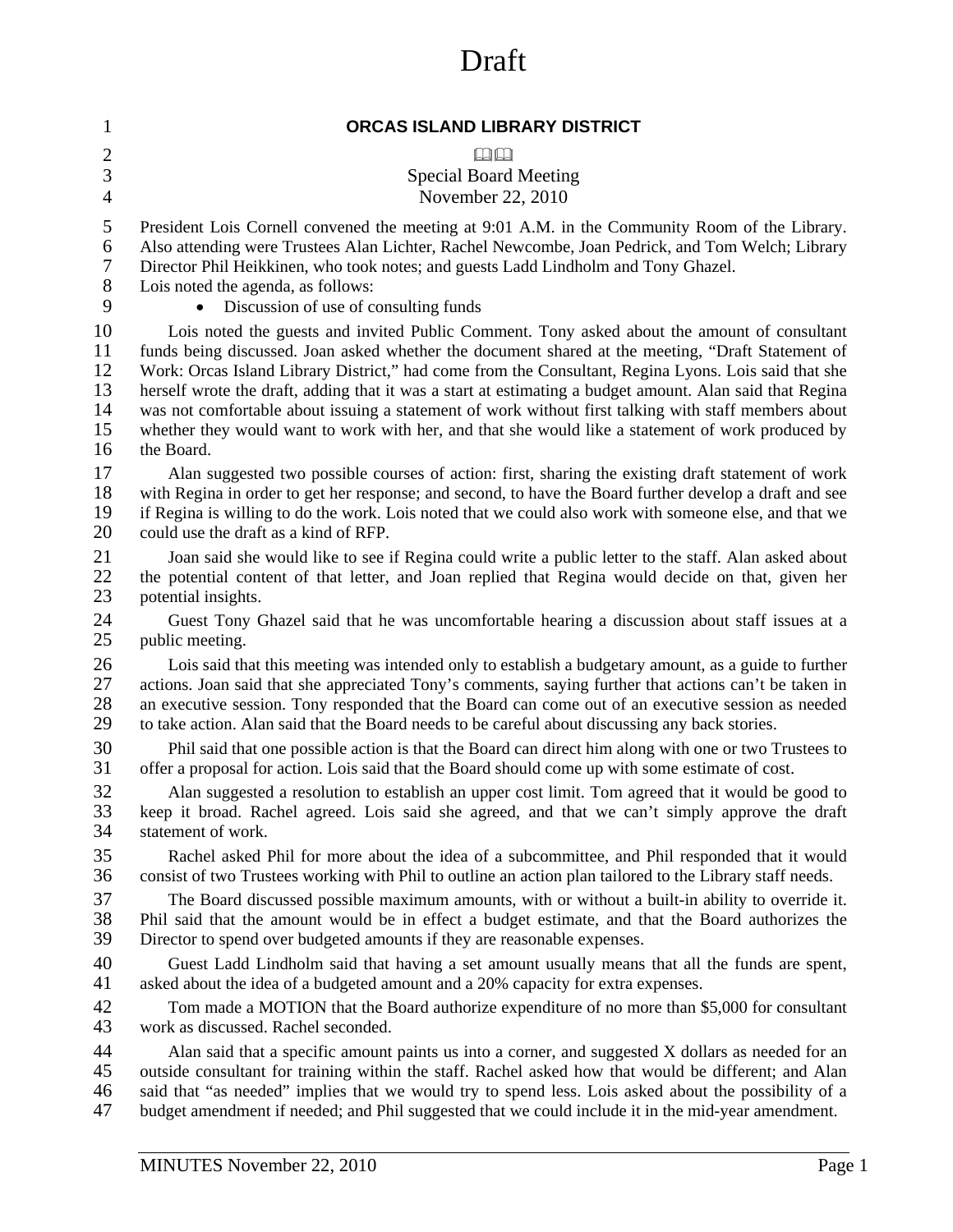# Draft

## ORCAS ISLAND LIBRARY DISTRICT

Special Board Meeting
November 22, 2010

President Lois Cornell convened the meeting at 9:01 A.M. in the Community Room of the Library. Also attending were Trustees Alan Lichter, Rachel Newcombe, Joan Pedrick, and Tom Welch; Library Director Phil Heikkinen, who took notes; and guests Ladd Lindholm and Tony Ghazel.

Lois noted the agenda, as follows:

- Discussion of use of consulting funds

Lois noted the guests and invited Public Comment. Tony asked about the amount of consultant funds being discussed. Joan asked whether the document shared at the meeting, "Draft Statement of Work: Orcas Island Library District," had come from the Consultant, Regina Lyons. Lois said that she herself wrote the draft, adding that it was a start at estimating a budget amount. Alan said that Regina was not comfortable about issuing a statement of work without first talking with staff members about whether they would want to work with her, and that she would like a statement of work produced by the Board.

Alan suggested two possible courses of action: first, sharing the existing draft statement of work with Regina in order to get her response; and second, to have the Board further develop a draft and see if Regina is willing to do the work. Lois noted that we could also work with someone else, and that we could use the draft as a kind of RFP.

Joan said she would like to see if Regina could write a public letter to the staff. Alan asked about the potential content of that letter, and Joan replied that Regina would decide on that, given her potential insights.

Guest Tony Ghazel said that he was uncomfortable hearing a discussion about staff issues at a public meeting.

Lois said that this meeting was intended only to establish a budgetary amount, as a guide to further actions. Joan said that she appreciated Tony's comments, saying further that actions can't be taken in an executive session. Tony responded that the Board can come out of an executive session as needed to take action. Alan said that the Board needs to be careful about discussing any back stories.

Phil said that one possible action is that the Board can direct him along with one or two Trustees to offer a proposal for action. Lois said that the Board should come up with some estimate of cost.

Alan suggested a resolution to establish an upper cost limit. Tom agreed that it would be good to keep it broad. Rachel agreed. Lois said she agreed, and that we can't simply approve the draft statement of work.

Rachel asked Phil for more about the idea of a subcommittee, and Phil responded that it would consist of two Trustees working with Phil to outline an action plan tailored to the Library staff needs.

The Board discussed possible maximum amounts, with or without a built-in ability to override it. Phil said that the amount would be in effect a budget estimate, and that the Board authorizes the Director to spend over budgeted amounts if they are reasonable expenses.

Guest Ladd Lindholm said that having a set amount usually means that all the funds are spent, asked about the idea of a budgeted amount and a 20% capacity for extra expenses.

Tom made a MOTION that the Board authorize expenditure of no more than $5,000 for consultant work as discussed. Rachel seconded.

Alan said that a specific amount paints us into a corner, and suggested X dollars as needed for an outside consultant for training within the staff. Rachel asked how that would be different; and Alan said that "as needed" implies that we would try to spend less. Lois asked about the possibility of a budget amendment if needed; and Phil suggested that we could include it in the mid-year amendment.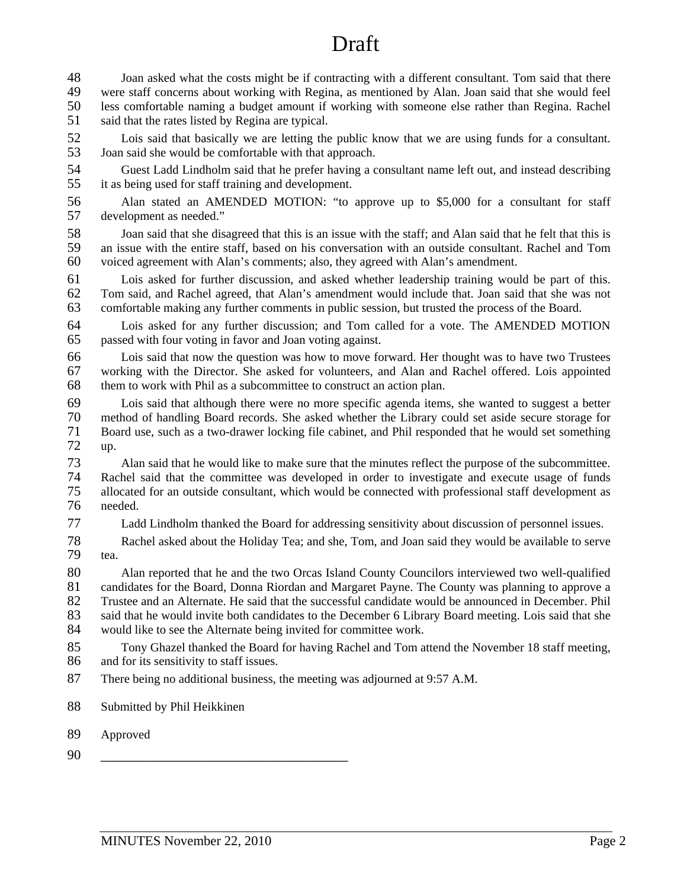# Draft

Joan asked what the costs might be if contracting with a different consultant. Tom said that there were staff concerns about working with Regina, as mentioned by Alan. Joan said that she would feel less comfortable naming a budget amount if working with someone else rather than Regina. Rachel said that the rates listed by Regina are typical.

Lois said that basically we are letting the public know that we are using funds for a consultant. Joan said she would be comfortable with that approach.

Guest Ladd Lindholm said that he prefer having a consultant name left out, and instead describing it as being used for staff training and development.

Alan stated an AMENDED MOTION: "to approve up to $5,000 for a consultant for staff development as needed."

Joan said that she disagreed that this is an issue with the staff; and Alan said that he felt that this is an issue with the entire staff, based on his conversation with an outside consultant. Rachel and Tom voiced agreement with Alan's comments; also, they agreed with Alan's amendment.

Lois asked for further discussion, and asked whether leadership training would be part of this. Tom said, and Rachel agreed, that Alan's amendment would include that. Joan said that she was not comfortable making any further comments in public session, but trusted the process of the Board.

Lois asked for any further discussion; and Tom called for a vote. The AMENDED MOTION passed with four voting in favor and Joan voting against.

Lois said that now the question was how to move forward. Her thought was to have two Trustees working with the Director. She asked for volunteers, and Alan and Rachel offered. Lois appointed them to work with Phil as a subcommittee to construct an action plan.

Lois said that although there were no more specific agenda items, she wanted to suggest a better method of handling Board records. She asked whether the Library could set aside secure storage for Board use, such as a two-drawer locking file cabinet, and Phil responded that he would set something up.

Alan said that he would like to make sure that the minutes reflect the purpose of the subcommittee. Rachel said that the committee was developed in order to investigate and execute usage of funds allocated for an outside consultant, which would be connected with professional staff development as needed.

Ladd Lindholm thanked the Board for addressing sensitivity about discussion of personnel issues.

Rachel asked about the Holiday Tea; and she, Tom, and Joan said they would be available to serve tea.

Alan reported that he and the two Orcas Island County Councilors interviewed two well-qualified candidates for the Board, Donna Riordan and Margaret Payne. The County was planning to approve a Trustee and an Alternate. He said that the successful candidate would be announced in December. Phil said that he would invite both candidates to the December 6 Library Board meeting. Lois said that she would like to see the Alternate being invited for committee work.

Tony Ghazel thanked the Board for having Rachel and Tom attend the November 18 staff meeting, and for its sensitivity to staff issues.

There being no additional business, the meeting was adjourned at 9:57 A.M.

Submitted by Phil Heikkinen

Approved

\_\_\_\_\_\_\_\_\_\_\_\_\_\_\_\_\_\_\_\_\_\_\_\_\_\_\_\_\_\_\_\_\_\_\_\_\_\_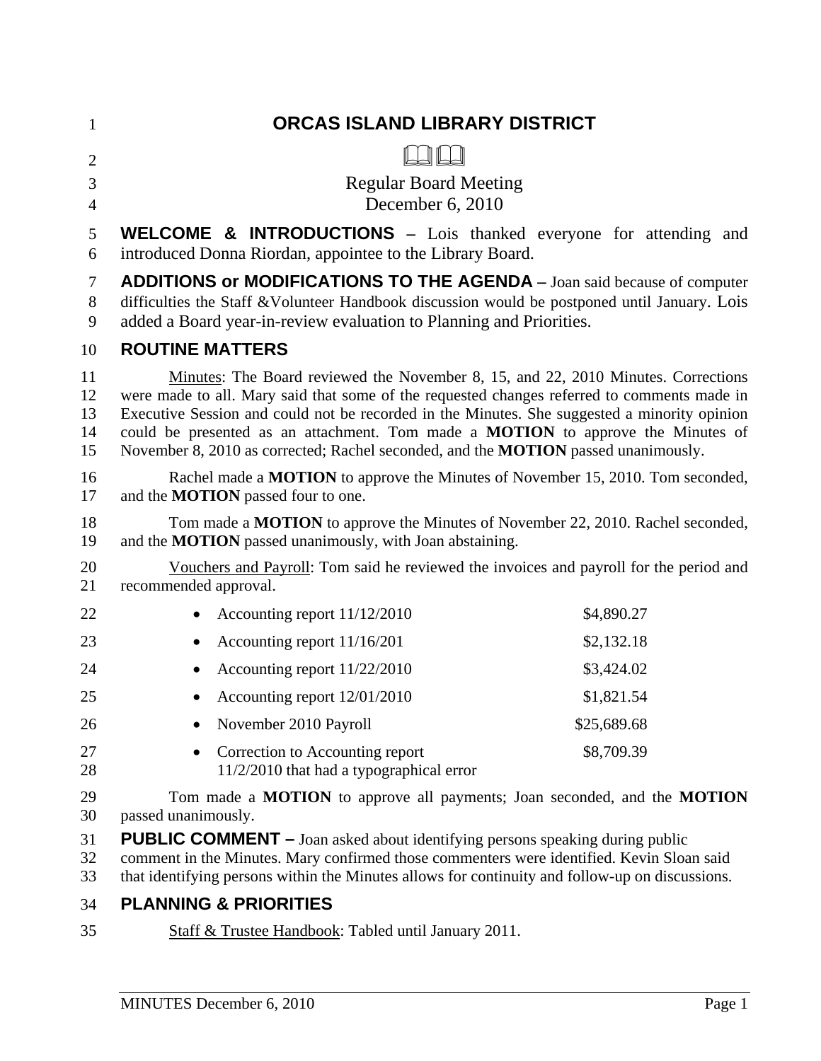# ORCAS ISLAND LIBRARY DISTRICT

Regular Board Meeting
December 6, 2010

**WELCOME & INTRODUCTIONS –** Lois thanked everyone for attending and introduced Donna Riordan, appointee to the Library Board.

**ADDITIONS or MODIFICATIONS TO THE AGENDA –** Joan said because of computer difficulties the Staff &Volunteer Handbook discussion would be postponed until January. Lois added a Board year-in-review evaluation to Planning and Priorities.

## ROUTINE MATTERS

Minutes: The Board reviewed the November 8, 15, and 22, 2010 Minutes. Corrections were made to all. Mary said that some of the requested changes referred to comments made in Executive Session and could not be recorded in the Minutes. She suggested a minority opinion could be presented as an attachment. Tom made a **MOTION** to approve the Minutes of November 8, 2010 as corrected; Rachel seconded, and the **MOTION** passed unanimously.

Rachel made a **MOTION** to approve the Minutes of November 15, 2010. Tom seconded, and the **MOTION** passed four to one.

Tom made a **MOTION** to approve the Minutes of November 22, 2010. Rachel seconded, and the **MOTION** passed unanimously, with Joan abstaining.

Vouchers and Payroll: Tom said he reviewed the invoices and payroll for the period and recommended approval.

| | |
|---|---|
| • Accounting report 11/12/2010 | $4,890.27 |
| • Accounting report 11/16/201 | $2,132.18 |
| • Accounting report 11/22/2010 | $3,424.02 |
| • Accounting report 12/01/2010 | $1,821.54 |
| • November 2010 Payroll | $25,689.68 |
| • Correction to Accounting report 11/2/2010 that had a typographical error | $8,709.39 |

Tom made a **MOTION** to approve all payments; Joan seconded, and the **MOTION** passed unanimously.

**PUBLIC COMMENT –** Joan asked about identifying persons speaking during public comment in the Minutes. Mary confirmed those commenters were identified. Kevin Sloan said that identifying persons within the Minutes allows for continuity and follow-up on discussions.

## PLANNING & PRIORITIES

Staff & Trustee Handbook: Tabled until January 2011.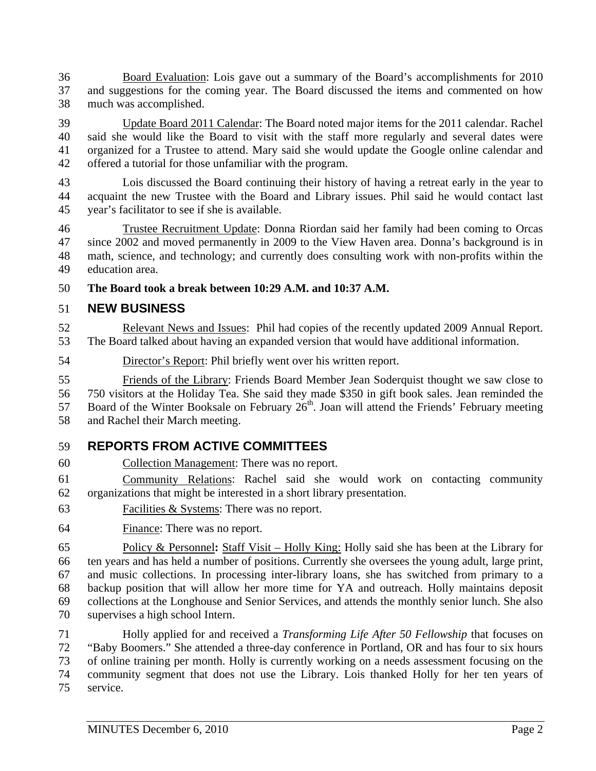Board Evaluation: Lois gave out a summary of the Board's accomplishments for 2010 and suggestions for the coming year. The Board discussed the items and commented on how much was accomplished.

Update Board 2011 Calendar: The Board noted major items for the 2011 calendar. Rachel said she would like the Board to visit with the staff more regularly and several dates were organized for a Trustee to attend. Mary said she would update the Google online calendar and offered a tutorial for those unfamiliar with the program.

Lois discussed the Board continuing their history of having a retreat early in the year to acquaint the new Trustee with the Board and Library issues. Phil said he would contact last year's facilitator to see if she is available.

Trustee Recruitment Update: Donna Riordan said her family had been coming to Orcas since 2002 and moved permanently in 2009 to the View Haven area. Donna's background is in math, science, and technology; and currently does consulting work with non-profits within the education area.

**The Board took a break between 10:29 A.M. and 10:37 A.M.**

## NEW BUSINESS

Relevant News and Issues: Phil had copies of the recently updated 2009 Annual Report. The Board talked about having an expanded version that would have additional information.

Director's Report: Phil briefly went over his written report.

Friends of the Library: Friends Board Member Jean Soderquist thought we saw close to 750 visitors at the Holiday Tea. She said they made $350 in gift book sales. Jean reminded the Board of the Winter Booksale on February 26th. Joan will attend the Friends' February meeting and Rachel their March meeting.

## REPORTS FROM ACTIVE COMMITTEES

Collection Management: There was no report.

Community Relations: Rachel said she would work on contacting community organizations that might be interested in a short library presentation.

Facilities & Systems: There was no report.

Finance: There was no report.

Policy & Personnel**:** Staff Visit – Holly King: Holly said she has been at the Library for ten years and has held a number of positions. Currently she oversees the young adult, large print, and music collections. In processing inter-library loans, she has switched from primary to a backup position that will allow her more time for YA and outreach. Holly maintains deposit collections at the Longhouse and Senior Services, and attends the monthly senior lunch. She also supervises a high school Intern.

Holly applied for and received a *Transforming Life After 50 Fellowship* that focuses on "Baby Boomers." She attended a three-day conference in Portland, OR and has four to six hours of online training per month. Holly is currently working on a needs assessment focusing on the community segment that does not use the Library. Lois thanked Holly for her ten years of service.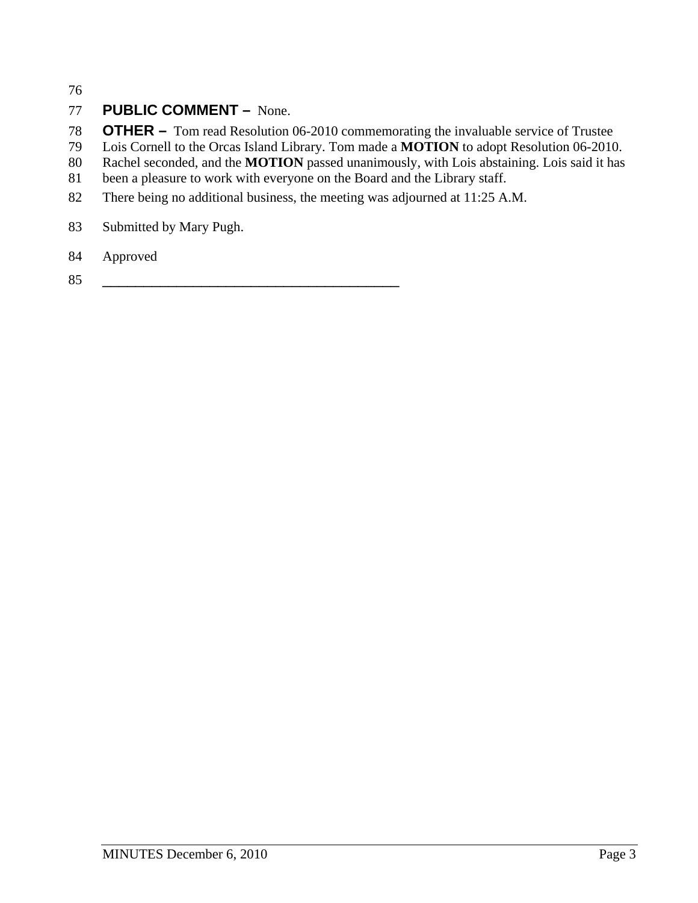**PUBLIC COMMENT –** None.

**OTHER –** Tom read Resolution 06-2010 commemorating the invaluable service of Trustee Lois Cornell to the Orcas Island Library. Tom made a **MOTION** to adopt Resolution 06-2010. Rachel seconded, and the **MOTION** passed unanimously, with Lois abstaining. Lois said it has been a pleasure to work with everyone on the Board and the Library staff.

There being no additional business, the meeting was adjourned at 11:25 A.M.

Submitted by Mary Pugh.

Approved

\_\_\_\_\_\_\_\_\_\_\_\_\_\_\_\_\_\_\_\_\_\_\_\_\_\_\_\_\_\_\_\_\_\_\_\_\_\_\_\_\_\_\_\_\_\_\_\_